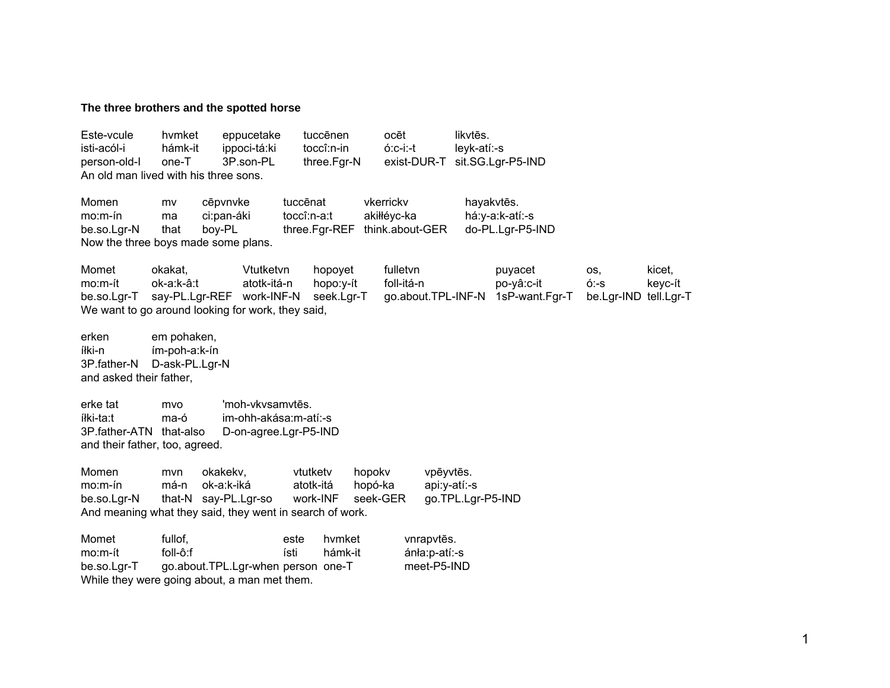**The three brothers and the spotted horse**

| Este-vcule | hvmket | eppucetake | tuccēnen | ocēt | likvtēs. |
|---|---|---|---|---|---|
| isti-acól-i | hámk-it | ippoci-tá:ki | toccî:n-in | ó:c-i:-t | leyk-atí:-s |
| person-old-I | one-T | 3P.son-PL | three.Fgr-N | exist-DUR-T | sit.SG.Lgr-P5-IND |

An old man lived with his three sons.

| Momen | mv | cēpvnvke | tuccēnat | vkerrickv | hayakvtēs. |
|---|---|---|---|---|---|
| mo:m-ín | ma | ci:pan-áki | toccî:n-a:t | akiłłéyc-ka | há:y-a:k-atí:-s |
| be.so.Lgr-N | that | boy-PL | three.Fgr-REF | think.about-GER | do-PL.Lgr-P5-IND |

Now the three boys made some plans.

| Momet | okakat, | Vtutketvn | hopoyet | fulletvn | puyacet | os, | kicet, |
|---|---|---|---|---|---|---|---|
| mo:m-ít | ok-a:k-â:t | atotk-itá-n | hopo:y-ít | foll-itá-n | po-yâ:c-it | ó:-s | keyc-ít |
| be.so.Lgr-T | say-PL.Lgr-REF | work-INF-N | seek.Lgr-T | go.about.TPL-INF-N | 1sP-want.Fgr-T | be.Lgr-IND | tell.Lgr-T |

We want to go around looking for work, they said,

| erken | em pohaken, |
|---|---|
| íłki-n | ím-poh-a:k-ín |
| 3P.father-N | D-ask-PL.Lgr-N |

and asked their father,

| erke tat | mvo | 'moh-vkvsamvtēs. |
|---|---|---|
| íłki-ta:t | ma-ó | im-ohh-akása:m-atí:-s |
| 3P.father-ATN | that-also | D-on-agree.Lgr-P5-IND |

and their father, too, agreed.

| Momen | mvn | okakekv, | vtutketv | hopokv | vpēyvtēs. |
|---|---|---|---|---|---|
| mo:m-ín | má-n | ok-a:k-iká | atotk-itá | hopó-ka | api:y-atí:-s |
| be.so.Lgr-N | that-N | say-PL.Lgr-so | work-INF | seek-GER | go.TPL.Lgr-P5-IND |

And meaning what they said, they went in search of work.

| Momet | fullof, | este | hvmket | vnrapvtēs. |
|---|---|---|---|---|
| mo:m-ít | foll-ô:f | ísti | hámk-it | ánła:p-atí:-s |
| be.so.Lgr-T | go.about.TPL.Lgr-when | person | one-T | meet-P5-IND |

While they were going about, a man met them.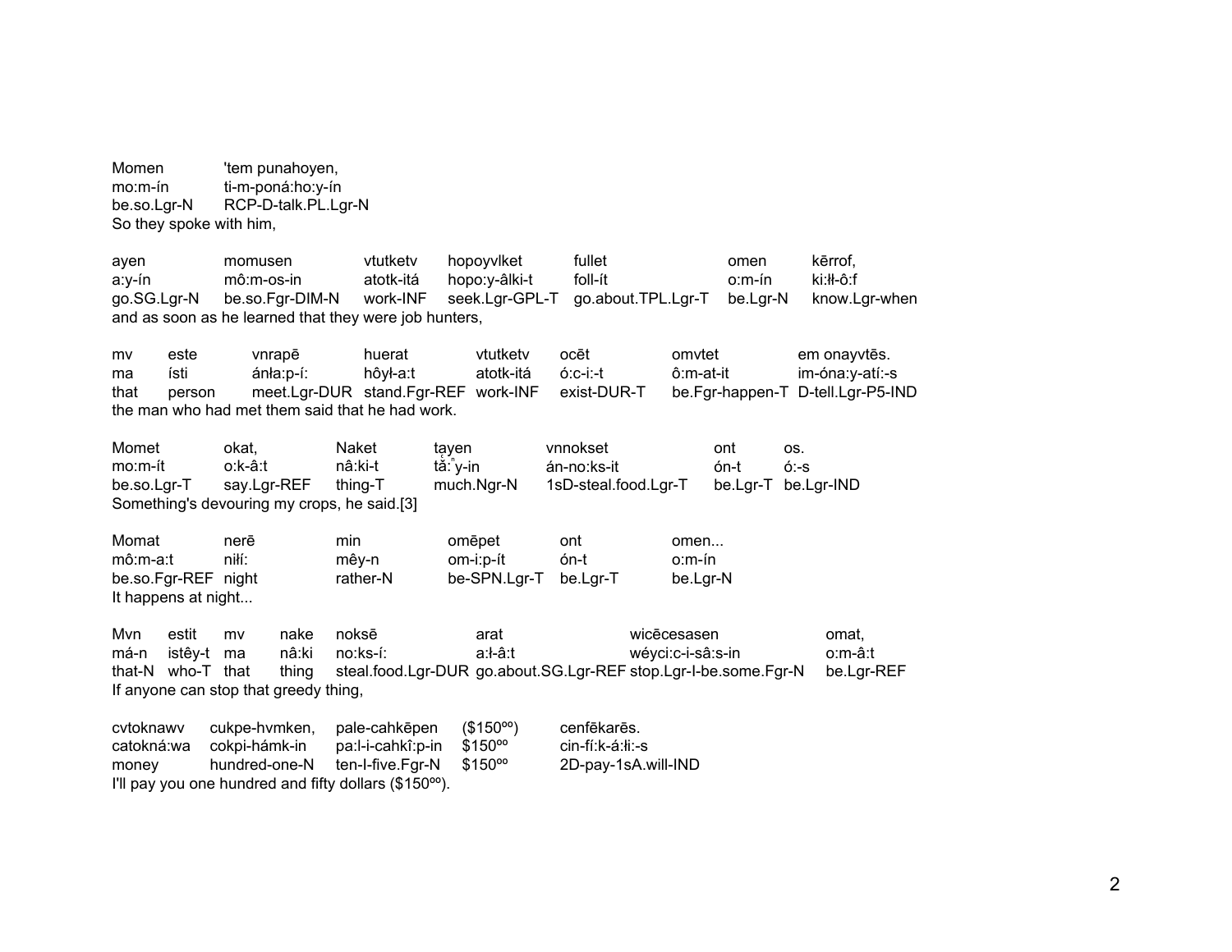Momen 'tem punahoyen,
mo:m-ín ti-m-poná:ho:y-ín
be.so.Lgr-N RCP-D-talk.PL.Lgr-N
So they spoke with him,

ayen momusen vtutketv hopoyvlket fullet omen kērrof,
a:y-ín mô:m-os-in atotk-itá hopo:y-âlki-t foll-ít o:m-ín ki:ɬɬ-ô:f
go.SG.Lgr-N be.so.Fgr-DIM-N work-INF seek.Lgr-GPL-T go.about.TPL.Lgr-T be.Lgr-N know.Lgr-when
and as soon as he learned that they were job hunters,

mv este vnrapē huerat vtutketv ocēt omvtet em onayvtēs.
ma ísti ánɬa:p-í: hôyɬ-a:t atotk-itá ó:c-i:-t ô:m-at-it im-óna:y-atí:-s
that person meet.Lgr-DUR stand.Fgr-REF work-INF exist-DUR-T be.Fgr-happen-T D-tell.Lgr-P5-IND
the man who had met them said that he had work.

Momet okat, Naket tayen vnnokset ont os.
mo:m-ít o:k-â:t nâ:ki-t tă̰:ⁿy-in án-no:ks-it ón-t ó:-s
be.so.Lgr-T say.Lgr-REF thing-T much.Ngr-N 1sD-steal.food.Lgr-T be.Lgr-T be.Lgr-IND
Something's devouring my crops, he said.[3]

Momat nerē min omēpet ont omen...
mô:m-a:t niɬí: mêy-n om-i:p-ít ón-t o:m-ín
be.so.Fgr-REF night rather-N be-SPN.Lgr-T be.Lgr-T be.Lgr-N
It happens at night...

Mvn estit mv nake noksē arat wicēcesasen omat,
má-n istêy-t ma nâ:ki no:ks-í: a:ɬ-â:t wéyci:c-i-sâ:s-in o:m-â:t
that-N who-T that thing steal.food.Lgr-DUR go.about.SG.Lgr-REF stop.Lgr-I-be.some.Fgr-N be.Lgr-REF
If anyone can stop that greedy thing,

cvtoknawv cukpe-hvmken, pale-cahkēpen ($150ºº) cenfēkarēs.
catokná:wa cokpi-hámk-in pa:l-i-cahkî:p-in $150ºº cin-fí:k-á:ɬi:-s
money hundred-one-N ten-I-five.Fgr-N $150ºº 2D-pay-1sA.will-IND
I'll pay you one hundred and fifty dollars ($150ºº).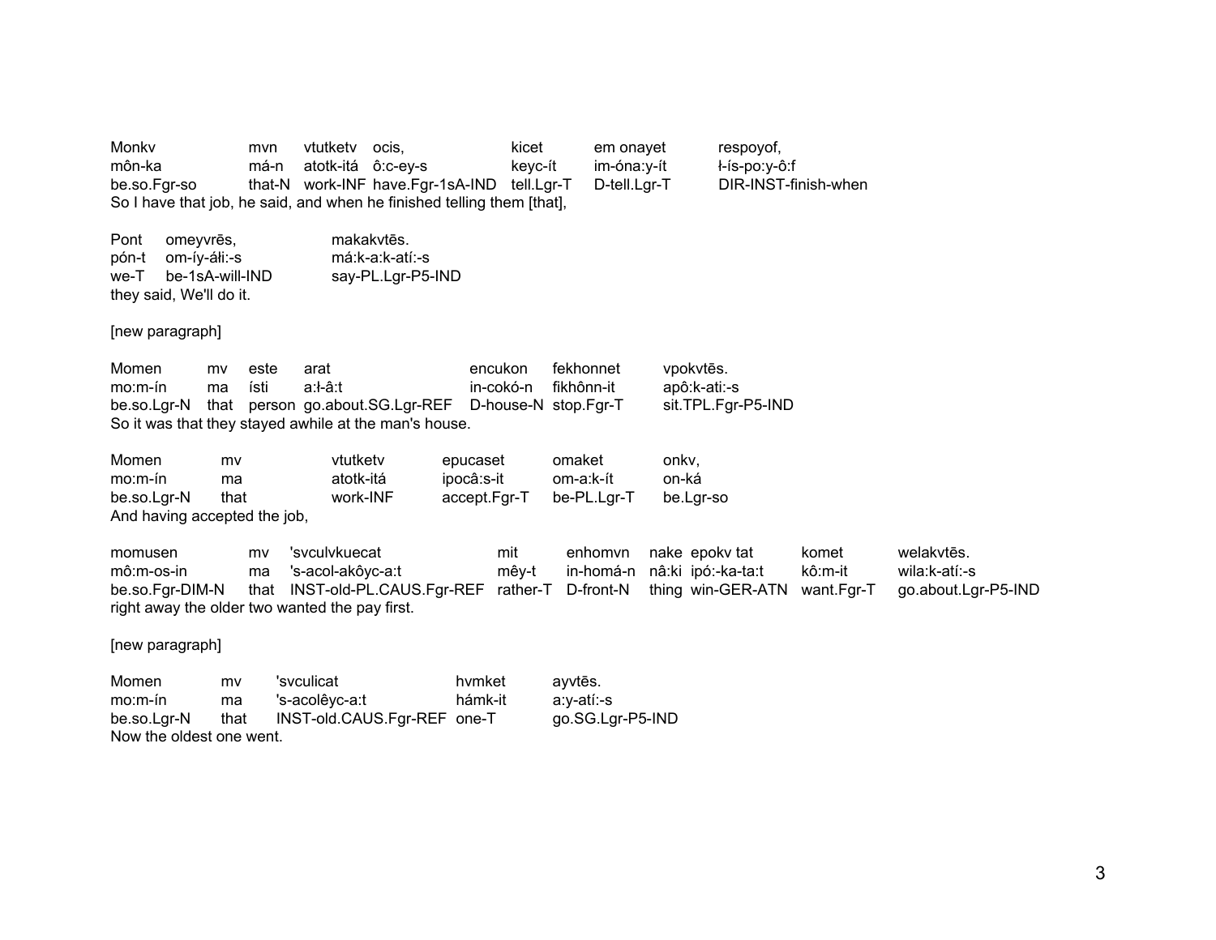| Monkv | mvn | vtutketv | ocis, | kicet | em onayet | respoyof, |
|---|---|---|---|---|---|---|
| môn-ka | má-n | atotk-itá | ô:c-ey-s | keyc-ít | im-óna:y-ít | ł-ís-po:y-ô:f |
| be.so.Fgr-so | that-N | work-INF | have.Fgr-1sA-IND | tell.Lgr-T | D-tell.Lgr-T | DIR-INST-finish-when |

So I have that job, he said, and when he finished telling them [that],

| Pont | omeyvrēs, | makakvtēs. |
|---|---|---|
| pón-t | om-íy-áłi:-s | má:k-a:k-atí:-s |
| we-T | be-1sA-will-IND | say-PL.Lgr-P5-IND |

they said, We'll do it.

[new paragraph]

| Momen | mv | este | arat | encukon | fekhonnet | vpokvtēs. |
|---|---|---|---|---|---|---|
| mo:m-ín | ma | ísti | a:ł-â:t | in-cokó-n | fikhônn-it | apô:k-ati:-s |
| be.so.Lgr-N | that | person | go.about.SG.Lgr-REF | D-house-N | stop.Fgr-T | sit.TPL.Fgr-P5-IND |

So it was that they stayed awhile at the man's house.

| Momen | mv | vtutketv | epucaset | omaket | onkv, |
|---|---|---|---|---|---|
| mo:m-ín | ma | atotk-itá | ipocâ:s-it | om-a:k-ít | on-ká |
| be.so.Lgr-N | that | work-INF | accept.Fgr-T | be-PL.Lgr-T | be.Lgr-so |

And having accepted the job,

| momusen | mv | 'svculvkuecat | mit | enhomvn | nake | epokv tat | komet | welakvtēs. |
|---|---|---|---|---|---|---|---|---|
| mô:m-os-in | ma | 's-acol-akôyc-a:t | mêy-t | in-homá-n | nâ:ki | ipó:-ka-ta:t | kô:m-it | wila:k-atí:-s |
| be.so.Fgr-DIM-N | that | INST-old-PL.CAUS.Fgr-REF | rather-T | D-front-N | thing | win-GER-ATN | want.Fgr-T | go.about.Lgr-P5-IND |

right away the older two wanted the pay first.

[new paragraph]

| Momen | mv | 'svculicat | hvmket | ayvtēs. |
|---|---|---|---|---|
| mo:m-ín | ma | 's-acolêyc-a:t | hámk-it | a:y-atí:-s |
| be.so.Lgr-N | that | INST-old.CAUS.Fgr-REF | one-T | go.SG.Lgr-P5-IND |

Now the oldest one went.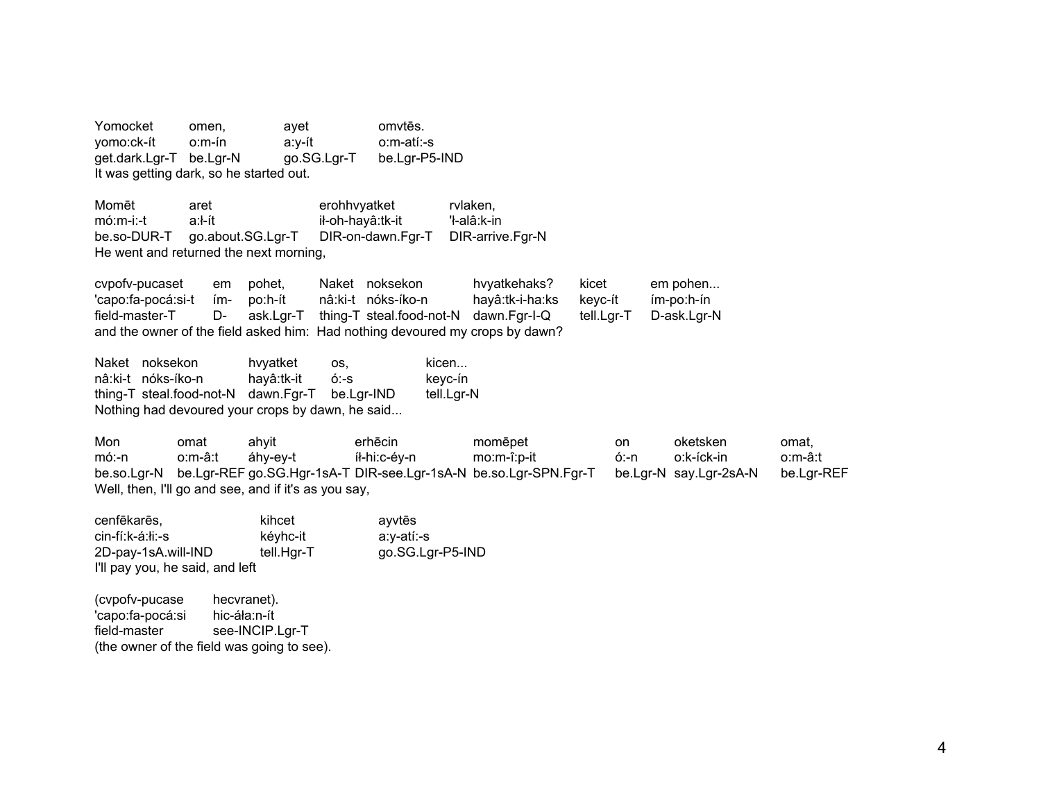| Yomocket | omen, | ayet | omvtēs. |
|---|---|---|---|
| yomo:ck-ít | o:m-ín | a:y-ít | o:m-atí:-s |
| get.dark.Lgr-T | be.Lgr-N | go.SG.Lgr-T | be.Lgr-P5-IND |

It was getting dark, so he started out.

| Momēt | aret | erohhvyatket | rvlaken, |
|---|---|---|---|
| mó:m-i:-t | a:ł-ít | ił-oh-hayâ:tk-it | 'ł-alâ:k-in |
| be.so-DUR-T | go.about.SG.Lgr-T | DIR-on-dawn.Fgr-T | DIR-arrive.Fgr-N |

He went and returned the next morning,

| cvpofv-pucaset | em | pohet, | Naket | noksekon | hvyatkehaks? | kicet | em pohen... |
|---|---|---|---|---|---|---|---|
| 'capo:fa-pocá:si-t | ím- | po:h-ít | nâ:ki-t | nóks-íko-n | hayâ:tk-i-ha:ks | keyc-ít | ím-po:h-ín |
| field-master-T | D- | ask.Lgr-T | thing-T | steal.food-not-N | dawn.Fgr-I-Q | tell.Lgr-T | D-ask.Lgr-N |

and the owner of the field asked him: Had nothing devoured my crops by dawn?

| Naket | noksekon | hvyatket | os, | kicen... |
|---|---|---|---|---|
| nâ:ki-t | nóks-íko-n | hayâ:tk-it | ó:-s | keyc-ín |
| thing-T | steal.food-not-N | dawn.Fgr-T | be.Lgr-IND | tell.Lgr-N |

Nothing had devoured your crops by dawn, he said...

| Mon | omat | ahyit | erhēcin | momēpet | on | oketsken | omat, |
|---|---|---|---|---|---|---|---|
| mó:-n | o:m-â:t | áhy-ey-t | íł-hi:c-éy-n | mo:m-î:p-it | ó:-n | o:k-íck-in | o:m-â:t |
| be.so.Lgr-N | be.Lgr-REF | go.SG.Hgr-1sA-T | DIR-see.Lgr-1sA-N | be.so.Lgr-SPN.Fgr-T | be.Lgr-N | say.Lgr-2sA-N | be.Lgr-REF |

Well, then, I'll go and see, and if it's as you say,

| cenfēkarēs, | kihcet | ayvtēs |
|---|---|---|
| cin-fí:k-á:łi:-s | kéyhc-it | a:y-atí:-s |
| 2D-pay-1sA.will-IND | tell.Hgr-T | go.SG.Lgr-P5-IND |

I'll pay you, he said, and left

| (cvpofv-pucase | hecvranet). |
|---|---|
| 'capo:fa-pocá:si | hic-áła:n-ít |
| field-master | see-INCIP.Lgr-T |

(the owner of the field was going to see).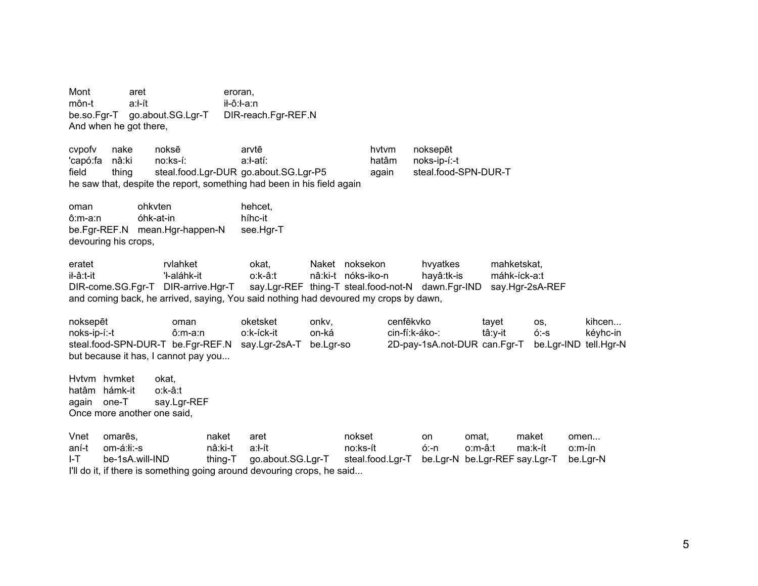| Mont | aret | eroran, |
| --- | --- | --- |
| môn-t | a:ł-ít | ił-ô:ł-a:n |
| be.so.Fgr-T | go.about.SG.Lgr-T | DIR-reach.Fgr-REF.N |

And when he got there,

| cvpofv | nake | noksē | arvtē | hvtvm | noksepēt |
| --- | --- | --- | --- | --- | --- |
| 'capó:fa | nâ:ki | no:ks-í: | a:ł-atí: | hatâm | noks-ip-í:-t |
| field | thing | steal.food.Lgr-DUR | go.about.SG.Lgr-P5 | again | steal.food-SPN-DUR-T |

he saw that, despite the report, something had been in his field again

| oman | ohkvten | hehcet, |
| --- | --- | --- |
| ô:m-a:n | óhk-at-in | híhc-it |
| be.Fgr-REF.N | mean.Hgr-happen-N | see.Hgr-T |

devouring his crops,

| eratet | rvlahket | okat, | Naket | noksekon | hvyatkes | mahketskat, |
| --- | --- | --- | --- | --- | --- | --- |
| ił-â:t-it | 'ł-aláhk-it | o:k-â:t | nâ:ki-t | nóks-iko-n | hayâ:tk-is | máhk-íck-a:t |
| DIR-come.SG.Fgr-T | DIR-arrive.Hgr-T | say.Lgr-REF | thing-T | steal.food-not-N | dawn.Fgr-IND | say.Hgr-2sA-REF |

and coming back, he arrived, saying, You said nothing had devoured my crops by dawn,

| noksepēt | oman | oketsket | onkv, | cenfēkvko | tayet | os, | kihcen... |
| --- | --- | --- | --- | --- | --- | --- | --- |
| noks-ip-í:-t | ô:m-a:n | o:k-íck-it | on-ká | cin-fí:k-áko-: | tâ:y-it | ó:-s | kéyhc-in |
| steal.food-SPN-DUR-T | be.Fgr-REF.N | say.Lgr-2sA-T | be.Lgr-so | 2D-pay-1sA.not-DUR | can.Fgr-T | be.Lgr-IND | tell.Hgr-N |

but because it has, I cannot pay you...

| Hvtvm | hvmket | okat, |
| --- | --- | --- |
| hatâm | hámk-it | o:k-â:t |
| again | one-T | say.Lgr-REF |

Once more another one said,

| Vnet | omarēs, | naket | aret | nokset | on | omat, | maket | omen... |
| --- | --- | --- | --- | --- | --- | --- | --- | --- |
| aní-t | om-á:łi:-s | nâ:ki-t | a:ł-ít | no:ks-ít | ó:-n | o:m-â:t | ma:k-ít | o:m-ín |
| I-T | be-1sA.will-IND | thing-T | go.about.SG.Lgr-T | steal.food.Lgr-T | be.Lgr-N | be.Lgr-REF | say.Lgr-T | be.Lgr-N |

I'll do it, if there is something going around devouring crops, he said...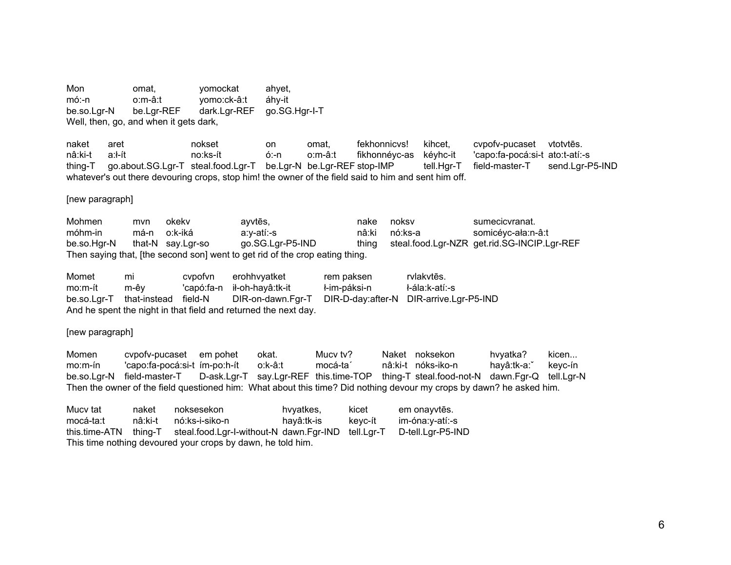| Mon | omat, | yomockat | ahyet, |
|---|---|---|---|
| mó:-n | o:m-â:t | yomo:ck-â:t | áhy-it |
| be.so.Lgr-N | be.Lgr-REF | dark.Lgr-REF | go.SG.Hgr-I-T |

Well, then, go, and when it gets dark,

| naket | aret | nokset | on | omat, | fekhonnicvs! | kihcet, | cvpofv-pucaset | vtotvtēs. |
|---|---|---|---|---|---|---|---|---|
| nâ:ki-t | a:ł-ít | no:ks-ít | ó:-n | o:m-â:t | fikhonnéyc-as | kéyhc-it | 'capo:fa-pocá:si-t | ato:t-atí:-s |
| thing-T | go.about.SG.Lgr-T | steal.food.Lgr-T | be.Lgr-N | be.Lgr-REF | stop-IMP | tell.Hgr-T | field-master-T | send.Lgr-P5-IND |

whatever's out there devouring crops, stop him! the owner of the field said to him and sent him off.

[new paragraph]

| Mohmen | mvn | okekv | ayvtēs, | nake | noksv | sumecicvranat. |
|---|---|---|---|---|---|---|
| móhm-in | má-n | o:k-iká | a:y-atí:-s | nâ:ki | nó:ks-a | somicéyc-ała:n-â:t |
| be.so.Hgr-N | that-N | say.Lgr-so | go.SG.Lgr-P5-IND | thing | steal.food.Lgr-NZR | get.rid.SG-INCIP.Lgr-REF |

Then saying that, [the second son] went to get rid of the crop eating thing.

| Momet | mi | cvpofvn | erohhvyatket | rem paksen | rvlakvtēs. |
|---|---|---|---|---|---|
| mo:m-ít | m-êy | 'capó:fa-n | ił-oh-hayâ:tk-it | ł-im-páksi-n | ł-ála:k-atí:-s |
| be.so.Lgr-T | that-instead | field-N | DIR-on-dawn.Fgr-T | DIR-D-day:after-N | DIR-arrive.Lgr-P5-IND |

And he spent the night in that field and returned the next day.

[new paragraph]

| Momen | cvpofv-pucaset | em pohet | okat. | Mucv tv? | Naket | noksekon | hvyatka? | kicen... |
|---|---|---|---|---|---|---|---|---|
| mo:m-ín | 'capo:fa-pocá:si-t | ím-po:h-ít | o:k-â:t | mocá-ta´ | nâ:ki-t | nóks-iko-n | hayâ:tk-a:ˇ | keyc-ín |
| be.so.Lgr-N | field-master-T | D-ask.Lgr-T | say.Lgr-REF | this.time-TOP | thing-T | steal.food-not-N | dawn.Fgr-Q | tell.Lgr-N |

Then the owner of the field questioned him: What about this time? Did nothing devour my crops by dawn? he asked him.

| Mucv tat | naket | noksesekon | hvyatkes, | kicet | em onayvtēs. |
|---|---|---|---|---|---|
| mocá-ta:t | nâ:ki-t | nó:ks-i-siko-n | hayâ:tk-is | keyc-ít | im-óna:y-atí:-s |
| this.time-ATN | thing-T | steal.food.Lgr-I-without-N | dawn.Fgr-IND | tell.Lgr-T | D-tell.Lgr-P5-IND |

This time nothing devoured your crops by dawn, he told him.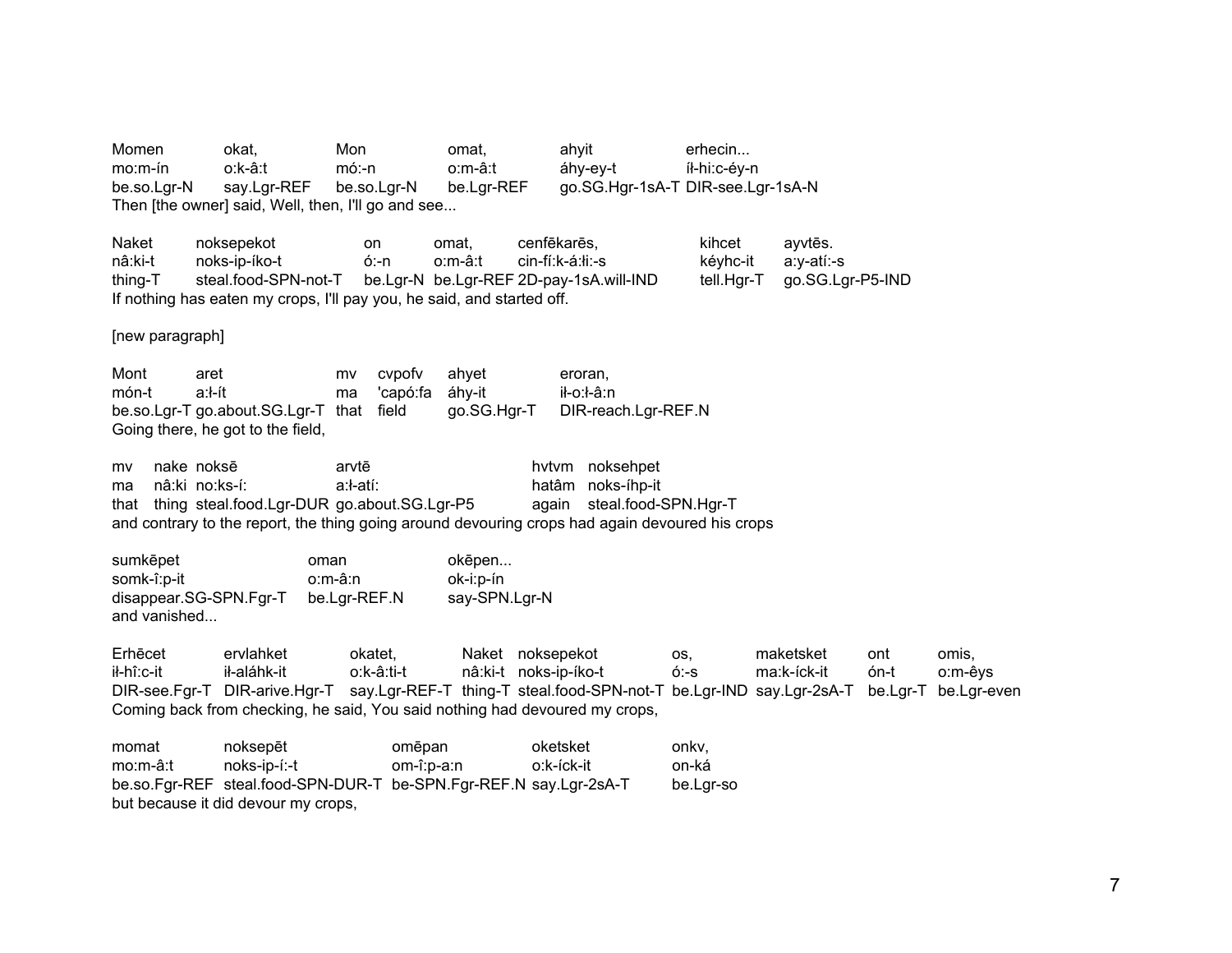| Momen | okat, | Mon | omat, | ahyit | erhecin... |
|---|---|---|---|---|---|
| mo:m-ín | o:k-â:t | mó:-n | o:m-â:t | áhy-ey-t | íł-hi:c-éy-n |
| be.so.Lgr-N | say.Lgr-REF | be.so.Lgr-N | be.Lgr-REF | go.SG.Hgr-1sA-T | DIR-see.Lgr-1sA-N |

Then [the owner] said, Well, then, I'll go and see...

| Naket | noksepekot | on | omat, | cenfēkarēs, | kihcet | ayvtēs. |
|---|---|---|---|---|---|---|
| nâ:ki-t | noks-ip-íko-t | ó:-n | o:m-â:t | cin-fí:k-á:łi:-s | kéyhc-it | a:y-atí:-s |
| thing-T | steal.food-SPN-not-T | be.Lgr-N | be.Lgr-REF | 2D-pay-1sA.will-IND | tell.Hgr-T | go.SG.Lgr-P5-IND |

If nothing has eaten my crops, I'll pay you, he said, and started off.

[new paragraph]

| Mont | aret | mv | cvpofv | ahyet | eroran, |
|---|---|---|---|---|---|
| món-t | a:ł-ít | ma | 'capó:fa | áhy-it | ił-o:ł-â:n |
| be.so.Lgr-T | go.about.SG.Lgr-T | that | field | go.SG.Hgr-T | DIR-reach.Lgr-REF.N |

Going there, he got to the field,

| mv | nake | noksē | arvtē | hvtvm | noksehpet |
|---|---|---|---|---|---|
| ma | nâ:ki | no:ks-í: | a:ł-atí: | hatâm | noks-íhp-it |
| that | thing | steal.food.Lgr-DUR | go.about.SG.Lgr-P5 | again | steal.food-SPN.Hgr-T |

and contrary to the report, the thing going around devouring crops had again devoured his crops

| sumkēpet | oman | okēpen... |
|---|---|---|
| somk-î:p-it | o:m-â:n | ok-i:p-ín |
| disappear.SG-SPN.Fgr-T | be.Lgr-REF.N | say-SPN.Lgr-N |

and vanished...

| Erhēcet | ervlahket | okatet, | Naket | noksepekot | os, | maketsket | ont | omis, |
|---|---|---|---|---|---|---|---|---|
| ił-hî:c-it | ił-aláhk-it | o:k-â:ti-t | nâ:ki-t | noks-ip-íko-t | ó:-s | ma:k-íck-it | ón-t | o:m-êys |
| DIR-see.Fgr-T | DIR-arive.Hgr-T | say.Lgr-REF-T | thing-T | steal.food-SPN-not-T | be.Lgr-IND | say.Lgr-2sA-T | be.Lgr-T | be.Lgr-even |

Coming back from checking, he said, You said nothing had devoured my crops,

| momat | noksepēt | omēpan | oketsket | onkv, |
|---|---|---|---|---|
| mo:m-â:t | noks-ip-í:-t | om-î:p-a:n | o:k-íck-it | on-ká |
| be.so.Fgr-REF | steal.food-SPN-DUR-T | be-SPN.Fgr-REF.N | say.Lgr-2sA-T | be.Lgr-so |

but because it did devour my crops,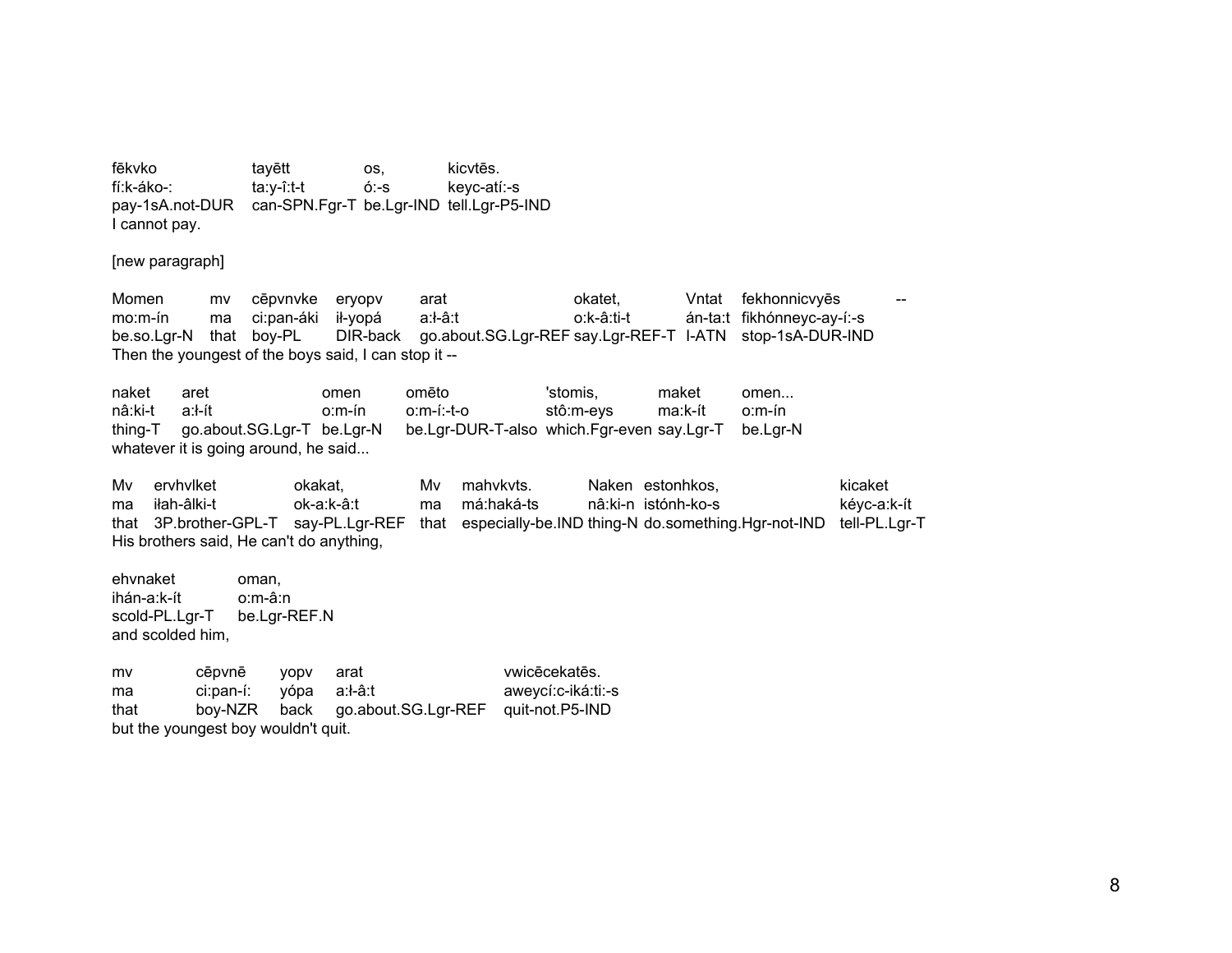| fēkvko | tayētt | os, | kicvtēs. |
|---|---|---|---|
| fí:k-áko-: | ta:y-î:t-t | ó:-s | keyc-atí:-s |
| pay-1sA.not-DUR | can-SPN.Fgr-T | be.Lgr-IND | tell.Lgr-P5-IND |

I cannot pay.

[new paragraph]

| Momen | mv | cēpvnvke | eryopv | arat | okatet, | Vntat | fekhonnicvyēs | -- |
|---|---|---|---|---|---|---|---|---|
| mo:m-ín | ma | ci:pan-áki | ił-yopá | a:ł-â:t | o:k-â:ti-t | án-ta:t | fikhónneyc-ay-í:-s | |
| be.so.Lgr-N | that | boy-PL | DIR-back | go.about.SG.Lgr-REF | say.Lgr-REF-T | I-ATN | stop-1sA-DUR-IND | |

Then the youngest of the boys said, I can stop it --

| naket | aret | omen | omēto | 'stomis, | maket | omen... |
|---|---|---|---|---|---|---|
| nâ:ki-t | a:ł-ít | o:m-ín | o:m-í:-t-o | stô:m-eys | ma:k-ít | o:m-ín |
| thing-T | go.about.SG.Lgr-T | be.Lgr-N | be.Lgr-DUR-T-also | which.Fgr-even | say.Lgr-T | be.Lgr-N |

whatever it is going around, he said...

| Mv | ervhvlket | okakat, | Mv | mahvkvts. | Naken | estonhkos, | kicaket |
|---|---|---|---|---|---|---|---|
| ma | iłah-âlki-t | ok-a:k-â:t | ma | má:haká-ts | nâ:ki-n | istónh-ko-s | kéyc-a:k-ít |
| that | 3P.brother-GPL-T | say-PL.Lgr-REF | that | especially-be.IND | thing-N | do.something.Hgr-not-IND | tell-PL.Lgr-T |

His brothers said, He can't do anything,

| ehvnaket | oman, |
|---|---|
| ihán-a:k-ít | o:m-â:n |
| scold-PL.Lgr-T | be.Lgr-REF.N |

and scolded him,

| mv | cēpvnē | yopv | arat | vwicēcekatēs. |
|---|---|---|---|---|
| ma | ci:pan-í: | yópa | a:ł-â:t | aweycí:c-iká:ti:-s |
| that | boy-NZR | back | go.about.SG.Lgr-REF | quit-not.P5-IND |

but the youngest boy wouldn't quit.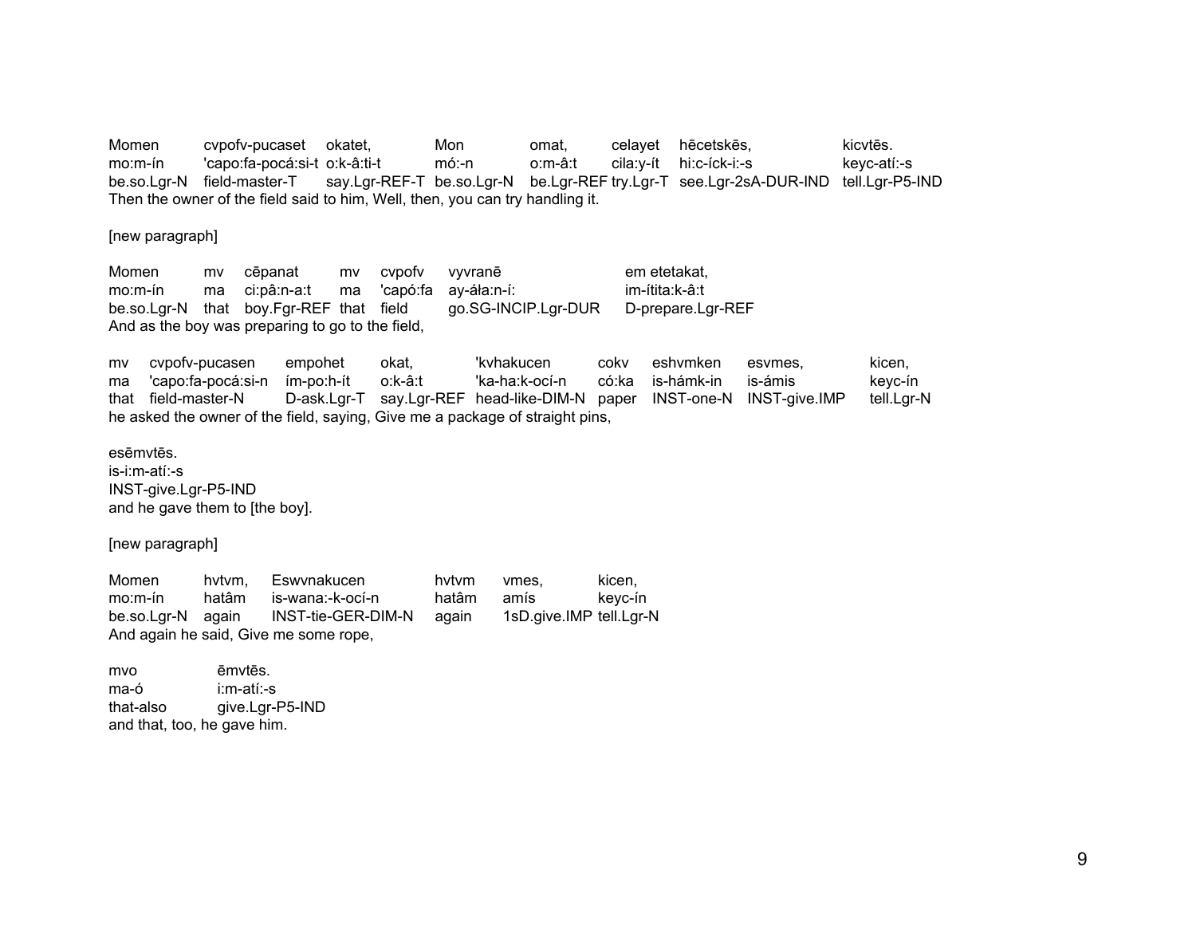| Momen | cvpofv-pucaset | okatet, | Mon | omat, | celayet | hēcetskēs, | kicvtēs. |
|---|---|---|---|---|---|---|---|
| mo:m-ín | 'capo:fa-pocá:si-t | o:k-â:ti-t | mó:-n | o:m-â:t | cila:y-ít | hi:c-íck-i:-s | keyc-atí:-s |
| be.so.Lgr-N | field-master-T | say.Lgr-REF-T | be.so.Lgr-N | be.Lgr-REF | try.Lgr-T | see.Lgr-2sA-DUR-IND | tell.Lgr-P5-IND |

Then the owner of the field said to him, Well, then, you can try handling it.

[new paragraph]

| Momen | mv | cēpanat | mv | cvpofv | vyvranē | em etetakat, |
|---|---|---|---|---|---|---|
| mo:m-ín | ma | ci:pâ:n-a:t | ma | 'capó:fa | ay-áła:n-í: | im-ítita:k-â:t |
| be.so.Lgr-N | that | boy.Fgr-REF | that | field | go.SG-INCIP.Lgr-DUR | D-prepare.Lgr-REF |

And as the boy was preparing to go to the field,

| mv | cvpofv-pucasen | empohet | okat, | 'kvhakucen | cokv | eshvmken | esvmes, | kicen, |
|---|---|---|---|---|---|---|---|---|
| ma | 'capo:fa-pocá:si-n | ím-po:h-ít | o:k-â:t | 'ka-ha:k-ocí-n | có:ka | is-hámk-in | is-ámis | keyc-ín |
| that | field-master-N | D-ask.Lgr-T | say.Lgr-REF | head-like-DIM-N | paper | INST-one-N | INST-give.IMP | tell.Lgr-N |

he asked the owner of the field, saying, Give me a package of straight pins,

| esēmvtēs. |
|---|
| is-i:m-atí:-s |
| INST-give.Lgr-P5-IND |

and he gave them to [the boy].

[new paragraph]

| Momen | hvtvm, | Eswvnakucen | hvtvm | vmes, | kicen, |
|---|---|---|---|---|---|
| mo:m-ín | hatâm | is-wana:-k-ocí-n | hatâm | amís | keyc-ín |
| be.so.Lgr-N | again | INST-tie-GER-DIM-N | again | 1sD.give.IMP | tell.Lgr-N |

And again he said, Give me some rope,

| mvo | ēmvtēs. |
|---|---|
| ma-ó | i:m-atí:-s |
| that-also | give.Lgr-P5-IND |

and that, too, he gave him.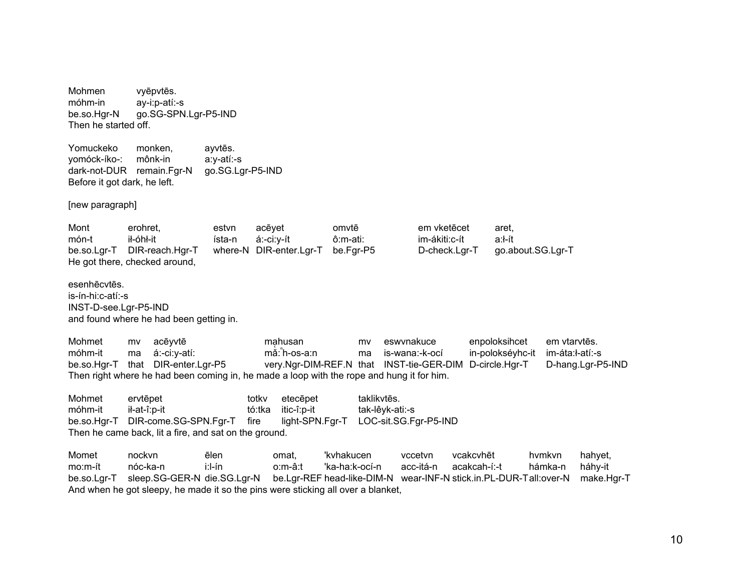Mohmen vyēpvtēs.
móhm-in ay-i:p-atí:-s
be.so.Hgr-N go.SG-SPN.Lgr-P5-IND
Then he started off.

Yomuckeko monken, ayvtēs.
yomóck-íko-: mônk-in a:y-atí:-s
dark-not-DUR remain.Fgr-N go.SG.Lgr-P5-IND
Before it got dark, he left.

[new paragraph]

Mont erohret, estvn acēyet omvtē em vketēcet aret,
món-t iɬ-óhɬ-it ísta-n á:-ci:y-ít ô:m-ati: im-ákiti:c-ít a:ɬ-ít
be.so.Lgr-T DIR-reach.Hgr-T where-N DIR-enter.Lgr-T be.Fgr-P5 D-check.Lgr-T go.about.SG.Lgr-T
He got there, checked around,

esenhēcvtēs.
is-ín-hi:c-atí:-s
INST-D-see.Lgr-P5-IND
and found where he had been getting in.

Mohmet mv acēyvtē mahusan mv eswvnakuce enpoloksihcet em vtarvtēs.
móhm-it ma á:-ci:y-atí: mă̰:ⁿh-os-a:n ma is-wana:-k-ocí in-polokséyhc-it im-áta:ɬ-atí:-s
be.so.Hgr-T that DIR-enter.Lgr-P5 very.Ngr-DIM-REF.N that INST-tie-GER-DIM D-circle.Hgr-T D-hang.Lgr-P5-IND
Then right where he had been coming in, he made a loop with the rope and hung it for him.

Mohmet ervtēpet totkv etecēpet taklikvtēs.
móhm-it iɬ-at-î:p-it tó:tka itic-î:p-it tak-lêyk-ati:-s
be.so.Hgr-T DIR-come.SG-SPN.Fgr-T fire light-SPN.Fgr-T LOC-sit.SG.Fgr-P5-IND
Then he came back, lit a fire, and sat on the ground.

Momet nockvn ēlen omat, 'kvhakucen vccetvn vcakcvhēt hvmkvn hahyet,
mo:m-ít nóc-ka-n i:l-ín o:m-â:t 'ka-ha:k-ocí-n acc-itá-n acakcah-í:-t hámka-n háhy-it
be.so.Lgr-T sleep.SG-GER-N die.SG.Lgr-N be.Lgr-REF head-like-DIM-N wear-INF-N stick.in.PL-DUR-T all:over-N make.Hgr-T
And when he got sleepy, he made it so the pins were sticking all over a blanket,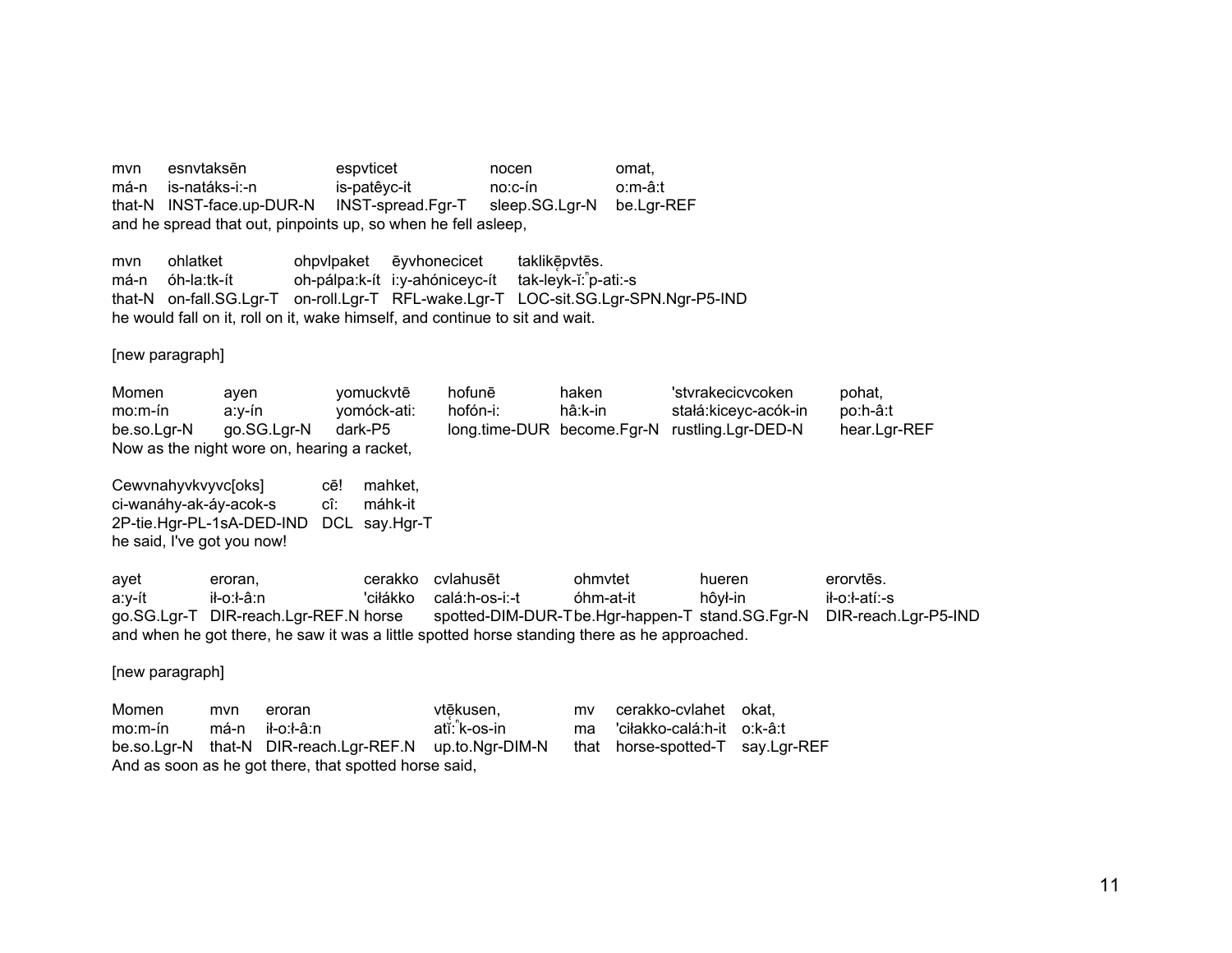| mvn | esnvtaksēn | espvticet | nocen | omat, |
|---|---|---|---|---|
| má-n | is-natáks-i:-n | is-patêyc-it | no:c-ín | o:m-â:t |
| that-N | INST-face.up-DUR-N | INST-spread.Fgr-T | sleep.SG.Lgr-N | be.Lgr-REF |

and he spread that out, pinpoints up, so when he fell asleep,

| mvn | ohlatket | ohpvlpaket | ēyvhonecicet | taklikē̜pvtēs. |
|---|---|---|---|---|
| má-n | óh-la:tk-ít | oh-pálpa:k-ít | i:y-ahóniceyc-ít | tak-leyk-ĭ:$^{n}$p-ati:-s |
| that-N | on-fall.SG.Lgr-T | on-roll.Lgr-T | RFL-wake.Lgr-T | LOC-sit.SG.Lgr-SPN.Ngr-P5-IND |

he would fall on it, roll on it, wake himself, and continue to sit and wait.

[new paragraph]

| Momen | ayen | yomuckvtē | hofunē | haken | 'stvrakecicvcoken | pohat, |
|---|---|---|---|---|---|---|
| mo:m-ín | a:y-ín | yomóck-ati: | hofón-i: | hâ:k-in | stałá:kiceyc-acók-in | po:h-â:t |
| be.so.Lgr-N | go.SG.Lgr-N | dark-P5 | long.time-DUR | become.Fgr-N | rustling.Lgr-DED-N | hear.Lgr-REF |

Now as the night wore on, hearing a racket,

| Cewvnahyvkvyvc[oks] | cē! | mahket, |
|---|---|---|
| ci-wanáhy-ak-áy-acok-s | cî: | máhk-it |
| 2P-tie.Hgr-PL-1sA-DED-IND | DCL | say.Hgr-T |

he said, I've got you now!

| ayet | eroran, | cerakko | cvlahusēt | ohmvtet | hueren | erorvtēs. |
|---|---|---|---|---|---|---|
| a:y-ít | ił-o:ł-â:n | 'ciłákko | calá:h-os-i:-t | óhm-at-it | hôył-in | ił-o:ł-atí:-s |
| go.SG.Lgr-T | DIR-reach.Lgr-REF.N | horse | spotted-DIM-DUR-T | be.Hgr-happen-T | stand.SG.Fgr-N | DIR-reach.Lgr-P5-IND |

and when he got there, he saw it was a little spotted horse standing there as he approached.

[new paragraph]

| Momen | mvn | eroran | vtē̜kusen, | mv | cerakko-cvlahet | okat, |
|---|---|---|---|---|---|---|
| mo:m-ín | má-n | ił-o:ł-â:n | atĭ̜:$^{n}$k-os-in | ma | 'ciłakko-calá:h-it | o:k-â:t |
| be.so.Lgr-N | that-N | DIR-reach.Lgr-REF.N | up.to.Ngr-DIM-N | that | horse-spotted-T | say.Lgr-REF |

And as soon as he got there, that spotted horse said,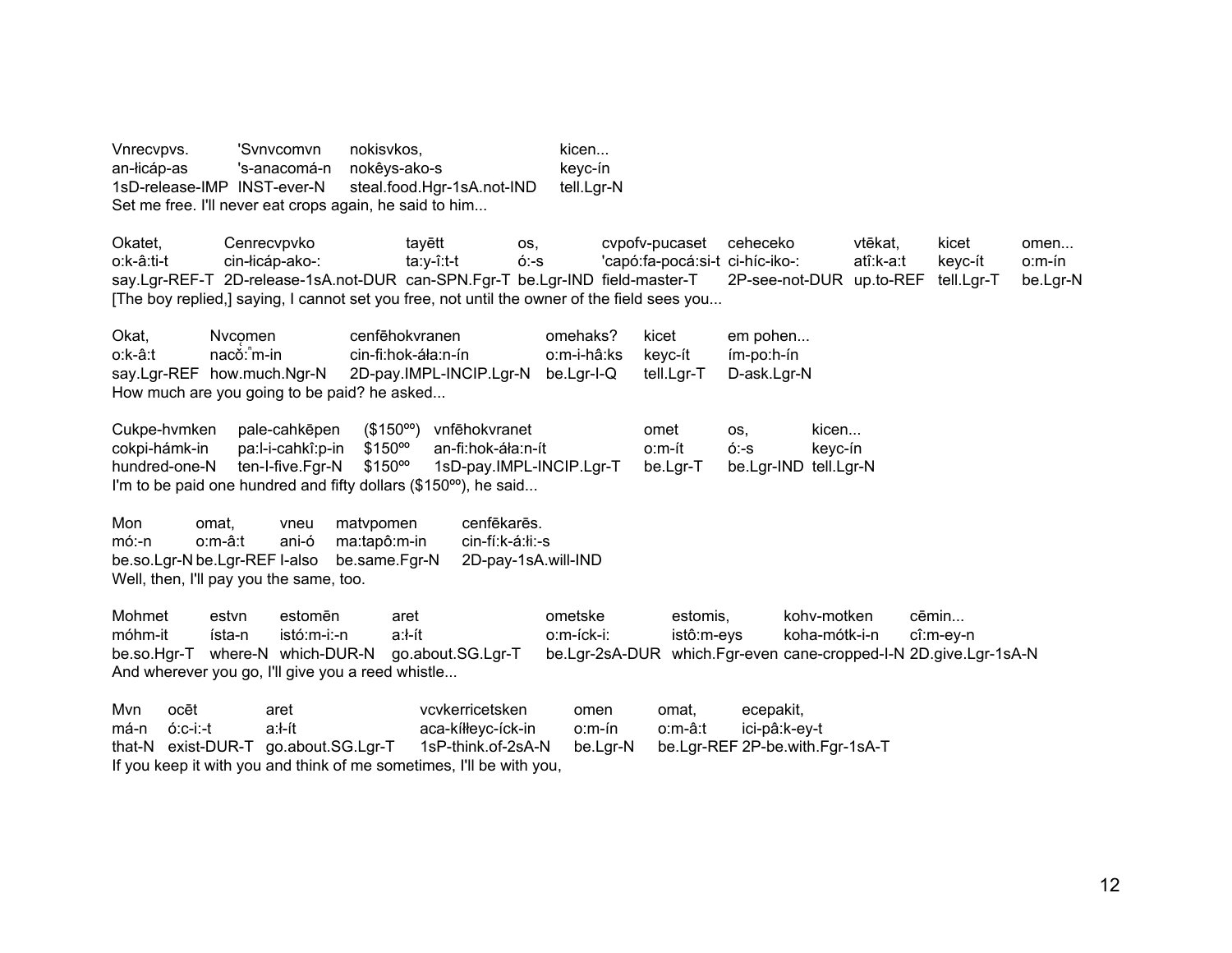Vnrecvpvs. 'Svnvcomvn nokisvkos, kicen...
an-łicáp-as 's-anacomá-n nokêys-ako-s keyc-ín
1sD-release-IMP INST-ever-N steal.food.Hgr-1sA.not-IND tell.Lgr-N
Set me free. I'll never eat crops again, he said to him...

Okatet, Cenrecvpvko tayētt os, cvpofv-pucaset ceheceko vtēkat, kicet omen...
o:k-â:ti-t cin-łicáp-ako-: ta:y-î:t-t ó:-s 'capó:fa-pocá:si-t ci-híc-iko-: atî:k-a:t keyc-ít o:m-ín
say.Lgr-REF-T 2D-release-1sA.not-DUR can-SPN.Fgr-T be.Lgr-IND field-master-T 2P-see-not-DUR up.to-REF tell.Lgr-T be.Lgr-N
[The boy replied,] saying, I cannot set you free, not until the owner of the field sees you...

Okat, Nvcomen cenfēhokvranen omehaks? kicet em pohen...
o:k-â:t nacǒ:ⁿm-in cin-fi:hok-áła:n-ín o:m-i-hâ:ks keyc-ít ím-po:h-ín
say.Lgr-REF how.much.Ngr-N 2D-pay.IMPL-INCIP.Lgr-N be.Lgr-I-Q tell.Lgr-T D-ask.Lgr-N
How much are you going to be paid? he asked...

Cukpe-hvmken pale-cahkēpen ($150ºº) vnfēhokvranet omet os, kicen...
cokpi-hámk-in pa:l-i-cahkî:p-in $150ºº an-fi:hok-áła:n-ít o:m-ít ó:-s keyc-ín
hundred-one-N ten-I-five.Fgr-N $150ºº 1sD-pay.IMPL-INCIP.Lgr-T be.Lgr-T be.Lgr-IND tell.Lgr-N
I'm to be paid one hundred and fifty dollars ($150ºº), he said...

Mon omat, vneu matvpomen cenfēkarēs.
mó:-n o:m-â:t ani-ó ma:tapô:m-in cin-fí:k-á:łi:-s
be.so.Lgr-N be.Lgr-REF I-also be.same.Fgr-N 2D-pay-1sA.will-IND
Well, then, I'll pay you the same, too.

Mohmet estvn estomēn aret ometske estomis, kohv-motken cēmin...
móhm-it ísta-n istó:m-i:-n a:ł-ít o:m-íck-i: istô:m-eys koha-mótk-i-n cî:m-ey-n
be.so.Hgr-T where-N which-DUR-N go.about.SG.Lgr-T be.Lgr-2sA-DUR which.Fgr-even cane-cropped-I-N 2D.give.Lgr-1sA-N
And wherever you go, I'll give you a reed whistle...

Mvn ocēt aret vcvkerricetsken omen omat, ecepakit,
má-n ó:c-i:-t a:ł-ít aca-kíłłeyc-íck-in o:m-ín o:m-â:t ici-pâ:k-ey-t
that-N exist-DUR-T go.about.SG.Lgr-T 1sP-think.of-2sA-N be.Lgr-N be.Lgr-REF 2P-be.with.Fgr-1sA-T
If you keep it with you and think of me sometimes, I'll be with you,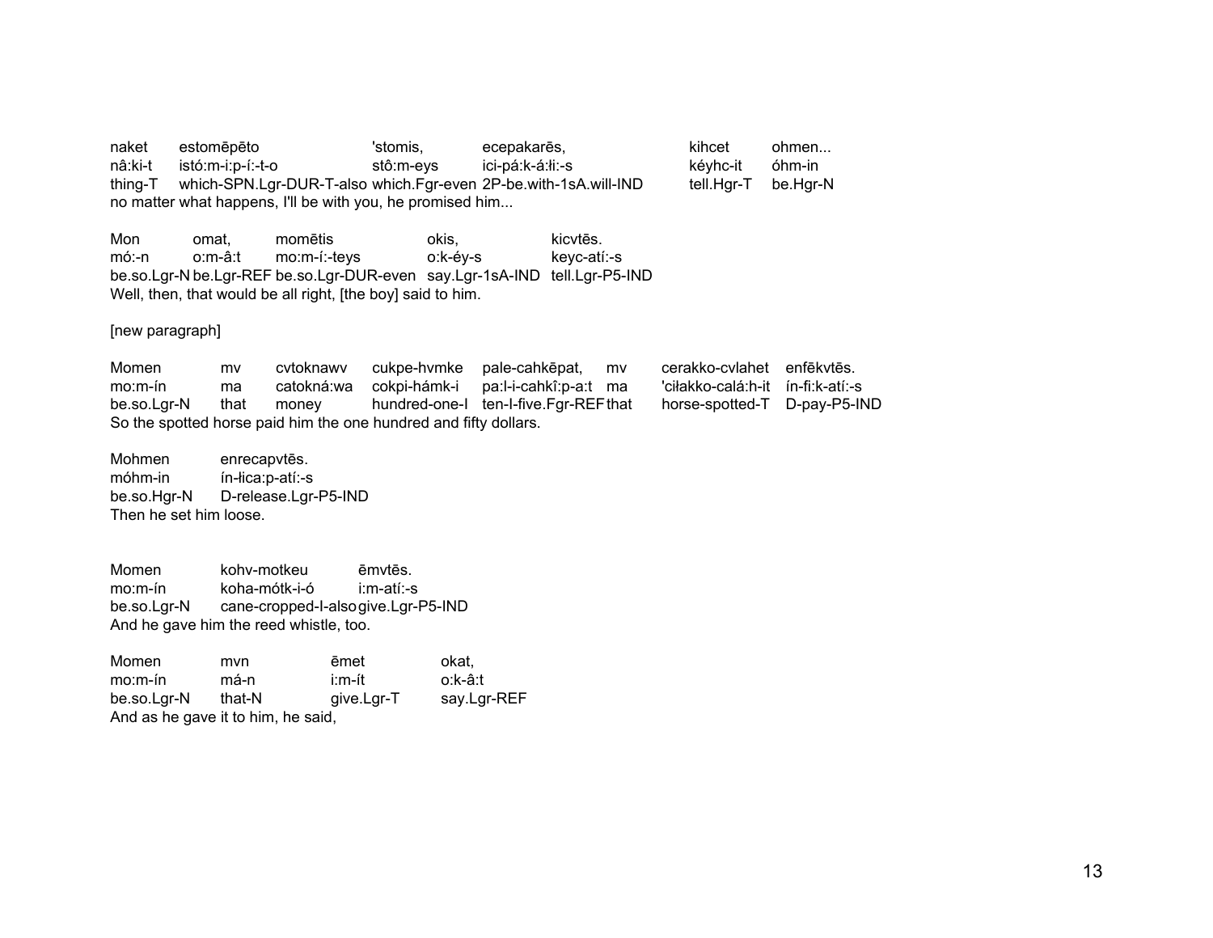| naket | estomēpēto | 'stomis, | ecepakarēs, | kihcet | ohmen... |
|---|---|---|---|---|---|
| nâ:ki-t | istó:m-i:p-í:-t-o | stô:m-eys | ici-pá:k-á:łi:-s | kéyhc-it | óhm-in |
| thing-T | which-SPN.Lgr-DUR-T-also | which.Fgr-even | 2P-be.with-1sA.will-IND | tell.Hgr-T | be.Hgr-N |

no matter what happens, I'll be with you, he promised him...

| Mon | omat, | momētis | okis, | kicvtēs. |
|---|---|---|---|---|
| mó:-n | o:m-â:t | mo:m-í:-teys | o:k-éy-s | keyc-atí:-s |
| be.so.Lgr-N | be.Lgr-REF | be.so.Lgr-DUR-even | say.Lgr-1sA-IND | tell.Lgr-P5-IND |

Well, then, that would be all right, [the boy] said to him.

[new paragraph]

| Momen | mv | cvtoknawv | cukpe-hvmke | pale-cahkēpat, | mv | cerakko-cvlahet | enfēkvtēs. |
|---|---|---|---|---|---|---|---|
| mo:m-ín | ma | catokná:wa | cokpi-hámk-i | pa:l-i-cahkî:p-a:t | ma | 'ciłakko-calá:h-it | ín-fi:k-atí:-s |
| be.so.Lgr-N | that | money | hundred-one-I | ten-I-five.Fgr-REF | that | horse-spotted-T | D-pay-P5-IND |

So the spotted horse paid him the one hundred and fifty dollars.

| Mohmen | enrecapvtēs. |
|---|---|
| móhm-in | ín-łica:p-atí:-s |
| be.so.Hgr-N | D-release.Lgr-P5-IND |

Then he set him loose.

| Momen | kohv-motkeu | ēmvtēs. |
|---|---|---|
| mo:m-ín | koha-mótk-i-ó | i:m-atí:-s |
| be.so.Lgr-N | cane-cropped-I-also | give.Lgr-P5-IND |

And he gave him the reed whistle, too.

| Momen | mvn | ēmet | okat, |
|---|---|---|---|
| mo:m-ín | má-n | i:m-ít | o:k-â:t |
| be.so.Lgr-N | that-N | give.Lgr-T | say.Lgr-REF |

And as he gave it to him, he said,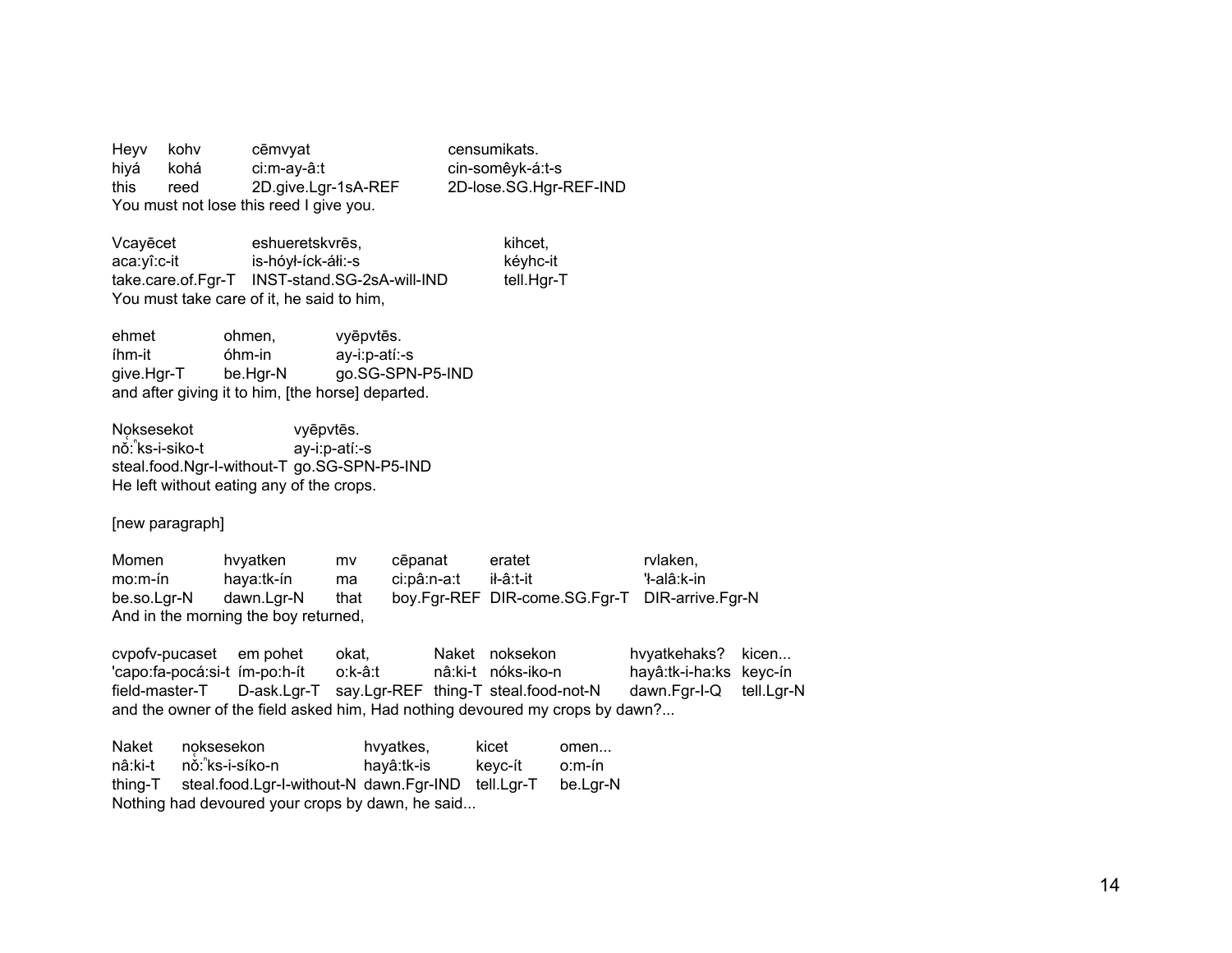| Heyv | kohv | cēmvyat | censumikats. |
|---|---|---|---|
| hiyá | kohá | ci:m-ay-â:t | cin-somêyk-á:t-s |
| this | reed | 2D.give.Lgr-1sA-REF | 2D-lose.SG.Hgr-REF-IND |

You must not lose this reed I give you.

| Vcayēcet | eshueretskvrēs, | kihcet, |
|---|---|---|
| aca:yî:c-it | is-hóył-íck-áłi:-s | kéyhc-it |
| take.care.of.Fgr-T | INST-stand.SG-2sA-will-IND | tell.Hgr-T |

You must take care of it, he said to him,

| ehmet | ohmen, | vyēpvtēs. |
|---|---|---|
| íhm-it | óhm-in | ay-i:p-atí:-s |
| give.Hgr-T | be.Hgr-N | go.SG-SPN-P5-IND |

and after giving it to him, [the horse] departed.

| Nǫksesekot | vyēpvtēs. |
|---|---|
| nǫ̌:ⁿks-i-siko-t | ay-i:p-atí:-s |
| steal.food.Ngr-I-without-T | go.SG-SPN-P5-IND |

He left without eating any of the crops.

[new paragraph]

| Momen | hvyatken | mv | cēpanat | eratet | rvlaken, |
|---|---|---|---|---|---|
| mo:m-ín | haya:tk-ín | ma | ci:pâ:n-a:t | ił-â:t-it | 'ł-alâ:k-in |
| be.so.Lgr-N | dawn.Lgr-N | that | boy.Fgr-REF | DIR-come.SG.Fgr-T | DIR-arrive.Fgr-N |

And in the morning the boy returned,

| cvpofv-pucaset | em pohet | okat, | Naket | noksekon | hvyatkehaks? | kicen... |
|---|---|---|---|---|---|---|
| 'capo:fa-pocá:si-t | ím-po:h-ít | o:k-â:t | nâ:ki-t | nóks-iko-n | hayâ:tk-i-ha:ks | keyc-ín |
| field-master-T | D-ask.Lgr-T | say.Lgr-REF | thing-T | steal.food-not-N | dawn.Fgr-I-Q | tell.Lgr-N |

and the owner of the field asked him, Had nothing devoured my crops by dawn?...

| Naket | nǫksesekon | hvyatkes, | kicet | omen... |
|---|---|---|---|---|
| nâ:ki-t | nǫ̌:ⁿks-i-síko-n | hayâ:tk-is | keyc-ít | o:m-ín |
| thing-T | steal.food.Lgr-I-without-N | dawn.Fgr-IND | tell.Lgr-T | be.Lgr-N |

Nothing had devoured your crops by dawn, he said...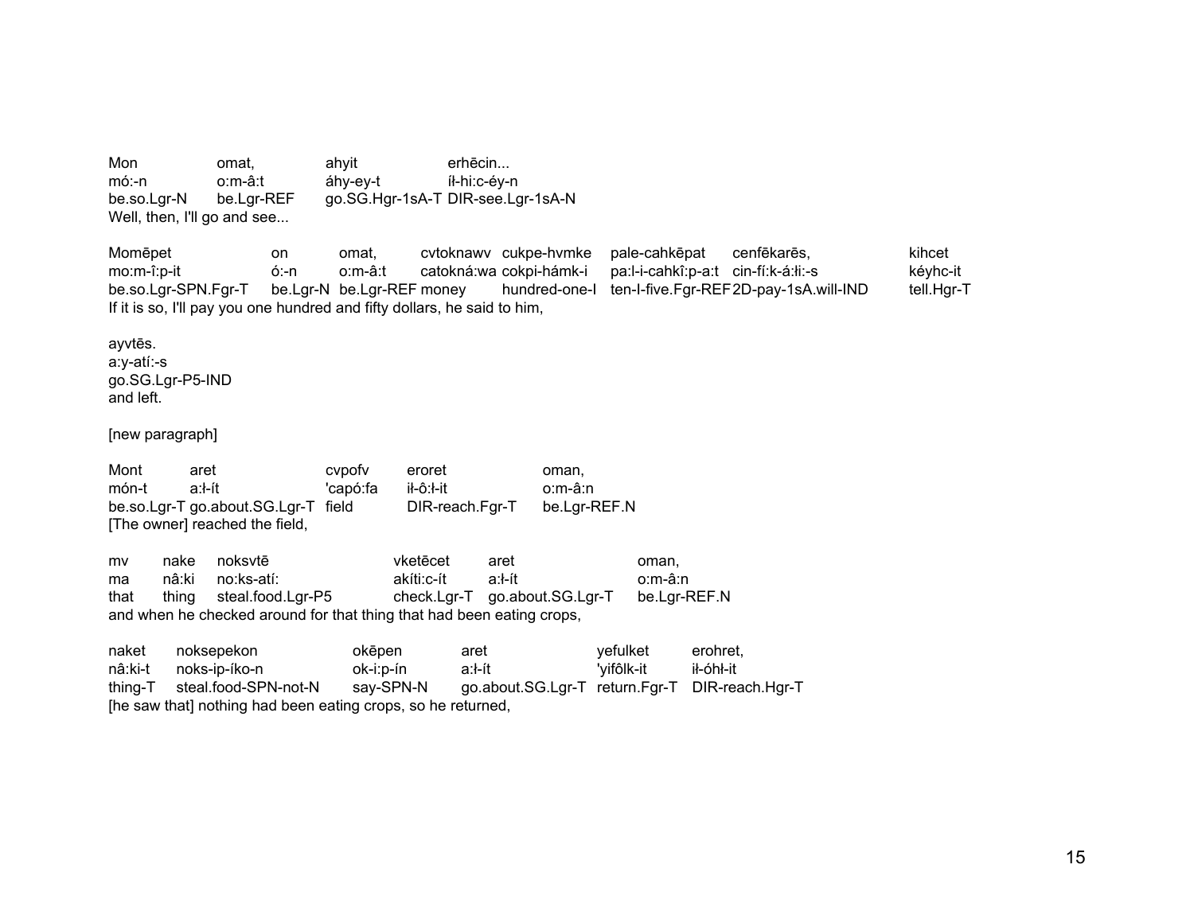| Mon | omat, | ahyit | erhēcin... |
|---|---|---|---|
| mó:-n | o:m-â:t | áhy-ey-t | íɬ-hi:c-éy-n |
| be.so.Lgr-N | be.Lgr-REF | go.SG.Hgr-1sA-T | DIR-see.Lgr-1sA-N |

Well, then, I'll go and see...

| Momēpet | on | omat, | cvtoknawv | cukpe-hvmke | pale-cahkēpat | cenfēkarēs, | kihcet |
|---|---|---|---|---|---|---|---|
| mo:m-î:p-it | ó:-n | o:m-â:t | catokná:wa | cokpi-hámk-i | pa:l-i-cahkî:p-a:t | cin-fí:k-á:ɬi:-s | kéyhc-it |
| be.so.Lgr-SPN.Fgr-T | be.Lgr-N | be.Lgr-REF | money | hundred-one-I | ten-I-five.Fgr-REF | 2D-pay-1sA.will-IND | tell.Hgr-T |

If it is so, I'll pay you one hundred and fifty dollars, he said to him,

| ayvtēs. |
|---|
| a:y-atí:-s |
| go.SG.Lgr-P5-IND |

and left.

[new paragraph]

| Mont | aret | cvpofv | eroret | oman, |
|---|---|---|---|---|
| món-t | a:ɬ-ít | 'capó:fa | iɬ-ô:ɬ-it | o:m-â:n |
| be.so.Lgr-T | go.about.SG.Lgr-T | field | DIR-reach.Fgr-T | be.Lgr-REF.N |

[The owner] reached the field,

| mv | nake | noksvtē | vketēcet | aret | oman, |
|---|---|---|---|---|---|
| ma | nâ:ki | no:ks-atí: | akíti:c-ít | a:ɬ-ít | o:m-â:n |
| that | thing | steal.food.Lgr-P5 | check.Lgr-T | go.about.SG.Lgr-T | be.Lgr-REF.N |

and when he checked around for that thing that had been eating crops,

| naket | noksepekon | okēpen | aret | yefulket | erohret, |
|---|---|---|---|---|---|
| nâ:ki-t | noks-ip-íko-n | ok-i:p-ín | a:ɬ-ít | 'yifôlk-it | iɬ-óhɬ-it |
| thing-T | steal.food-SPN-not-N | say-SPN-N | go.about.SG.Lgr-T | return.Fgr-T | DIR-reach.Hgr-T |

[he saw that] nothing had been eating crops, so he returned,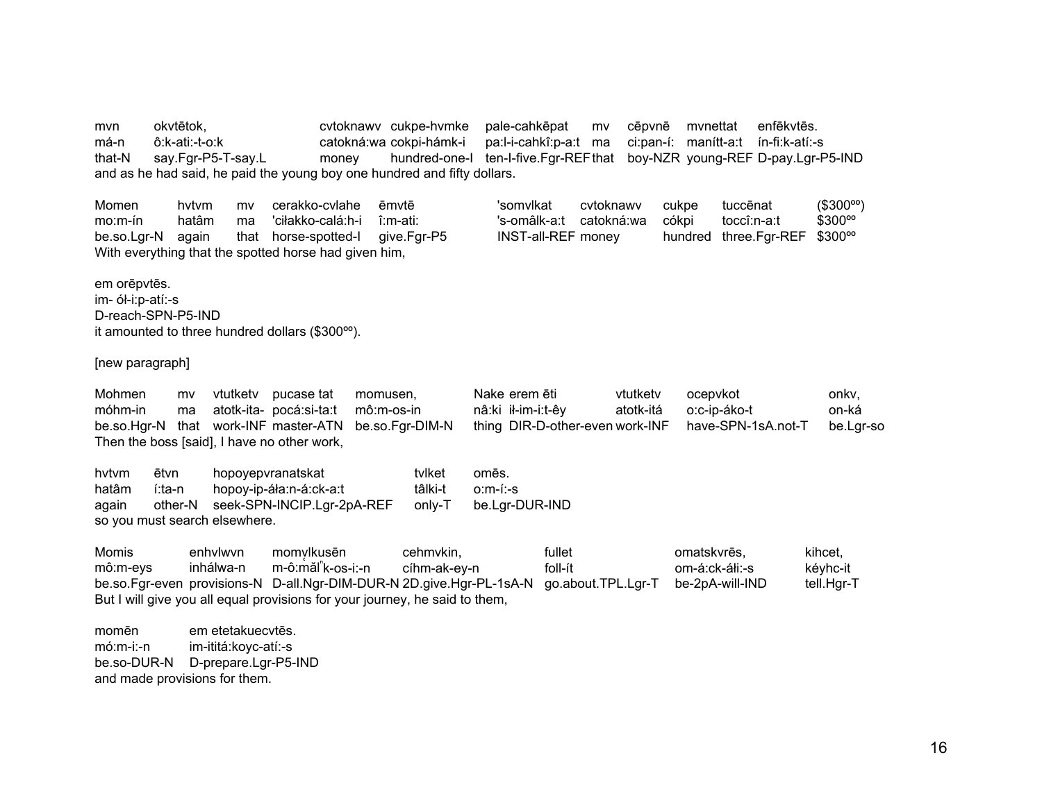mvn okvtētok, cvtoknawv cukpe-hvmke pale-cahkēpat mv cēpvnē mvnettat enfēkvtēs.
má-n ô:k-ati:-t-o:k catokná:wa cokpi-hámk-i pa:l-i-cahkî:p-a:t ma ci:pan-í: manítt-a:t ín-fi:k-atí:-s
that-N say.Fgr-P5-T-say.L money hundred-one-I ten-I-five.Fgr-REF that boy-NZR young-REF D-pay.Lgr-P5-IND
and as he had said, he paid the young boy one hundred and fifty dollars.

Momen hvtvm mv cerakko-cvlahe ēmvtē 'somvlkat cvtoknawv cukpe tuccēnat ($300ºº)
mo:m-ín hatâm ma 'ciłakko-calá:h-i î:m-ati: 's-omâlk-a:t catokná:wa cókpi toccî:n-a:t $300ºº
be.so.Lgr-N again that horse-spotted-I give.Fgr-P5 INST-all-REF money hundred three.Fgr-REF $300ºº
With everything that the spotted horse had given him,

em orēpvtēs.
im- óɬ-i:p-atí:-s
D-reach-SPN-P5-IND
it amounted to three hundred dollars ($300ºº).

[new paragraph]

Mohmen mv vtutketv pucase tat momusen, Nake erem ēti vtutketv ocepvkot onkv,
móhm-in ma atotk-ita- pocá:si-ta:t mô:m-os-in nâ:ki iɬ-im-i:t-êy atotk-itá o:c-ip-áko-t on-ká
be.so.Hgr-N that work-INF master-ATN be.so.Fgr-DIM-N thing DIR-D-other-even work-INF have-SPN-1sA.not-T be.Lgr-so
Then the boss [said], I have no other work,

hvtvm ētvn hopoyepvranatskat tvlket omēs.
hatâm í:ta-n hopoy-ip-áɬa:n-á:ck-a:t tâlki-t o:m-í:-s
again other-N seek-SPN-INCIP.Lgr-2pA-REF only-T be.Lgr-DUR-IND
so you must search elsewhere.

Momis enhvlwvn momv̩lkusēn cehmvkin, fullet omatskvrēs, kihcet,
mô:m-eys inhálwa-n m-ô:mă̩lk-os-i:-n cíhm-ak-ey-n foll-ít om-á:ck-áɬi:-s kéyhc-it
be.so.Fgr-even provisions-N D-all.Ngr-DIM-DUR-N 2D.give.Hgr-PL-1sA-N go.about.TPL.Lgr-T be-2pA-will-IND tell.Hgr-T
But I will give you all equal provisions for your journey, he said to them,

momēn em etetakuecvtēs.
mó:m-i:-n im-ititá:koyc-atí:-s
be.so-DUR-N D-prepare.Lgr-P5-IND
and made provisions for them.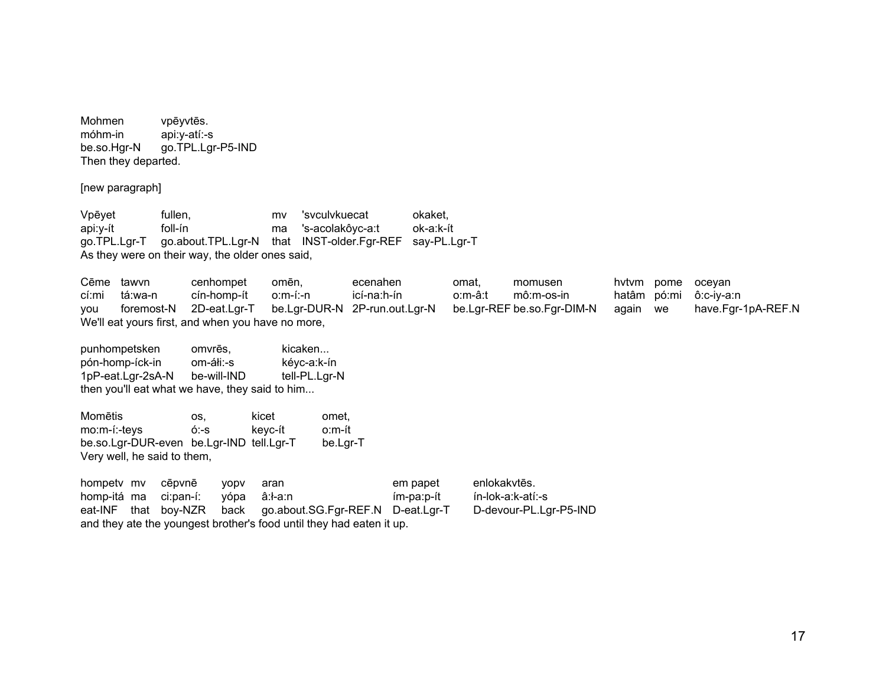Mohmen vpēyvtēs.
móhm-in api:y-atí:-s
be.so.Hgr-N go.TPL.Lgr-P5-IND
Then they departed.

[new paragraph]

Vpēyet fullen, mv 'svculvkuecat okaket,
api:y-ít foll-ín ma 's-acolakôyc-a:t ok-a:k-ít
go.TPL.Lgr-T go.about.TPL.Lgr-N that INST-older.Fgr-REF say-PL.Lgr-T
As they were on their way, the older ones said,

Cēme tawvn cenhompet omēn, ecenahen omat, momusen hvtvm pome oceyan
cí:mi tá:wa-n cín-homp-ít o:m-í:-n icí-na:h-ín o:m-â:t mô:m-os-in hatâm pó:mi ô:c-iy-a:n
you foremost-N 2D-eat.Lgr-T be.Lgr-DUR-N 2P-run.out.Lgr-N be.Lgr-REF be.so.Fgr-DIM-N again we have.Fgr-1pA-REF.N
We'll eat yours first, and when you have no more,

punhompetsken omvrēs, kicaken...
pón-homp-íck-in om-áłi:-s kéyc-a:k-ín
1pP-eat.Lgr-2sA-N be-will-IND tell-PL.Lgr-N
then you'll eat what we have, they said to him...

Momētis os, kicet omet,
mo:m-í:-teys ó:-s keyc-ít o:m-ít
be.so.Lgr-DUR-even be.Lgr-IND tell.Lgr-T be.Lgr-T
Very well, he said to them,

hompetv mv cēpvnē yopv aran em papet enlokakvtēs.
homp-itá ma ci:pan-í: yópa â:ł-a:n ím-pa:p-ít ín-lok-a:k-atí:-s
eat-INF that boy-NZR back go.about.SG.Fgr-REF.N D-eat.Lgr-T D-devour-PL.Lgr-P5-IND
and they ate the youngest brother's food until they had eaten it up.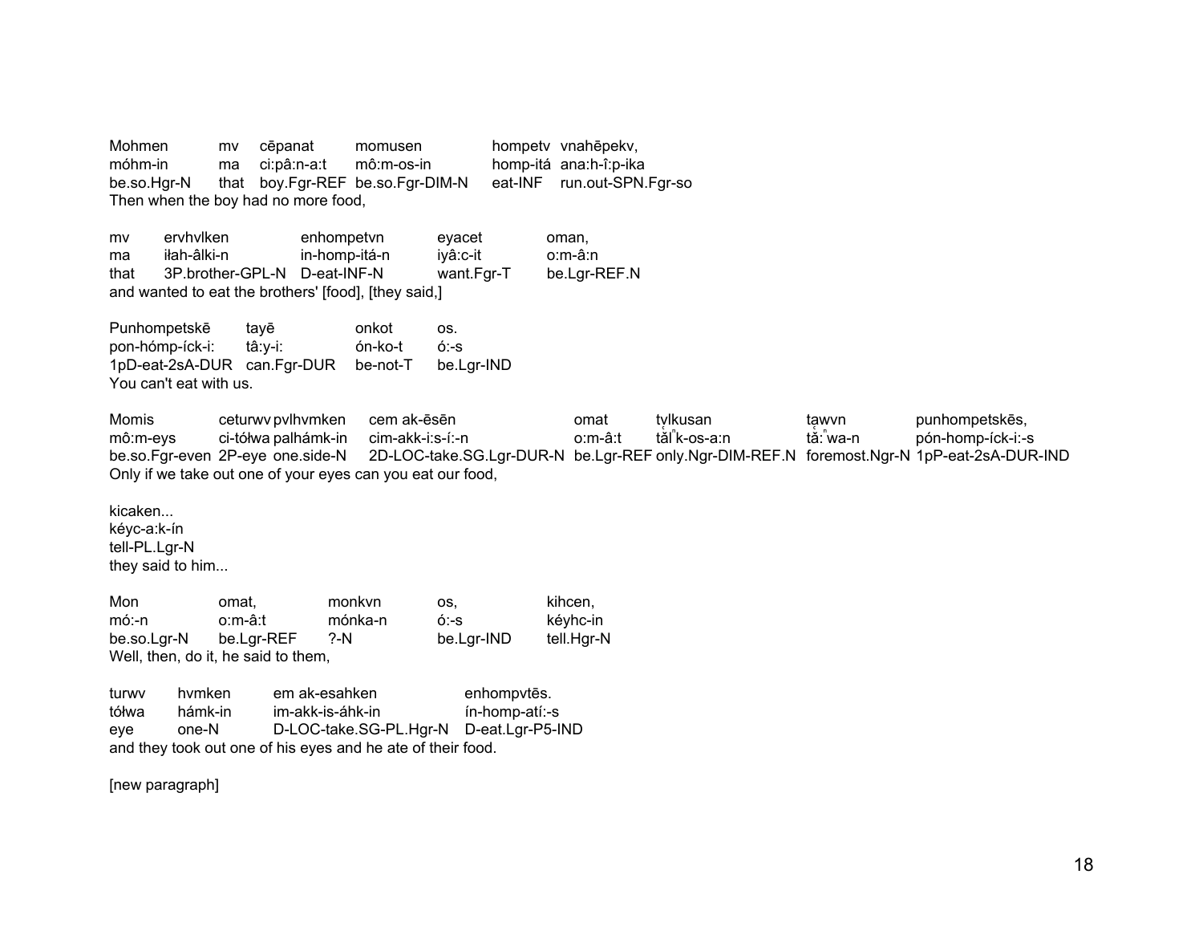Mohmen móhm-in be.so.Hgr-N | mv ma that | cēpanat ci:pâ:n-a:t boy.Fgr-REF | momusen mô:m-os-in be.so.Fgr-DIM-N | hompetv homp-itá eat-INF | vnahēpekv, ana:h-î:p-ika run.out-SPN.Fgr-so

| Mohmen | mv | cēpanat | momusen | hompetv | vnahēpekv, |
|---|---|---|---|---|---|
| móhm-in | ma | ci:pâ:n-a:t | mô:m-os-in | homp-itá | ana:h-î:p-ika |
| be.so.Hgr-N | that | boy.Fgr-REF | be.so.Fgr-DIM-N | eat-INF | run.out-SPN.Fgr-so |

Then when the boy had no more food,

| mv | ervhvlken | enhompetvn | eyacet | oman, |
|---|---|---|---|---|
| ma | iłah-âlki-n | in-homp-itá-n | iyâ:c-it | o:m-â:n |
| that | 3P.brother-GPL-N | D-eat-INF-N | want.Fgr-T | be.Lgr-REF.N |

and wanted to eat the brothers' [food], [they said,]

| Punhompetskē | tayē | onkot | os. |
|---|---|---|---|
| pon-hómp-íck-i: | tâ:y-i: | ón-ko-t | ó:-s |
| 1pD-eat-2sA-DUR | can.Fgr-DUR | be-not-T | be.Lgr-IND |

You can't eat with us.

| Momis | ceturwv | pvlhvmken | cem ak-ēsēn | omat | tvlkusan | tawvn | punhompetskēs, |
|---|---|---|---|---|---|---|---|
| mô:m-eys | ci-tółwa | palhámk-in | cim-akk-i:s-í:-n | o:m-â:t | tǎlⁿk-os-a:n | tǎ:ⁿwa-n | pón-homp-íck-i:-s |
| be.so.Fgr-even | 2P-eye | one.side-N | 2D-LOC-take.SG.Lgr-DUR-N | be.Lgr-REF | only.Ngr-DIM-REF.N | foremost.Ngr-N | 1pP-eat-2sA-DUR-IND |

Only if we take out one of your eyes can you eat our food,

| kicaken... |
|---|
| kéyc-a:k-ín |
| tell-PL.Lgr-N |

they said to him...

| Mon | omat, | monkvn | os, | kihcen, |
|---|---|---|---|---|
| mó:-n | o:m-â:t | mónka-n | ó:-s | kéyhc-in |
| be.so.Lgr-N | be.Lgr-REF | ?-N | be.Lgr-IND | tell.Hgr-N |

Well, then, do it, he said to them,

| turwv | hvmken | em ak-esahken | enhompvtēs. |
|---|---|---|---|
| tółwa | hámk-in | im-akk-is-áhk-in | ín-homp-atí:-s |
| eye | one-N | D-LOC-take.SG-PL.Hgr-N | D-eat.Lgr-P5-IND |

and they took out one of his eyes and he ate of their food.

[new paragraph]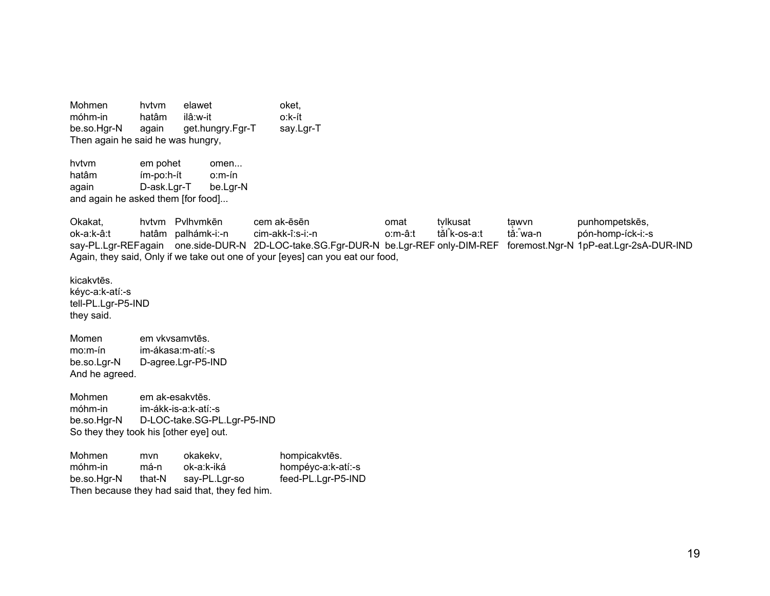| Mohmen | hvtvm | elawet | oket, |
|---|---|---|---|
| móhm-in | hatâm | ilâ:w-it | o:k-ít |
| be.so.Hgr-N | again | get.hungry.Fgr-T | say.Lgr-T |

Then again he said he was hungry,

| hvtvm | em pohet | omen... |
|---|---|---|
| hatâm | ím-po:h-ít | o:m-ín |
| again | D-ask.Lgr-T | be.Lgr-N |

and again he asked them [for food]...

| Okakat, | hvtvm | Pvlhvmkēn | cem ak-ēsēn | omat | tvlkusat | tawvn | punhompetskēs, |
|---|---|---|---|---|---|---|---|
| ok-a:k-â:t | hatâm | palhámk-i:-n | cim-akk-î:s-i:-n | o:m-â:t | tă̤ⁿk-os-a:t | tă̤:ⁿwa-n | pón-homp-íck-i:-s |
| say-PL.Lgr-REF | again | one.side-DUR-N | 2D-LOC-take.SG.Fgr-DUR-N | be.Lgr-REF | only-DIM-REF | foremost.Ngr-N | 1pP-eat.Lgr-2sA-DUR-IND |

Again, they said, Only if we take out one of your [eyes] can you eat our food,

| kicakvtēs. |
|---|
| kéyc-a:k-atí:-s |
| tell-PL.Lgr-P5-IND |

they said.

| Momen | em vkvsamvtēs. |
|---|---|
| mo:m-ín | im-ákasa:m-atí:-s |
| be.so.Lgr-N | D-agree.Lgr-P5-IND |

And he agreed.

| Mohmen | em ak-esakvtēs. |
|---|---|
| móhm-in | im-ákk-is-a:k-atí:-s |
| be.so.Hgr-N | D-LOC-take.SG-PL.Lgr-P5-IND |

So they they took his [other eye] out.

| Mohmen | mvn | okakekv, | hompicakvtēs. |
|---|---|---|---|
| móhm-in | má-n | ok-a:k-iká | hompéyc-a:k-atí:-s |
| be.so.Hgr-N | that-N | say-PL.Lgr-so | feed-PL.Lgr-P5-IND |

Then because they had said that, they fed him.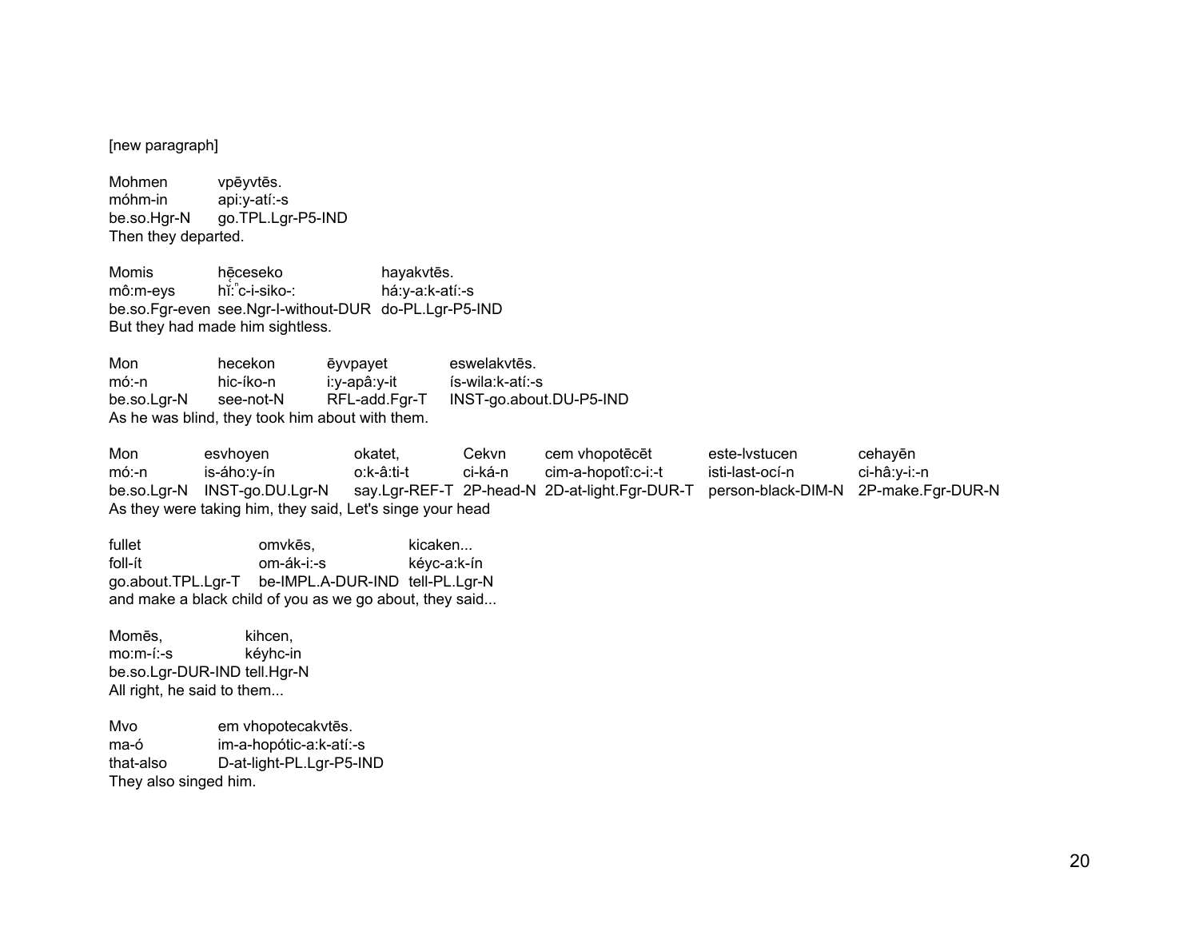[new paragraph]

Mohmen vpēyvtēs.
móhm-in api:y-atí:-s
be.so.Hgr-N go.TPL.Lgr-P5-IND
Then they departed.

Momis hę̄ceseko hayakvtēs.
mô:m-eys hǐ:ⁿc-i-siko-: há:y-a:k-atí:-s
be.so.Fgr-even see.Ngr-I-without-DUR do-PL.Lgr-P5-IND
But they had made him sightless.

Mon hecekon ēyvpayet eswelakvtēs.
mó:-n hic-íko-n i:y-apâ:y-it ís-wila:k-atí:-s
be.so.Lgr-N see-not-N RFL-add.Fgr-T INST-go.about.DU-P5-IND
As he was blind, they took him about with them.

Mon esvhoyen okatet, Cekvn cem vhopotēcēt este-lvstucen cehayēn
mó:-n is-áho:y-ín o:k-â:ti-t ci-ká-n cim-a-hopotî:c-i:-t isti-last-ocí-n ci-hâ:y-i:-n
be.so.Lgr-N INST-go.DU.Lgr-N say.Lgr-REF-T 2P-head-N 2D-at-light.Fgr-DUR-T person-black-DIM-N 2P-make.Fgr-DUR-N
As they were taking him, they said, Let's singe your head

fullet omvkēs, kicaken...
foll-ít om-ák-i:-s kéyc-a:k-ín
go.about.TPL.Lgr-T be-IMPL.A-DUR-IND tell-PL.Lgr-N
and make a black child of you as we go about, they said...

Momēs, kihcen,
mo:m-í:-s kéyhc-in
be.so.Lgr-DUR-IND tell.Hgr-N
All right, he said to them...

Mvo em vhopotecakvtēs.
ma-ó im-a-hopótic-a:k-atí:-s
that-also D-at-light-PL.Lgr-P5-IND
They also singed him.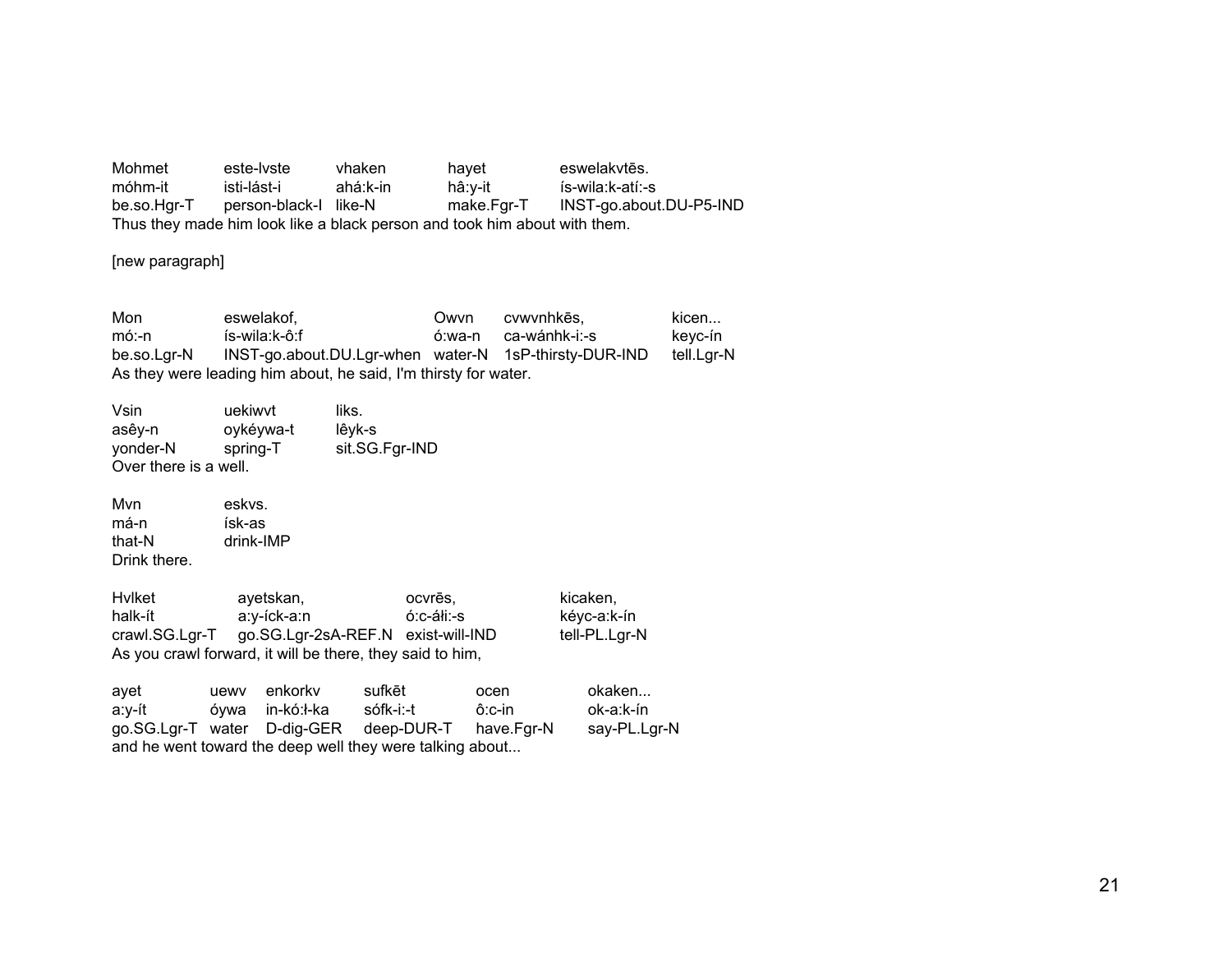| Mohmet | este-lvste | vhaken | hayet | eswelakvtēs. |
|---|---|---|---|---|
| móhm-it | isti-lást-i | ahá:k-in | hâ:y-it | ís-wila:k-atí:-s |
| be.so.Hgr-T | person-black-I | like-N | make.Fgr-T | INST-go.about.DU-P5-IND |

Thus they made him look like a black person and took him about with them.

[new paragraph]

| Mon | eswelakof, | Owvn | cvwvnhkēs, | kicen... |
|---|---|---|---|---|
| mó:-n | ís-wila:k-ô:f | ó:wa-n | ca-wánhk-i:-s | keyc-ín |
| be.so.Lgr-N | INST-go.about.DU.Lgr-when | water-N | 1sP-thirsty-DUR-IND | tell.Lgr-N |

As they were leading him about, he said, I'm thirsty for water.

| Vsin | uekiwvt | liks. |
|---|---|---|
| asêy-n | oykéywa-t | lêyk-s |
| yonder-N | spring-T | sit.SG.Fgr-IND |

Over there is a well.

| Mvn | eskvs. |
|---|---|
| má-n | ísk-as |
| that-N | drink-IMP |

Drink there.

| Hvlket | ayetskan, | ocvrēs, | kicaken, |
|---|---|---|---|
| halk-ít | a:y-íck-a:n | ó:c-áłi:-s | kéyc-a:k-ín |
| crawl.SG.Lgr-T | go.SG.Lgr-2sA-REF.N | exist-will-IND | tell-PL.Lgr-N |

As you crawl forward, it will be there, they said to him,

| ayet | uewv | enkorkv | sufkēt | ocen | okaken... |
|---|---|---|---|---|---|
| a:y-ít | óywa | in-kó:ł-ka | sófk-i:-t | ô:c-in | ok-a:k-ín |
| go.SG.Lgr-T | water | D-dig-GER | deep-DUR-T | have.Fgr-N | say-PL.Lgr-N |

and he went toward the deep well they were talking about...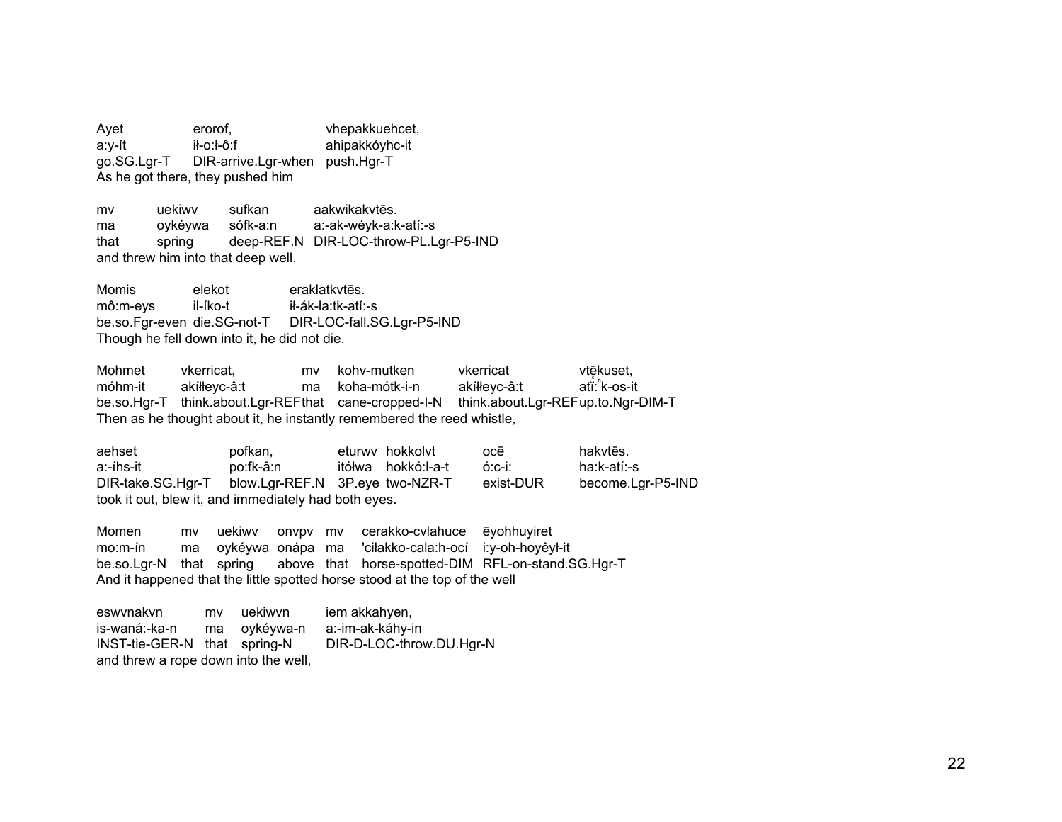| Ayet | erorof, | vhepakkuehcet, |
|---|---|---|
| a:y-ít | ił-o:ł-ô:f | ahipakkóyhc-it |
| go.SG.Lgr-T | DIR-arrive.Lgr-when | push.Hgr-T |

As he got there, they pushed him

| mv | uekiwv | sufkan | aakwikakvtēs. |
|---|---|---|---|
| ma | oykéywa | sófk-a:n | a:-ak-wéyk-a:k-atí:-s |
| that | spring | deep-REF.N | DIR-LOC-throw-PL.Lgr-P5-IND |

and threw him into that deep well.

| Momis | elekot | eraklatkvtēs. |
|---|---|---|
| mô:m-eys | il-íko-t | ił-ák-la:tk-atí:-s |
| be.so.Fgr-even | die.SG-not-T | DIR-LOC-fall.SG.Lgr-P5-IND |

Though he fell down into it, he did not die.

| Mohmet | vkerricat, | mv | kohv-mutken | vkerricat | vtē̜kuset, |
|---|---|---|---|---|---|
| móhm-it | akíłłeyc-â:t | ma | koha-mótk-i-n | akíłłeyc-â:t | atĭ:ⁿk-os-it |
| be.so.Hgr-T | think.about.Lgr-REF | that | cane-cropped-I-N | think.about.Lgr-REF | up.to.Ngr-DIM-T |

Then as he thought about it, he instantly remembered the reed whistle,

| aehset | pofkan, | eturwv | hokkolvt | ocē | hakvtēs. |
|---|---|---|---|---|---|
| a:-íhs-it | po:fk-â:n | itółwa | hokkó:l-a-t | ó:c-i: | ha:k-atí:-s |
| DIR-take.SG.Hgr-T | blow.Lgr-REF.N | 3P.eye | two-NZR-T | exist-DUR | become.Lgr-P5-IND |

took it out, blew it, and immediately had both eyes.

| Momen | mv | uekiwv | onvpv | mv | cerakko-cvlahuce | ēyohhuyiret |
|---|---|---|---|---|---|---|
| mo:m-ín | ma | oykéywa | onápa | ma | 'ciłakko-cala:h-ocí | i:y-oh-hoyêył-it |
| be.so.Lgr-N | that | spring | above | that | horse-spotted-DIM | RFL-on-stand.SG.Hgr-T |

And it happened that the little spotted horse stood at the top of the well

| eswvnakvn | mv | uekiwvn | iem akkahyen, |
|---|---|---|---|
| is-waná:-ka-n | ma | oykéywa-n | a:-im-ak-káhy-in |
| INST-tie-GER-N | that | spring-N | DIR-D-LOC-throw.DU.Hgr-N |

and threw a rope down into the well,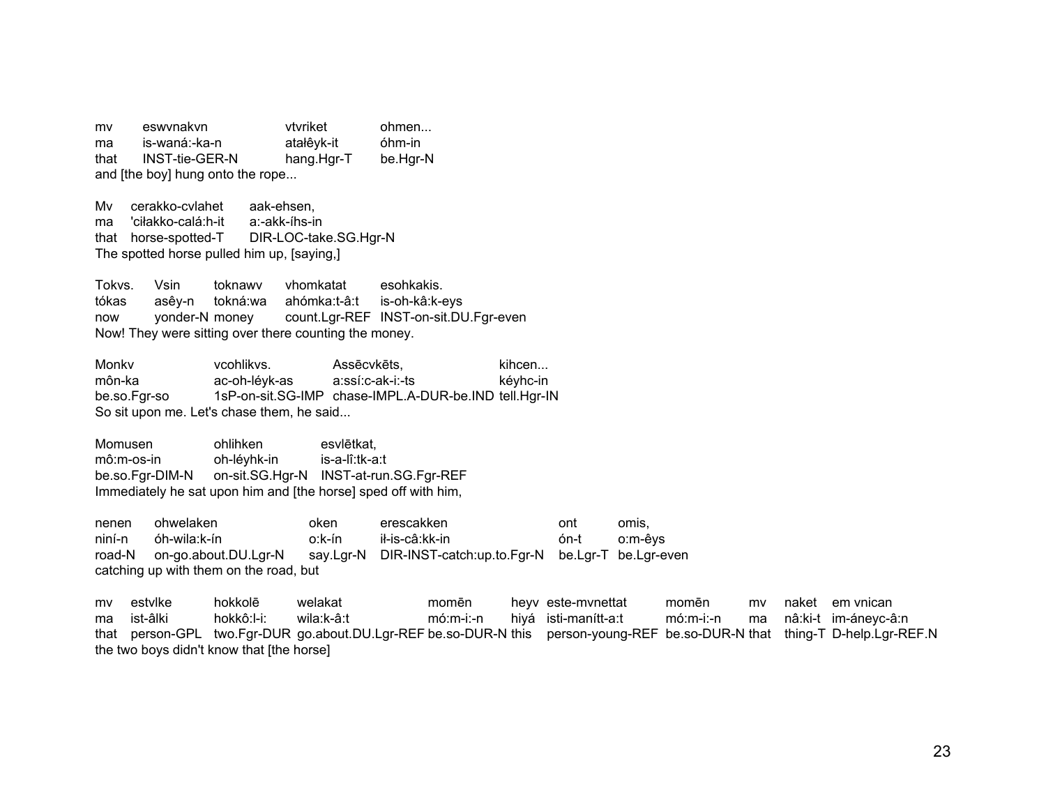| mv | eswvnakvn | vtvriket | ohmen... |
|---|---|---|---|
| ma | is-waná:-ka-n | atałêyk-it | óhm-in |
| that | INST-tie-GER-N | hang.Hgr-T | be.Hgr-N |

and [the boy] hung onto the rope...

| Mv | cerakko-cvlahet | aak-ehsen, |
|---|---|---|
| ma | 'ciłakko-calá:h-it | a:-akk-íhs-in |
| that | horse-spotted-T | DIR-LOC-take.SG.Hgr-N |

The spotted horse pulled him up, [saying,]

| Tokvs. | Vsin | toknawv | vhomkatat | esohkakis. |
|---|---|---|---|---|
| tókas | asêy-n | tokná:wa | ahómka:t-â:t | is-oh-kâ:k-eys |
| now | yonder-N | money | count.Lgr-REF | INST-on-sit.DU.Fgr-even |

Now! They were sitting over there counting the money.

| Monkv | vcohlikvs. | Assēcvkēts, | kihcen... |
|---|---|---|---|
| môn-ka | ac-oh-léyk-as | a:ssí:c-ak-i:-ts | kéyhc-in |
| be.so.Fgr-so | 1sP-on-sit.SG-IMP | chase-IMPL.A-DUR-be.IND | tell.Hgr-IN |

So sit upon me. Let's chase them, he said...

| Momusen | ohlihken | esvlētkat, |
|---|---|---|
| mô:m-os-in | oh-léyhk-in | is-a-lî:tk-a:t |
| be.so.Fgr-DIM-N | on-sit.SG.Hgr-N | INST-at-run.SG.Fgr-REF |

Immediately he sat upon him and [the horse] sped off with him,

| nenen | ohwelaken | oken | erescakken | ont | omis, |
|---|---|---|---|---|---|
| niní-n | óh-wila:k-ín | o:k-ín | ił-is-câ:kk-in | ón-t | o:m-êys |
| road-N | on-go.about.DU.Lgr-N | say.Lgr-N | DIR-INST-catch:up.to.Fgr-N | be.Lgr-T | be.Lgr-even |

catching up with them on the road, but

| mv | estvlke | hokkolē | welakat | momēn | heyv | este-mvnettat | momēn | mv | naket | em vnican |
|---|---|---|---|---|---|---|---|---|---|---|
| ma | ist-âlki | hokkô:l-i: | wila:k-â:t | mó:m-i:-n | hiyá | isti-manítt-a:t | mó:m-i:-n | ma | nâ:ki-t | im-áneyc-â:n |
| that | person-GPL | two.Fgr-DUR | go.about.DU.Lgr-REF | be.so-DUR-N | this | person-young-REF | be.so-DUR-N | that | thing-T | D-help.Lgr-REF.N |

the two boys didn't know that [the horse]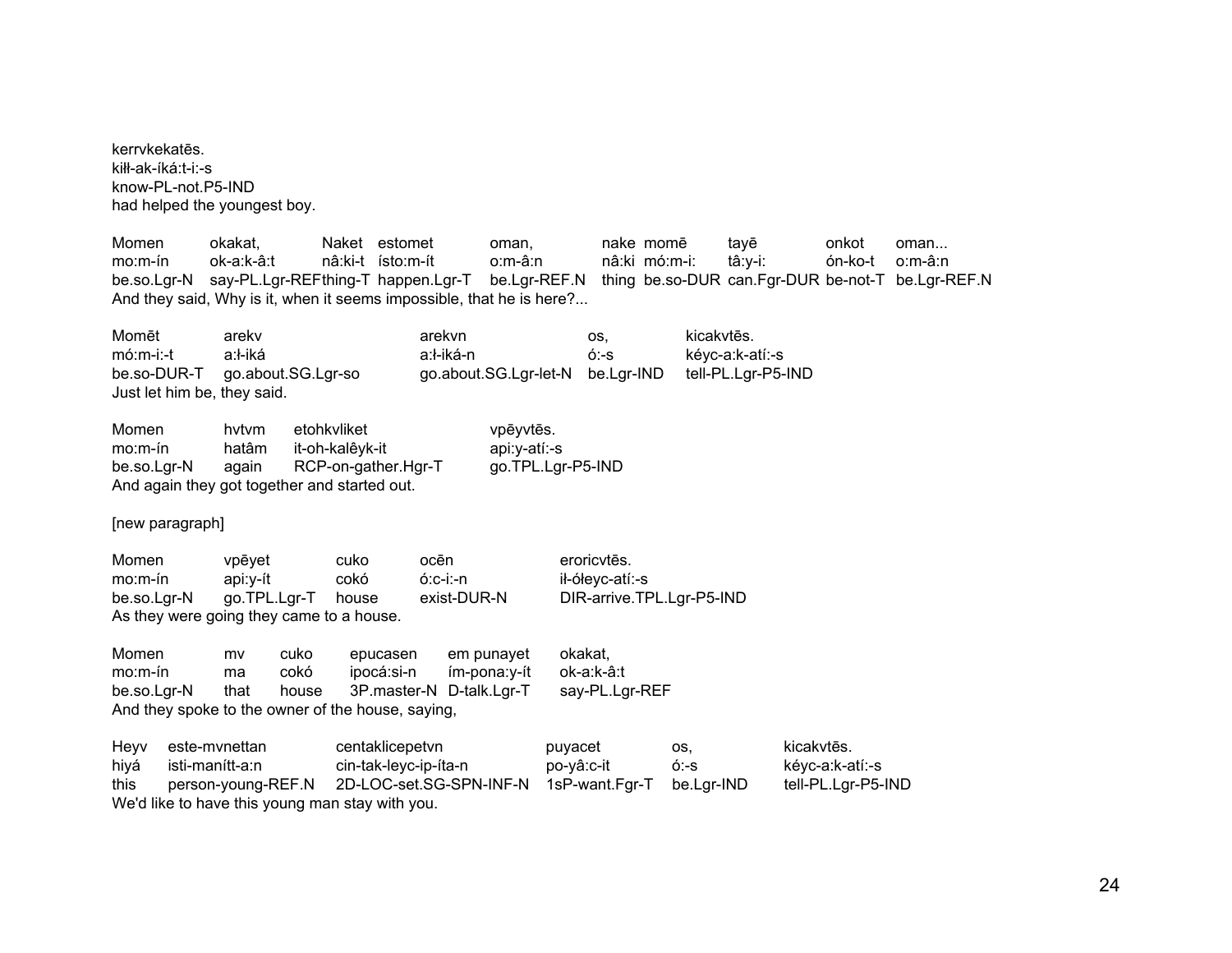kerrvkekatēs.
kiłł-ak-íká:t-i:-s
know-PL-not.P5-IND
had helped the youngest boy.

| Momen | okakat, | Naket | estomet | oman, | nake | momē | tayē | onkot | oman... |
|---|---|---|---|---|---|---|---|---|---|
| mo:m-ín | ok-a:k-â:t | nâ:ki-t | ísto:m-ít | o:m-â:n | nâ:ki | mó:m-i: | tâ:y-i: | ón-ko-t | o:m-â:n |
| be.so.Lgr-N | say-PL.Lgr-REF | thing-T | happen.Lgr-T | be.Lgr-REF.N | thing | be.so-DUR | can.Fgr-DUR | be-not-T | be.Lgr-REF.N |

And they said, Why is it, when it seems impossible, that he is here?...

| Momēt | arekv | arekvn | os, | kicakvtēs. |
|---|---|---|---|---|
| mó:m-i:-t | a:ł-iká | a:ł-iká-n | ó:-s | kéyc-a:k-atí:-s |
| be.so-DUR-T | go.about.SG.Lgr-so | go.about.SG.Lgr-let-N | be.Lgr-IND | tell-PL.Lgr-P5-IND |

Just let him be, they said.

| Momen | hvtvm | etohkvliket | vpēyvtēs. |
|---|---|---|---|
| mo:m-ín | hatâm | it-oh-kalêyk-it | api:y-atí:-s |
| be.so.Lgr-N | again | RCP-on-gather.Hgr-T | go.TPL.Lgr-P5-IND |

And again they got together and started out.

[new paragraph]

| Momen | vpēyet | cuko | ocēn | eroricvtēs. |
|---|---|---|---|---|
| mo:m-ín | api:y-ít | cokó | ó:c-i:-n | ił-ółeyc-atí:-s |
| be.so.Lgr-N | go.TPL.Lgr-T | house | exist-DUR-N | DIR-arrive.TPL.Lgr-P5-IND |

As they were going they came to a house.

| Momen | mv | cuko | epucasen | em punayet | okakat, |
|---|---|---|---|---|---|
| mo:m-ín | ma | cokó | ipocá:si-n | ím-pona:y-ít | ok-a:k-â:t |
| be.so.Lgr-N | that | house | 3P.master-N | D-talk.Lgr-T | say-PL.Lgr-REF |

And they spoke to the owner of the house, saying,

| Heyv | este-mvnettan | centaklicepetvn | puyacet | os, | kicakvtēs. |
|---|---|---|---|---|---|
| hiyá | isti-manítt-a:n | cin-tak-leyc-ip-íta-n | po-yâ:c-it | ó:-s | kéyc-a:k-atí:-s |
| this | person-young-REF.N | 2D-LOC-set.SG-SPN-INF-N | 1sP-want.Fgr-T | be.Lgr-IND | tell-PL.Lgr-P5-IND |

We'd like to have this young man stay with you.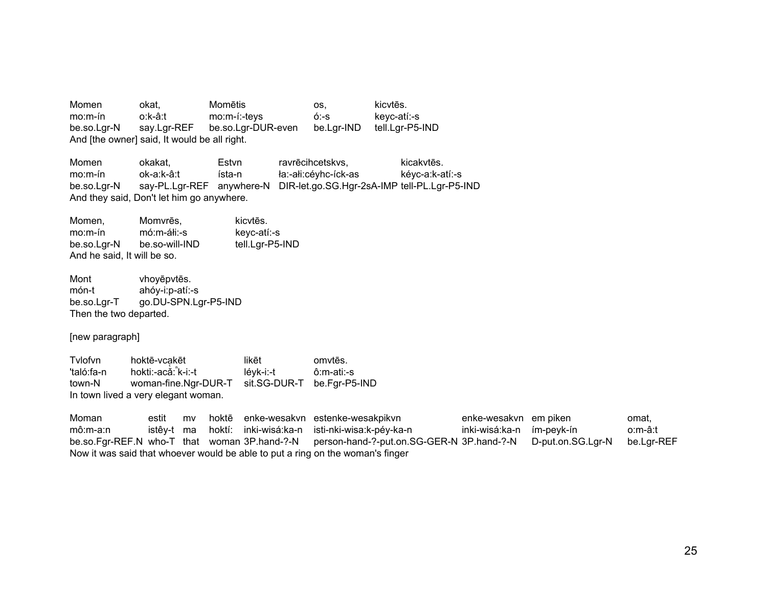| Momen | okat, | Momētis | os, | kicvtēs. |
|---|---|---|---|---|
| mo:m-ín | o:k-â:t | mo:m-í:-teys | ó:-s | keyc-atí:-s |
| be.so.Lgr-N | say.Lgr-REF | be.so.Lgr-DUR-even | be.Lgr-IND | tell.Lgr-P5-IND |

And [the owner] said, It would be all right.

| Momen | okakat, | Estvn | ravrēcihcetskvs, | kicakvtēs. |
|---|---|---|---|---|
| mo:m-ín | ok-a:k-â:t | ísta-n | ła:-áłi:céyhc-íck-as | kéyc-a:k-atí:-s |
| be.so.Lgr-N | say-PL.Lgr-REF | anywhere-N | DIR-let.go.SG.Hgr-2sA-IMP | tell-PL.Lgr-P5-IND |

And they said, Don't let him go anywhere.

| Momen, | Momvrēs, | kicvtēs. |
|---|---|---|
| mo:m-ín | mó:m-áłi:-s | keyc-atí:-s |
| be.so.Lgr-N | be.so-will-IND | tell.Lgr-P5-IND |

And he said, It will be so.

| Mont | vhoyēpvtēs. |
|---|---|
| món-t | ahóy-i:p-atí:-s |
| be.so.Lgr-T | go.DU-SPN.Lgr-P5-IND |

Then the two departed.

[new paragraph]

| Tvlofvn | hoktē-vcạkēt | likēt | omvtēs. |
|---|---|---|---|
| 'taló:fa-n | hokti:-acǎ:ⁿk-i:-t | léyk-i:-t | ô:m-ati:-s |
| town-N | woman-fine.Ngr-DUR-T | sit.SG-DUR-T | be.Fgr-P5-IND |

In town lived a very elegant woman.

| Moman | estit | mv | hoktē | enke-wesakvn | estenke-wesakpikvn | enke-wesakvn | em piken | omat, |
|---|---|---|---|---|---|---|---|---|
| mô:m-a:n | istêy-t | ma | hoktí: | inki-wisá:ka-n | isti-nki-wisa:k-péy-ka-n | inki-wisá:ka-n | ím-peyk-ín | o:m-â:t |
| be.so.Fgr-REF.N | who-T | that | woman | 3P.hand-?-N | person-hand-?-put.on.SG-GER-N | 3P.hand-?-N | D-put.on.SG.Lgr-N | be.Lgr-REF |

Now it was said that whoever would be able to put a ring on the woman's finger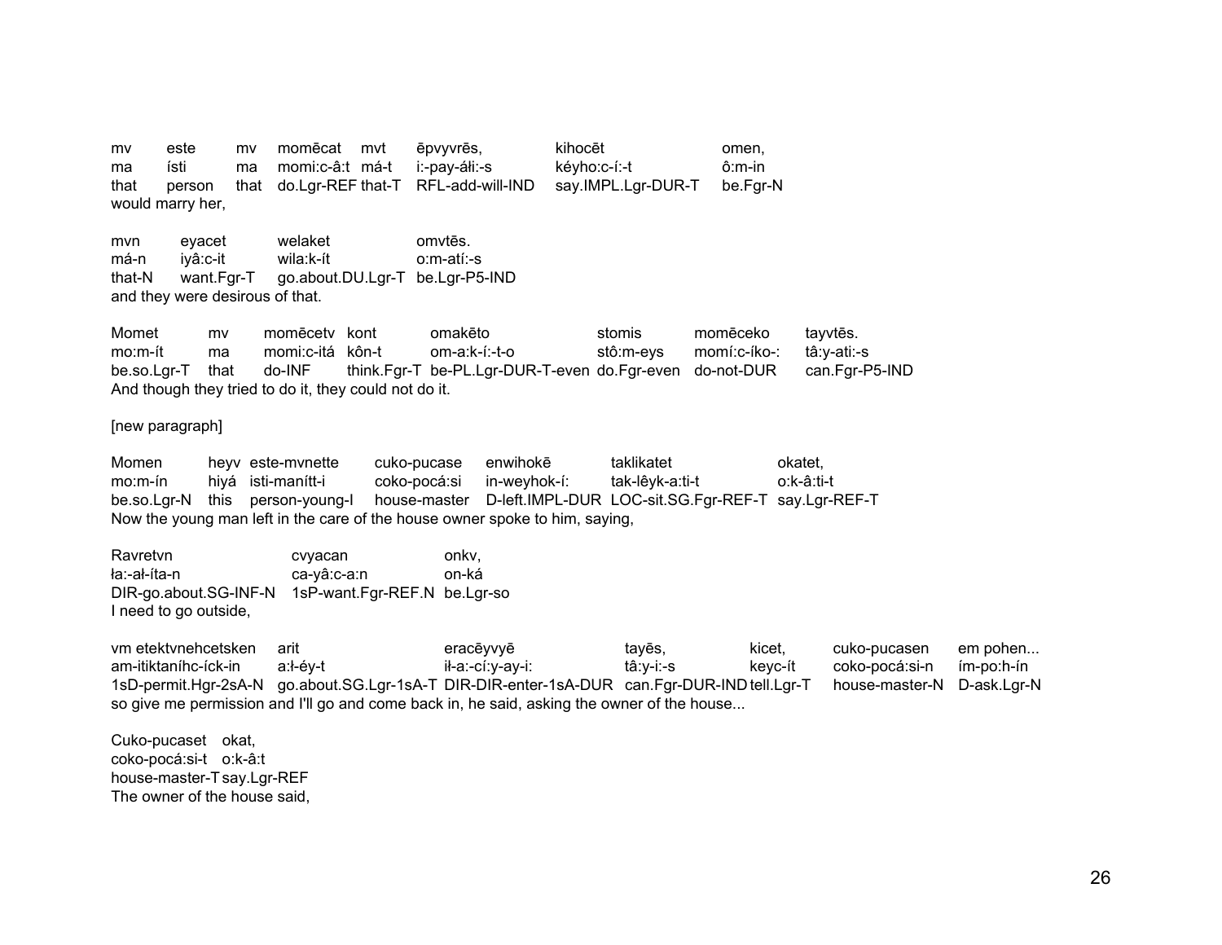| mv | este | mv | momēcat | mvt | ēpvyvrēs, | kihocēt | omen, |
|---|---|---|---|---|---|---|---|
| ma | ísti | ma | momi:c-â:t | má-t | i:-pay-áłi:-s | kéyho:c-í:-t | ô:m-in |
| that | person | that | do.Lgr-REF | that-T | RFL-add-will-IND | say.IMPL.Lgr-DUR-T | be.Fgr-N |

would marry her,

| mvn | eyacet | welaket | omvtēs. |
|---|---|---|---|
| má-n | iyâ:c-it | wila:k-ít | o:m-atí:-s |
| that-N | want.Fgr-T | go.about.DU.Lgr-T | be.Lgr-P5-IND |

and they were desirous of that.

| Momet | mv | momēcetv | kont | omakēto | stomis | momēceko | tayvtēs. |
|---|---|---|---|---|---|---|---|
| mo:m-ít | ma | momi:c-itá | kôn-t | om-a:k-í:-t-o | stô:m-eys | momí:c-íko-: | tâ:y-ati:-s |
| be.so.Lgr-T | that | do-INF | think.Fgr-T | be-PL.Lgr-DUR-T-even | do.Fgr-even | do-not-DUR | can.Fgr-P5-IND |

And though they tried to do it, they could not do it.

[new paragraph]

| Momen | heyv | este-mvnette | cuko-pucase | enwihokē | taklikatet | okatet, |
|---|---|---|---|---|---|---|
| mo:m-ín | hiyá | isti-manítt-i | coko-pocá:si | in-weyhok-í: | tak-lêyk-a:ti-t | o:k-â:ti-t |
| be.so.Lgr-N | this | person-young-I | house-master | D-left.IMPL-DUR | LOC-sit.SG.Fgr-REF-T | say.Lgr-REF-T |

Now the young man left in the care of the house owner spoke to him, saying,

| Ravretvn | cvyacan | onkv, |
|---|---|---|
| ła:-ał-íta-n | ca-yâ:c-a:n | on-ká |
| DIR-go.about.SG-INF-N | 1sP-want.Fgr-REF.N | be.Lgr-so |

I need to go outside,

| vm etektvnehcetsken | arit | eracēyvyē | tayēs, | kicet, | cuko-pucasen | em pohen... |
|---|---|---|---|---|---|---|
| am-itiktaníhc-íck-in | a:ł-éy-t | ił-a:-cí:y-ay-i: | tâ:y-i:-s | keyc-ít | coko-pocá:si-n | ím-po:h-ín |
| 1sD-permit.Hgr-2sA-N | go.about.SG.Lgr-1sA-T | DIR-DIR-enter-1sA-DUR | can.Fgr-DUR-IND | tell.Lgr-T | house-master-N | D-ask.Lgr-N |

so give me permission and I'll go and come back in, he said, asking the owner of the house...

| Cuko-pucaset | okat, |
|---|---|
| coko-pocá:si-t | o:k-â:t |
| house-master-T | say.Lgr-REF |

The owner of the house said,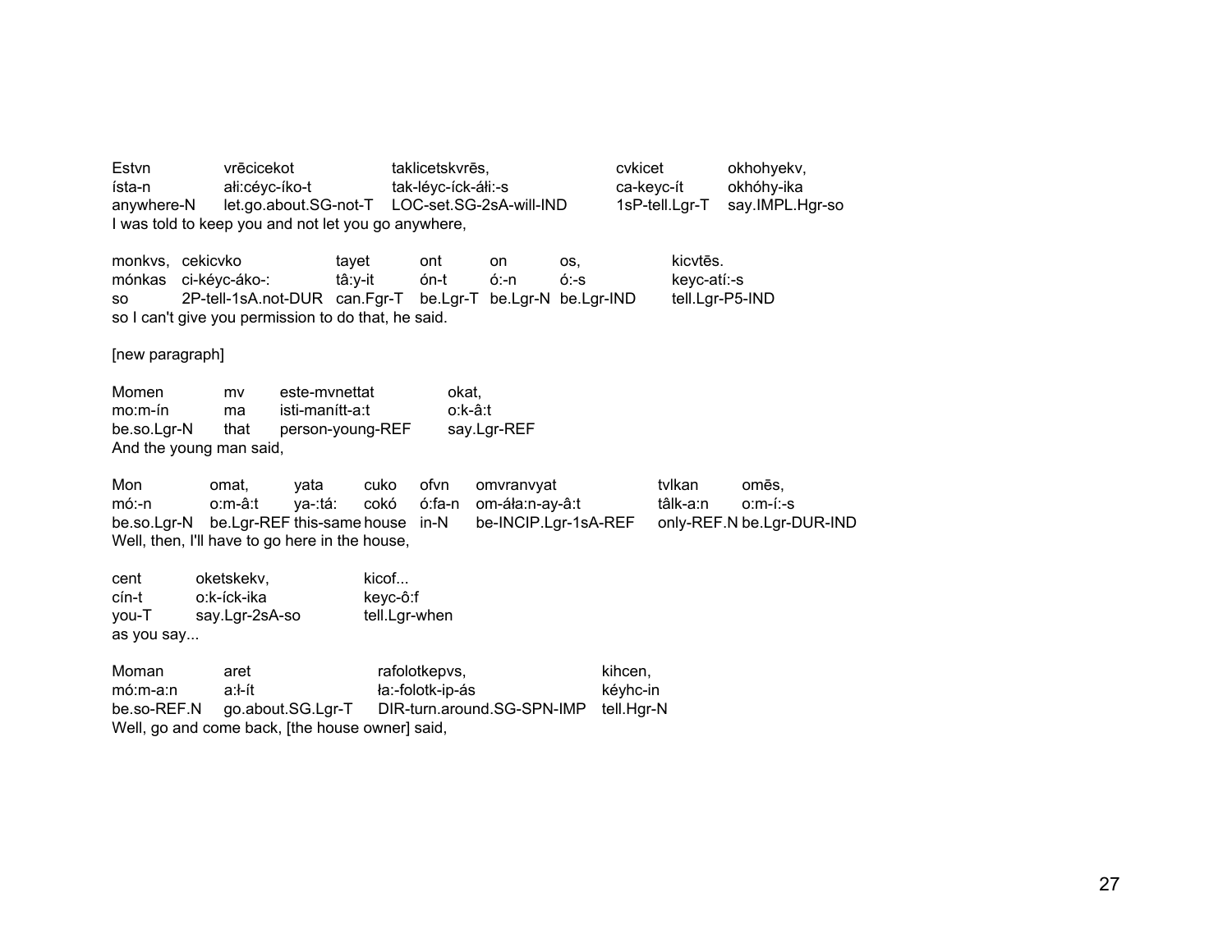Estvn vrēcicekot taklicetskvrēs, cvkicet okhohyekv,
ísta-n ałi:céyc-íko-t tak-léyc-íck-áłi:-s ca-keyc-ít okhóhy-ika
anywhere-N let.go.about.SG-not-T LOC-set.SG-2sA-will-IND 1sP-tell.Lgr-T say.IMPL.Hgr-so
I was told to keep you and not let you go anywhere,

monkvs, cekicvko tayet ont on os, kicvtēs.
mónkas ci-kéyc-áko-: tâ:y-it ón-t ó:-n ó:-s keyc-atí:-s
so 2P-tell-1sA.not-DUR can.Fgr-T be.Lgr-T be.Lgr-N be.Lgr-IND tell.Lgr-P5-IND
so I can't give you permission to do that, he said.

[new paragraph]

Momen mv este-mvnettat okat,
mo:m-ín ma isti-manítt-a:t o:k-â:t
be.so.Lgr-N that person-young-REF say.Lgr-REF
And the young man said,

Mon omat, yata cuko ofvn omvranvyat tvlkan omēs,
mó:-n o:m-â:t ya-:tá: cokó ó:fa-n om-áła:n-ay-â:t tâlk-a:n o:m-í:-s
be.so.Lgr-N be.Lgr-REF this-same house in-N be-INCIP.Lgr-1sA-REF only-REF.N be.Lgr-DUR-IND
Well, then, I'll have to go here in the house,

cent oketskekv, kicof...
cín-t o:k-íck-ika keyc-ô:f
you-T say.Lgr-2sA-so tell.Lgr-when
as you say...

Moman aret rafolotkepvs, kihcen,
mó:m-a:n a:ł-ít ła:-folotk-ip-ás kéyhc-in
be.so-REF.N go.about.SG.Lgr-T DIR-turn.around.SG-SPN-IMP tell.Hgr-N
Well, go and come back, [the house owner] said,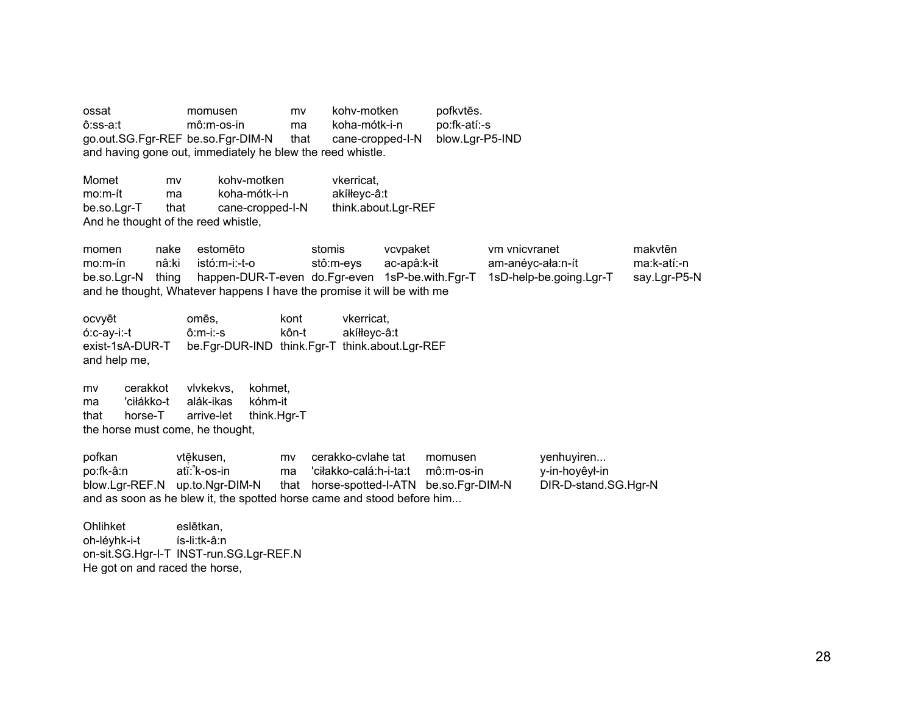| ossat | momusen | mv | kohv-motken | pofkvtēs. |
|---|---|---|---|---|
| ô:ss-a:t | mô:m-os-in | ma | koha-mótk-i-n | po:fk-atí:-s |
| go.out.SG.Fgr-REF | be.so.Fgr-DIM-N | that | cane-cropped-I-N | blow.Lgr-P5-IND |

and having gone out, immediately he blew the reed whistle.

| Momet | mv | kohv-motken | vkerricat, |
|---|---|---|---|
| mo:m-ít | ma | koha-mótk-i-n | akíłłeyc-â:t |
| be.so.Lgr-T | that | cane-cropped-I-N | think.about.Lgr-REF |

And he thought of the reed whistle,

| momen | nake | estomēto | stomis | vcvpaket | vm vnicvranet | makvtēn |
|---|---|---|---|---|---|---|
| mo:m-ín | nâ:ki | istó:m-i:-t-o | stô:m-eys | ac-apâ:k-it | am-anéyc-ała:n-ít | ma:k-atí:-n |
| be.so.Lgr-N | thing | happen-DUR-T-even | do.Fgr-even | 1sP-be.with.Fgr-T | 1sD-help-be.going.Lgr-T | say.Lgr-P5-N |

and he thought, Whatever happens I have the promise it will be with me

| ocvyēt | omēs, | kont | vkerricat, |
|---|---|---|---|
| ó:c-ay-i:-t | ô:m-i:-s | kôn-t | akíłłeyc-â:t |
| exist-1sA-DUR-T | be.Fgr-DUR-IND | think.Fgr-T | think.about.Lgr-REF |

and help me,

| mv | cerakkot | vlvkekvs, | kohmet, |
|---|---|---|---|
| ma | 'ciłákko-t | alák-ikas | kóhm-it |
| that | horse-T | arrive-let | think.Hgr-T |

the horse must come, he thought,

| pofkan | vtę̄kusen, | mv | cerakko-cvlahe tat | momusen | yenhuyiren... |
|---|---|---|---|---|---|
| po:fk-â:n | ati̯:ⁿk-os-in | ma | 'ciłakko-calá:h-i-ta:t | mô:m-os-in | y-in-hoyêył-in |
| blow.Lgr-REF.N | up.to.Ngr-DIM-N | that | horse-spotted-I-ATN | be.so.Fgr-DIM-N | DIR-D-stand.SG.Hgr-N |

and as soon as he blew it, the spotted horse came and stood before him...

| Ohlihket | eslētkan, |
|---|---|
| oh-léyhk-i-t | ís-li:tk-â:n |
| on-sit.SG.Hgr-I-T | INST-run.SG.Lgr-REF.N |

He got on and raced the horse,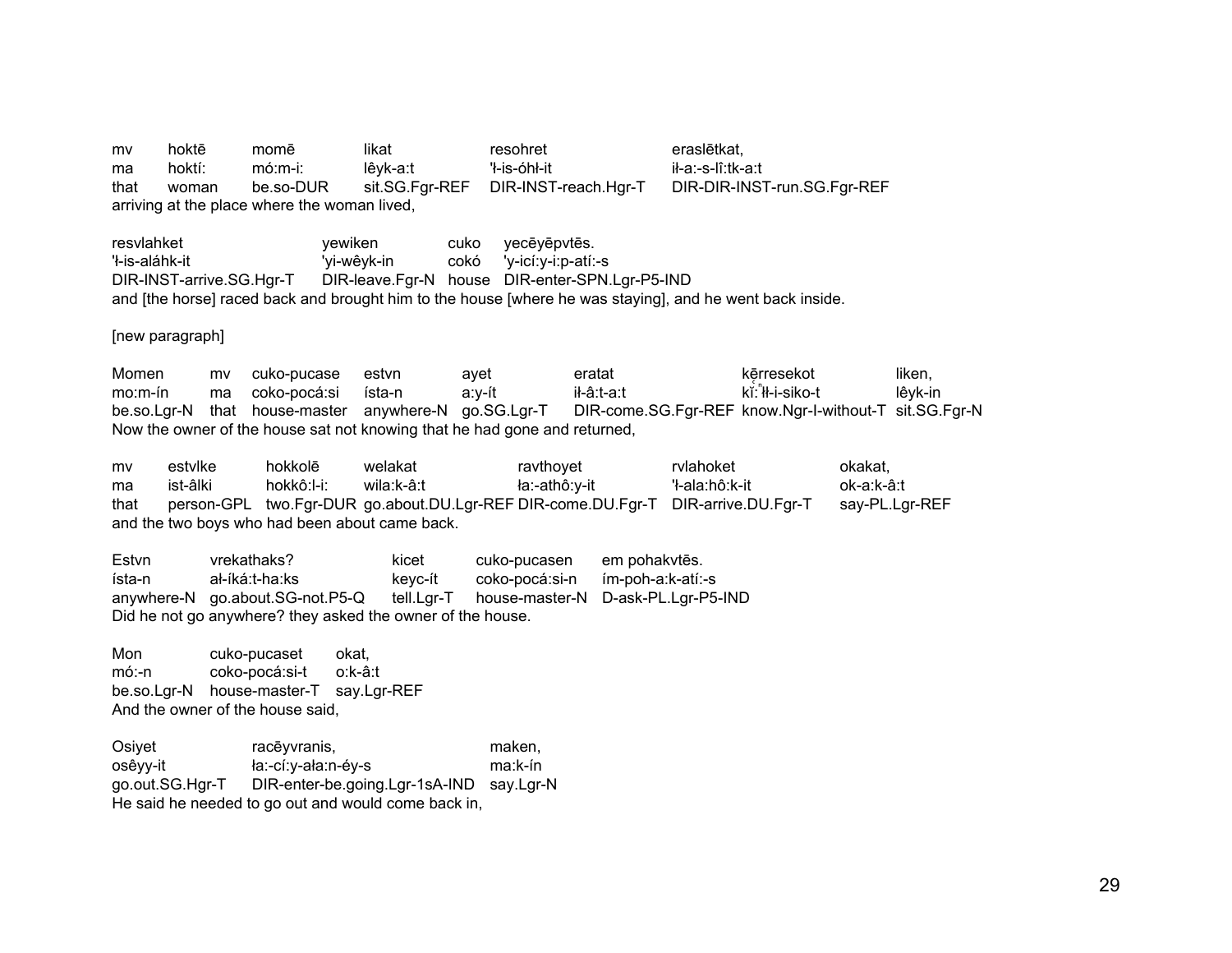| mv | hoktē | momē | likat | resohret | eraslētkat, |
|---|---|---|---|---|---|
| ma | hoktí: | mó:m-i: | lêyk-a:t | 'ł-is-óhł-it | ił-a:-s-lî:tk-a:t |
| that | woman | be.so-DUR | sit.SG.Fgr-REF | DIR-INST-reach.Hgr-T | DIR-DIR-INST-run.SG.Fgr-REF |

arriving at the place where the woman lived,

| resvlahket | yewiken | cuko | yecēyēpvtēs. |
|---|---|---|---|
| 'ł-is-aláhk-it | 'yi-wêyk-in | cokó | 'y-icí:y-i:p-atí:-s |
| DIR-INST-arrive.SG.Hgr-T | DIR-leave.Fgr-N | house | DIR-enter-SPN.Lgr-P5-IND |

and [the horse] raced back and brought him to the house [where he was staying], and he went back inside.

[new paragraph]

| Momen | mv | cuko-pucase | estvn | ayet | eratat | kērresekot | liken, |
|---|---|---|---|---|---|---|---|
| mo:m-ín | ma | coko-pocá:si | ísta-n | a:y-ít | ił-â:t-a:t | kĭ:ⁿłł-i-siko-t | lêyk-in |
| be.so.Lgr-N | that | house-master | anywhere-N | go.SG.Lgr-T | DIR-come.SG.Fgr-REF | know.Ngr-I-without-T | sit.SG.Fgr-N |

Now the owner of the house sat not knowing that he had gone and returned,

| mv | estvlke | hokkolē | welakat | ravthoyet | rvlahoket | okakat, |
|---|---|---|---|---|---|---|
| ma | ist-âlki | hokkô:l-i: | wila:k-â:t | ła:-athô:y-it | 'ł-ala:hô:k-it | ok-a:k-â:t |
| that | person-GPL | two.Fgr-DUR | go.about.DU.Lgr-REF | DIR-come.DU.Fgr-T | DIR-arrive.DU.Fgr-T | say-PL.Lgr-REF |

and the two boys who had been about came back.

| Estvn | vrekathaks? | kicet | cuko-pucasen | em pohakvtēs. |
|---|---|---|---|---|
| ísta-n | ał-íká:t-ha:ks | keyc-ít | coko-pocá:si-n | ím-poh-a:k-atí:-s |
| anywhere-N | go.about.SG-not.P5-Q | tell.Lgr-T | house-master-N | D-ask-PL.Lgr-P5-IND |

Did he not go anywhere? they asked the owner of the house.

| Mon | cuko-pucaset | okat, |
|---|---|---|
| mó:-n | coko-pocá:si-t | o:k-â:t |
| be.so.Lgr-N | house-master-T | say.Lgr-REF |

And the owner of the house said,

| Osiyet | racēyvranis, | maken, |
|---|---|---|
| osêyy-it | ła:-cí:y-ała:n-éy-s | ma:k-ín |
| go.out.SG.Hgr-T | DIR-enter-be.going.Lgr-1sA-IND | say.Lgr-N |

He said he needed to go out and would come back in,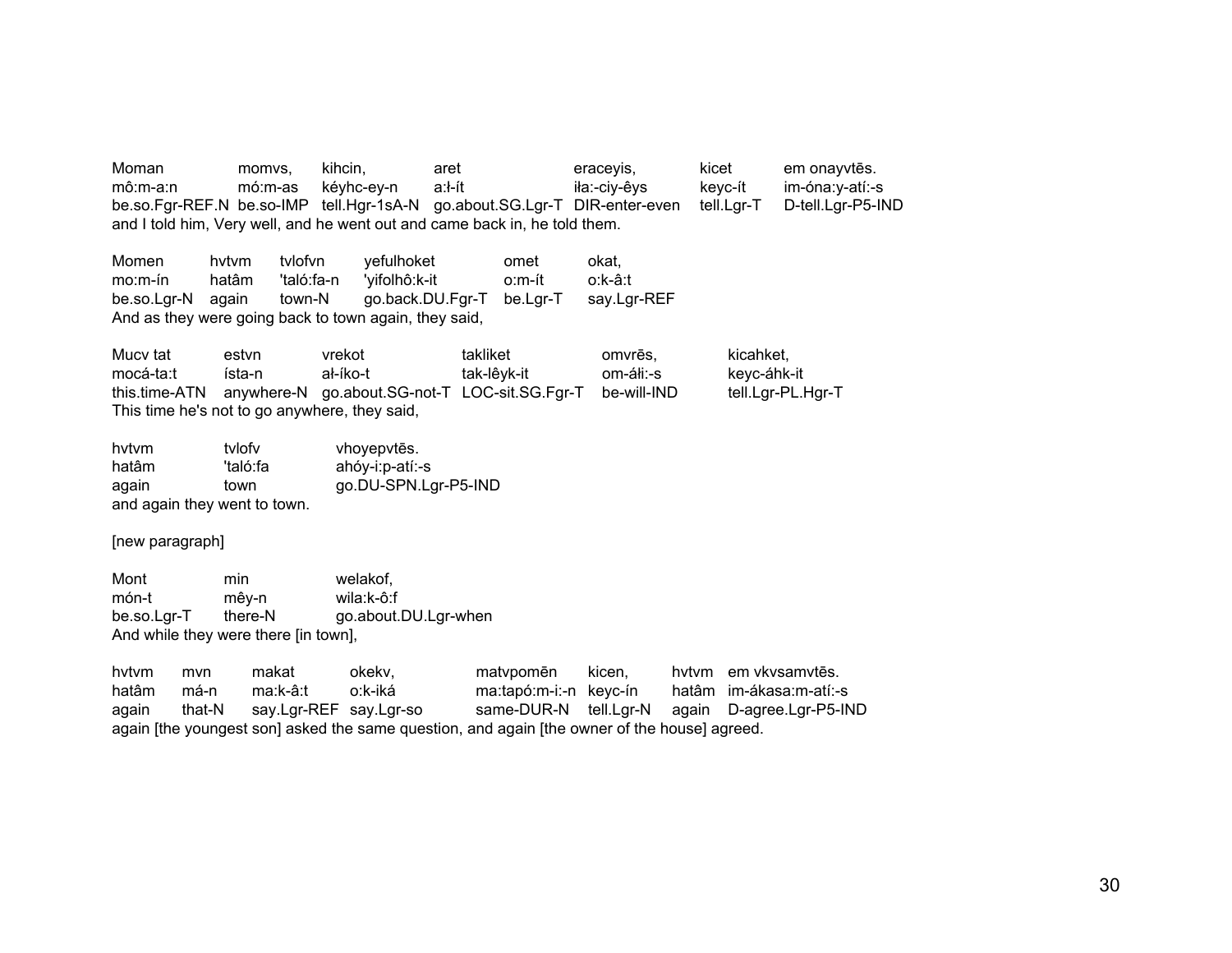| Moman | momvs, | kihcin, | aret | eraceyis, | kicet | em onayvtēs. |
|---|---|---|---|---|---|---|
| mô:m-a:n | mó:m-as | kéyhc-ey-n | a:ł-ít | iła:-ciy-êys | keyc-ít | im-óna:y-atí:-s |
| be.so.Fgr-REF.N | be.so-IMP | tell.Hgr-1sA-N | go.about.SG.Lgr-T | DIR-enter-even | tell.Lgr-T | D-tell.Lgr-P5-IND |

and I told him, Very well, and he went out and came back in, he told them.

| Momen | hvtvm | tvlofvn | yefulhoket | omet | okat, |
|---|---|---|---|---|---|
| mo:m-ín | hatâm | 'taló:fa-n | 'yifolhô:k-it | o:m-ít | o:k-â:t |
| be.so.Lgr-N | again | town-N | go.back.DU.Fgr-T | be.Lgr-T | say.Lgr-REF |

And as they were going back to town again, they said,

| Mucv tat | estvn | vrekot | takliket | omvrēs, | kicahket, |
|---|---|---|---|---|---|
| mocá-ta:t | ísta-n | ał-íko-t | tak-lêyk-it | om-áłi:-s | keyc-áhk-it |
| this.time-ATN | anywhere-N | go.about.SG-not-T | LOC-sit.SG.Fgr-T | be-will-IND | tell.Lgr-PL.Hgr-T |

This time he's not to go anywhere, they said,

| hvtvm | tvlofv | vhoyepvtēs. |
|---|---|---|
| hatâm | 'taló:fa | ahóy-i:p-atí:-s |
| again | town | go.DU-SPN.Lgr-P5-IND |

and again they went to town.

[new paragraph]

| Mont | min | welakof, |
|---|---|---|
| món-t | mêy-n | wila:k-ô:f |
| be.so.Lgr-T | there-N | go.about.DU.Lgr-when |

And while they were there [in town],

| hvtvm | mvn | makat | okekv, | matvpomēn | kicen, | hvtvm | em vkvsamvtēs. |
|---|---|---|---|---|---|---|---|
| hatâm | má-n | ma:k-â:t | o:k-iká | ma:tapó:m-i:-n | keyc-ín | hatâm | im-ákasa:m-atí:-s |
| again | that-N | say.Lgr-REF | say.Lgr-so | same-DUR-N | tell.Lgr-N | again | D-agree.Lgr-P5-IND |

again [the youngest son] asked the same question, and again [the owner of the house] agreed.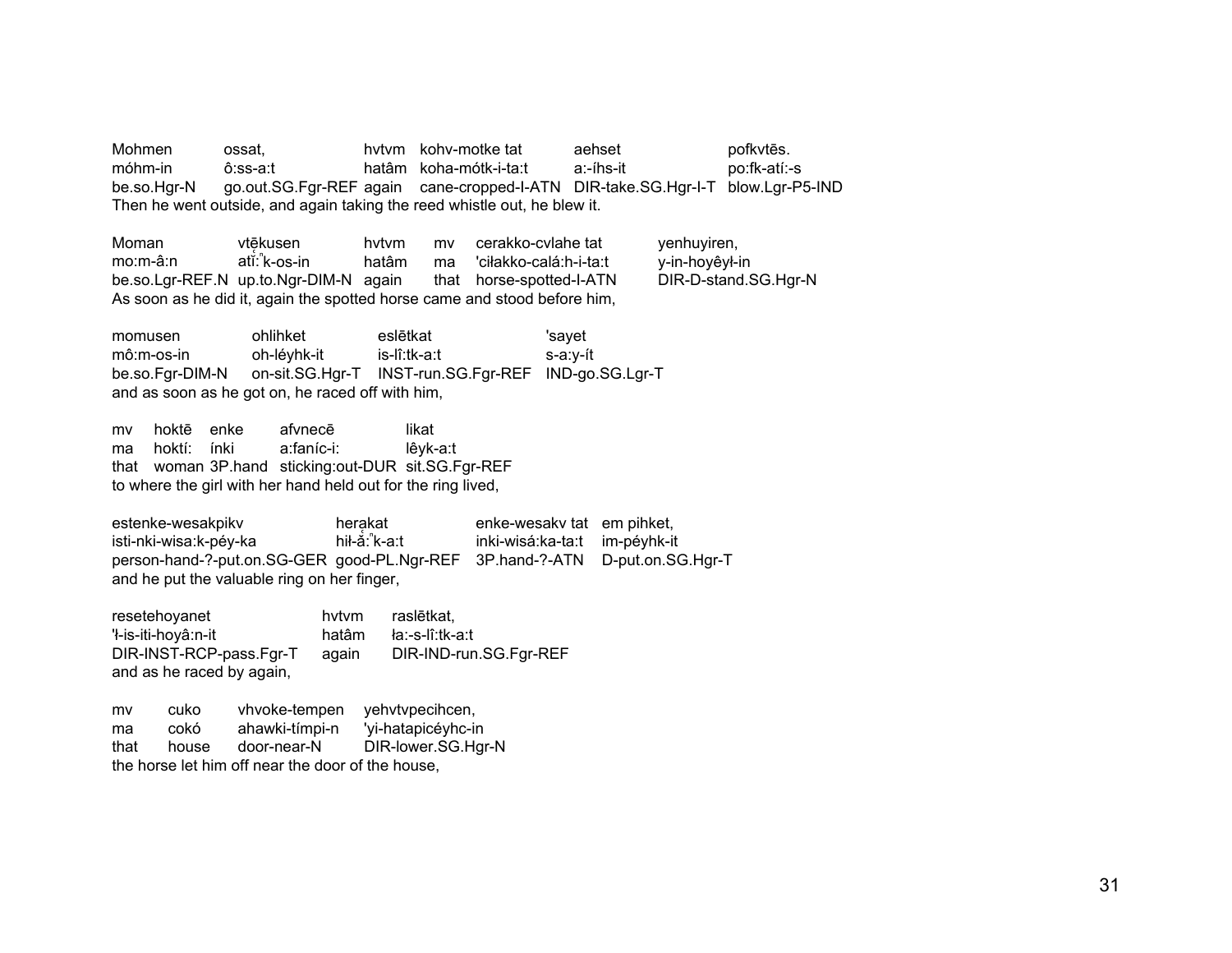| Mohmen | ossat, | hvtvm | kohv-motke tat | aehset | pofkvtēs. |
|---|---|---|---|---|---|
| móhm-in | ô:ss-a:t | hatâm | koha-mótk-i-ta:t | a:-íhs-it | po:fk-atí:-s |
| be.so.Hgr-N | go.out.SG.Fgr-REF | again | cane-cropped-I-ATN | DIR-take.SG.Hgr-I-T | blow.Lgr-P5-IND |

Then he went outside, and again taking the reed whistle out, he blew it.

| Moman | vtēkusen | hvtvm | mv | cerakko-cvlahe tat | yenhuyiren, |
|---|---|---|---|---|---|
| mo:m-â:n | atĭ̜:ⁿk-os-in | hatâm | ma | 'ciłakko-calá:h-i-ta:t | y-in-hoyêył-in |
| be.so.Lgr-REF.N | up.to.Ngr-DIM-N | again | that | horse-spotted-I-ATN | DIR-D-stand.SG.Hgr-N |

As soon as he did it, again the spotted horse came and stood before him,

| momusen | ohlihket | eslētkat | 'sayet |
|---|---|---|---|
| mô:m-os-in | oh-léyhk-it | is-lî:tk-a:t | s-a:y-ít |
| be.so.Fgr-DIM-N | on-sit.SG.Hgr-T | INST-run.SG.Fgr-REF | IND-go.SG.Lgr-T |

and as soon as he got on, he raced off with him,

| mv | hoktē | enke | afvnecē | likat |
|---|---|---|---|---|
| ma | hoktí: | ínki | a:faníc-i: | lêyk-a:t |
| that | woman | 3P.hand | sticking:out-DUR | sit.SG.Fgr-REF |

to where the girl with her hand held out for the ring lived,

| estenke-wesakpikv | herakat | enke-wesakv tat | em pihket, |
|---|---|---|---|
| isti-nki-wisa:k-péy-ka | hił-ă̜:ⁿk-a:t | inki-wisá:ka-ta:t | im-péyhk-it |
| person-hand-?-put.on.SG-GER | good-PL.Ngr-REF | 3P.hand-?-ATN | D-put.on.SG.Hgr-T |

and he put the valuable ring on her finger,

| resetehoyanet | hvtvm | raslētkat, |
|---|---|---|
| 'ł-is-iti-hoyâ:n-it | hatâm | ła:-s-lî:tk-a:t |
| DIR-INST-RCP-pass.Fgr-T | again | DIR-IND-run.SG.Fgr-REF |

and as he raced by again,

| mv | cuko | vhvoke-tempen | yehvtvpecihcen, |
|---|---|---|---|
| ma | cokó | ahawki-tímpi-n | 'yi-hatapicéyhc-in |
| that | house | door-near-N | DIR-lower.SG.Hgr-N |

the horse let him off near the door of the house,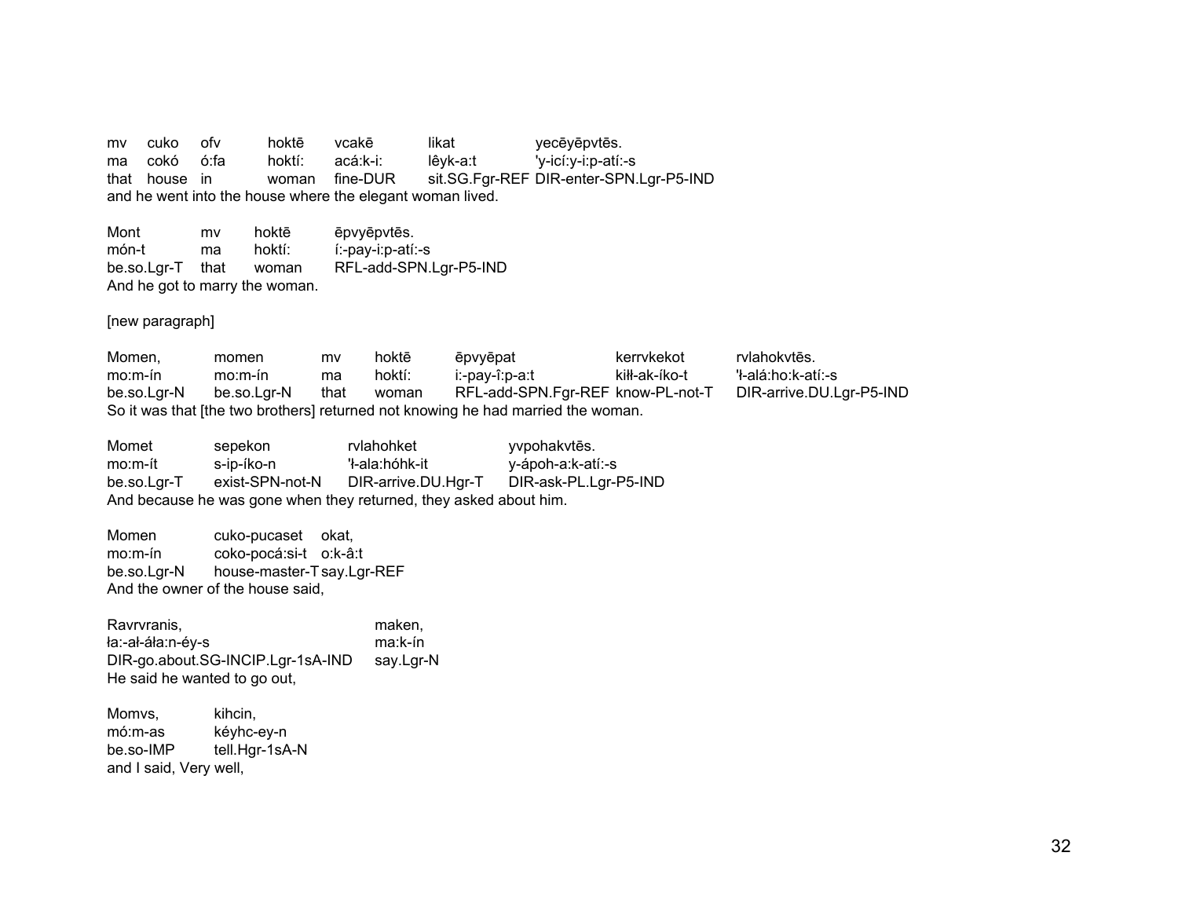| mv | cuko | ofv | hoktē | vcakē | likat | yecēyēpvtēs. |
|---|---|---|---|---|---|---|
| ma | cokó | ó:fa | hoktí: | acá:k-i: | lêyk-a:t | 'y-icí:y-i:p-atí:-s |
| that | house | in | woman | fine-DUR | sit.SG.Fgr-REF | DIR-enter-SPN.Lgr-P5-IND |

and he went into the house where the elegant woman lived.

| Mont | mv | hoktē | ēpvyēpvtēs. |
|---|---|---|---|
| món-t | ma | hoktí: | í:-pay-i:p-atí:-s |
| be.so.Lgr-T | that | woman | RFL-add-SPN.Lgr-P5-IND |

And he got to marry the woman.

[new paragraph]

| Momen, | momen | mv | hoktē | ēpvyēpat | kerrvkekot | rvlahokvtēs. |
|---|---|---|---|---|---|---|
| mo:m-ín | mo:m-ín | ma | hoktí: | i:-pay-î:p-a:t | kiłł-ak-íko-t | 'ł-alá:ho:k-atí:-s |
| be.so.Lgr-N | be.so.Lgr-N | that | woman | RFL-add-SPN.Fgr-REF | know-PL-not-T | DIR-arrive.DU.Lgr-P5-IND |

So it was that [the two brothers] returned not knowing he had married the woman.

| Momet | sepekon | rvlahohket | yvpohakvtēs. |
|---|---|---|---|
| mo:m-ít | s-ip-íko-n | 'ł-ala:hóhk-it | y-ápoh-a:k-atí:-s |
| be.so.Lgr-T | exist-SPN-not-N | DIR-arrive.DU.Hgr-T | DIR-ask-PL.Lgr-P5-IND |

And because he was gone when they returned, they asked about him.

| Momen | cuko-pucaset | okat, |
|---|---|---|
| mo:m-ín | coko-pocá:si-t | o:k-â:t |
| be.so.Lgr-N | house-master-T | say.Lgr-REF |

And the owner of the house said,

| Ravrvranis, | maken, |
|---|---|
| ła:-ał-áła:n-éy-s | ma:k-ín |
| DIR-go.about.SG-INCIP.Lgr-1sA-IND | say.Lgr-N |

He said he wanted to go out,

| Momvs, | kihcin, |
|---|---|
| mó:m-as | kéyhc-ey-n |
| be.so-IMP | tell.Hgr-1sA-N |

and I said, Very well,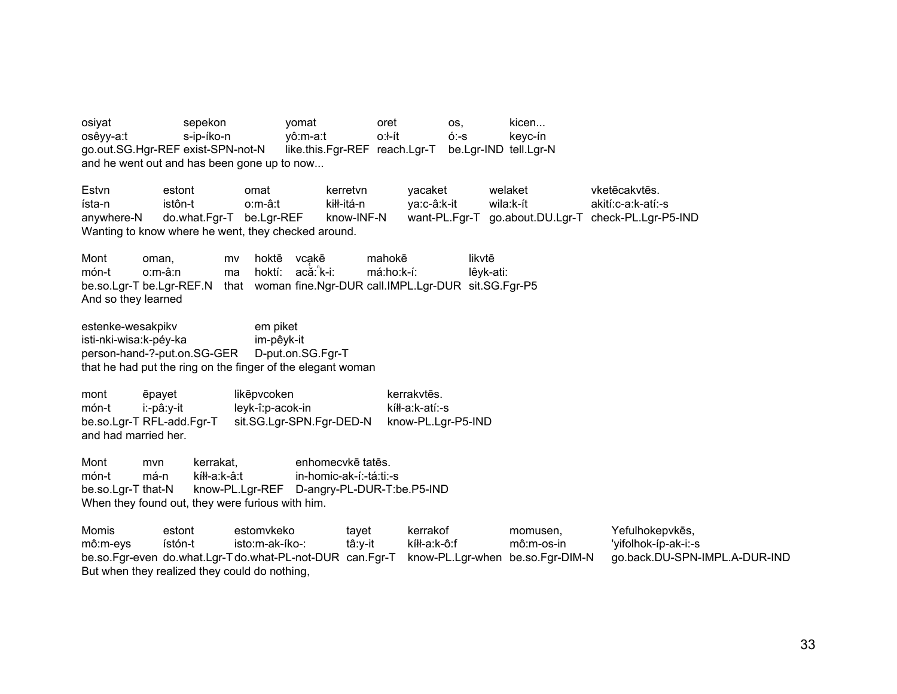| osiyat | sepekon | yomat | oret | os, | kicen... |
|---|---|---|---|---|---|
| osêyy-a:t | s-ip-íko-n | yô:m-a:t | o:ł-ít | ó:-s | keyc-ín |
| go.out.SG.Hgr-REF | exist-SPN-not-N | like.this.Fgr-REF | reach.Lgr-T | be.Lgr-IND | tell.Lgr-N |

and he went out and has been gone up to now...

| Estvn | estont | omat | kerretvn | yacaket | welaket | vketēcakvtēs. |
|---|---|---|---|---|---|---|
| ísta-n | istôn-t | o:m-â:t | kiłł-itá-n | ya:c-â:k-it | wila:k-ít | akití:c-a:k-atí:-s |
| anywhere-N | do.what.Fgr-T | be.Lgr-REF | know-INF-N | want-PL.Fgr-T | go.about.DU.Lgr-T | check-PL.Lgr-P5-IND |

Wanting to know where he went, they checked around.

| Mont | oman, | mv | hoktē | vcakē | mahokē | likvtē |
|---|---|---|---|---|---|---|
| món-t | o:m-â:n | ma | hoktí: | acă:ⁿk-i: | má:ho:k-í: | lêyk-ati: |
| be.so.Lgr-T | be.Lgr-REF.N | that | woman | fine.Ngr-DUR | call.IMPL.Lgr-DUR | sit.SG.Fgr-P5 |

And so they learned

| estenke-wesakpikv | em piket |
|---|---|
| isti-nki-wisa:k-péy-ka | im-pêyk-it |
| person-hand-?-put.on.SG-GER | D-put.on.SG.Fgr-T |

that he had put the ring on the finger of the elegant woman

| mont | ēpayet | likēpvcoken | kerrakvtēs. |
|---|---|---|---|
| món-t | i:-pâ:y-it | leyk-î:p-acok-in | kíłł-a:k-atí:-s |
| be.so.Lgr-T | RFL-add.Fgr-T | sit.SG.Lgr-SPN.Fgr-DED-N | know-PL.Lgr-P5-IND |

and had married her.

| Mont | mvn | kerrakat, | enhomecvkē tatēs. |
|---|---|---|---|
| món-t | má-n | kíłł-a:k-â:t | in-homic-ak-í:-tá:ti:-s |
| be.so.Lgr-T | that-N | know-PL.Lgr-REF | D-angry-PL-DUR-T:be.P5-IND |

When they found out, they were furious with him.

| Momis | estont | estomvkeko | tayet | kerrakof | momusen, | Yefulhokepvkēs, |
|---|---|---|---|---|---|---|
| mô:m-eys | ístón-t | isto:m-ak-íko-: | tâ:y-it | kíłł-a:k-ô:f | mô:m-os-in | 'yifolhok-íp-ak-i:-s |
| be.so.Fgr-even | do.what.Lgr-T | do.what-PL-not-DUR | can.Fgr-T | know-PL.Lgr-when | be.so.Fgr-DIM-N | go.back.DU-SPN-IMPL.A-DUR-IND |

But when they realized they could do nothing,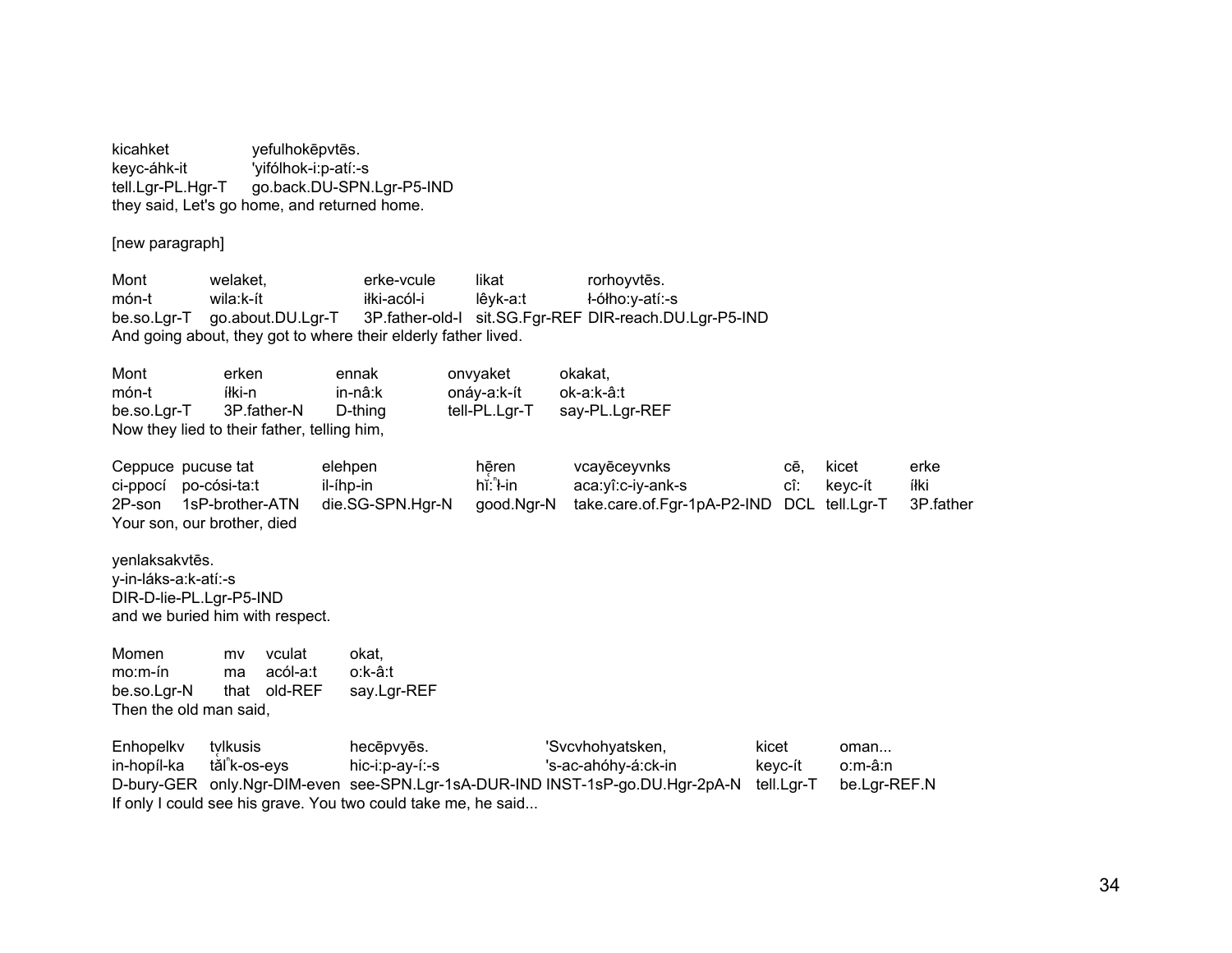kicahket yefulhokēpvtēs.
keyc-áhk-it 'yifólhok-i:p-atí:-s
tell.Lgr-PL.Hgr-T go.back.DU-SPN.Lgr-P5-IND
they said, Let's go home, and returned home.

[new paragraph]

Mont welaket, erke-vcule likat rorhoyvtēs.
món-t wila:k-ít iłki-acól-i lêyk-a:t ł-ółho:y-atí:-s
be.so.Lgr-T go.about.DU.Lgr-T 3P.father-old-I sit.SG.Fgr-REF DIR-reach.DU.Lgr-P5-IND
And going about, they got to where their elderly father lived.

Mont erken ennak onvyaket okakat,
món-t íłki-n in-nâ:k onáy-a:k-ít ok-a:k-â:t
be.so.Lgr-T 3P.father-N D-thing tell-PL.Lgr-T say-PL.Lgr-REF
Now they lied to their father, telling him,

Ceppuce pucuse tat elehpen hēren vcayēceyvnks cē, kicet erke
ci-ppocí po-cósi-ta:t il-íhp-in hĭ:ⁿł-in aca:yî:c-iy-ank-s cî: keyc-ít íłki
2P-son 1sP-brother-ATN die.SG-SPN.Hgr-N good.Ngr-N take.care.of.Fgr-1pA-P2-IND DCL tell.Lgr-T 3P.father
Your son, our brother, died

yenlaksakvtēs.
y-in-láks-a:k-atí:-s
DIR-D-lie-PL.Lgr-P5-IND
and we buried him with respect.

Momen mv vculat okat,
mo:m-ín ma acól-a:t o:k-â:t
be.so.Lgr-N that old-REF say.Lgr-REF
Then the old man said,

Enhopelkv tvlkusis hecēpvyēs. 'Svcvhohyatsken, kicet oman...
in-hopíl-ka tăⁿlk-os-eys hic-i:p-ay-í:-s 's-ac-ahóhy-á:ck-in keyc-ít o:m-â:n
D-bury-GER only.Ngr-DIM-even see-SPN.Lgr-1sA-DUR-IND INST-1sP-go.DU.Hgr-2pA-N tell.Lgr-T be.Lgr-REF.N
If only I could see his grave. You two could take me, he said...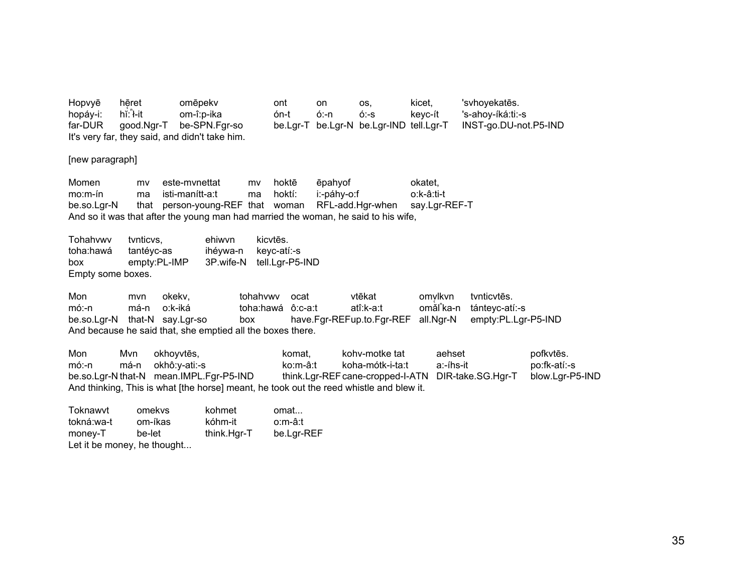| Hopvyē | hē̜ret | omēpekv | ont | on | os, | kicet, | 'svhoyekatēs. |
|---|---|---|---|---|---|---|---|
| hopáy-i: | hĭ:ⁿɬ-it | om-î:p-ika | ón-t | ó:-n | ó:-s | keyc-ít | 's-ahoy-íká:ti:-s |
| far-DUR | good.Ngr-T | be-SPN.Fgr-so | be.Lgr-T | be.Lgr-N | be.Lgr-IND | tell.Lgr-T | INST-go.DU-not.P5-IND |

It's very far, they said, and didn't take him.

[new paragraph]

| Momen | mv | este-mvnettat | mv | hoktē | ēpahyof | okatet, |
|---|---|---|---|---|---|---|
| mo:m-ín | ma | isti-manítt-a:t | ma | hoktí: | i:-páhy-o:f | o:k-â:ti-t |
| be.so.Lgr-N | that | person-young-REF | that | woman | RFL-add.Hgr-when | say.Lgr-REF-T |

And so it was that after the young man had married the woman, he said to his wife,

| Tohahvwv | tvnticvs, | ehiwvn | kicvtēs. |
|---|---|---|---|
| toha:hawá | tantéyc-as | ihéywa-n | keyc-atí:-s |
| box | empty:PL-IMP | 3P.wife-N | tell.Lgr-P5-IND |

Empty some boxes.

| Mon | mvn | okekv, | tohahvwv | ocat | vtēkat | omvlkvn | tvnticvtēs. |
|---|---|---|---|---|---|---|---|
| mó:-n | má-n | o:k-iká | toha:hawá | ô:c-a:t | atî:k-a:t | omălⁿka-n | tánteyc-atí:-s |
| be.so.Lgr-N | that-N | say.Lgr-so | box | have.Fgr-REF | up.to.Fgr-REF | all.Ngr-N | empty:PL.Lgr-P5-IND |

And because he said that, she emptied all the boxes there.

| Mon | Mvn | okhoyvtēs, | komat, | kohv-motke tat | aehset | pofkvtēs. |
|---|---|---|---|---|---|---|
| mó:-n | má-n | okhô:y-ati:-s | ko:m-â:t | koha-mótk-i-ta:t | a:-íhs-it | po:fk-atí:-s |
| be.so.Lgr-N | that-N | mean.IMPL.Fgr-P5-IND | think.Lgr-REF | cane-cropped-I-ATN | DIR-take.SG.Hgr-T | blow.Lgr-P5-IND |

And thinking, This is what [the horse] meant, he took out the reed whistle and blew it.

| Toknawvt | omekvs | kohmet | omat... |
|---|---|---|---|
| tokná:wa-t | om-íkas | kóhm-it | o:m-â:t |
| money-T | be-let | think.Hgr-T | be.Lgr-REF |

Let it be money, he thought...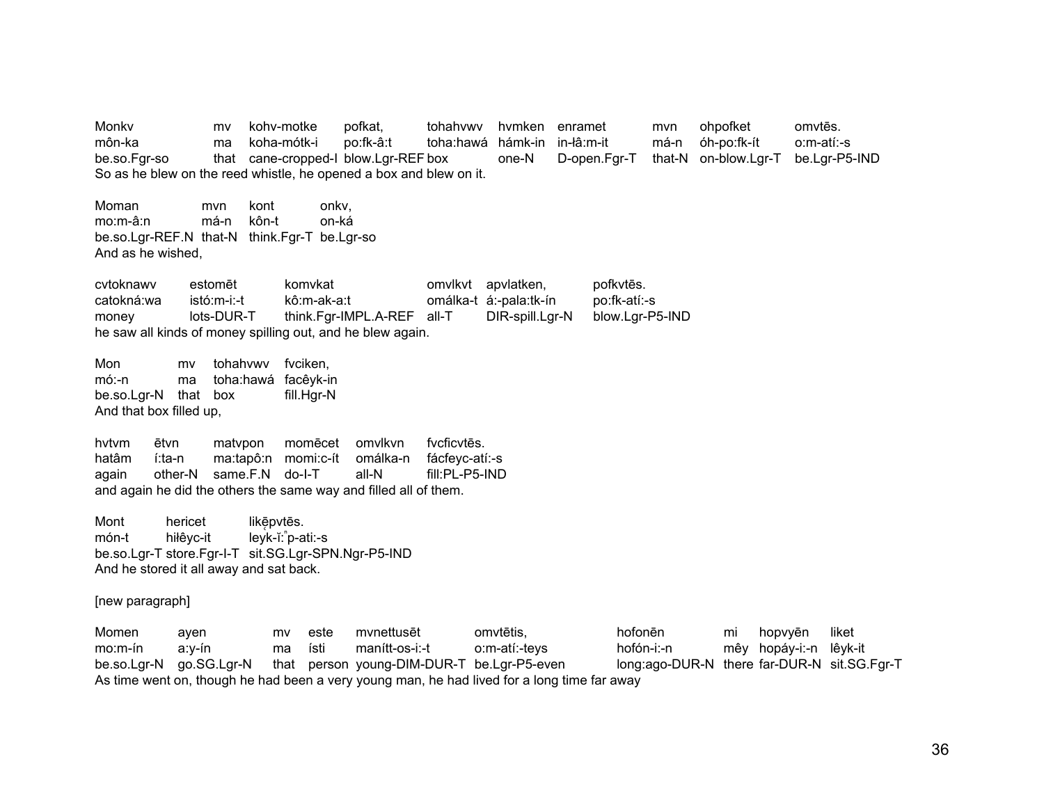Monkv mv kohv-motke pofkat, tohahvwv hvmken enramet mvn ohpofket omvtēs.
môn-ka ma koha-mótk-i po:fk-â:t toha:hawá hámk-in in-łâ:m-it má-n óh-po:fk-ít o:m-atí:-s
be.so.Fgr-so that cane-cropped-I blow.Lgr-REF box one-N D-open.Fgr-T that-N on-blow.Lgr-T be.Lgr-P5-IND
So as he blew on the reed whistle, he opened a box and blew on it.

Moman mvn kont onkv,
mo:m-â:n má-n kôn-t on-ká
be.so.Lgr-REF.N that-N think.Fgr-T be.Lgr-so
And as he wished,

cvtoknawv estomēt komvkat omvlkvt apvlatken, pofkvtēs.
catokná:wa istó:m-i:-t kô:m-ak-a:t omálka-t á:-pala:tk-ín po:fk-atí:-s
money lots-DUR-T think.Fgr-IMPL.A-REF all-T DIR-spill.Lgr-N blow.Lgr-P5-IND
he saw all kinds of money spilling out, and he blew again.

Mon mv tohahvwv fvciken,
mó:-n ma toha:hawá facêyk-in
be.so.Lgr-N that box fill.Hgr-N
And that box filled up,

hvtvm ētvn matvpon momēcet omvlkvn fvcficvtēs.
hatâm í:ta-n ma:tapô:n momi:c-ít omálka-n fácfeyc-atí:-s
again other-N same.F.N do-I-T all-N fill:PL-P5-IND
and again he did the others the same way and filled all of them.

Mont hericet likēpvtēs.
món-t hiłêyc-it leyk-ĭ:ⁿp-ati:-s
be.so.Lgr-T store.Fgr-I-T sit.SG.Lgr-SPN.Ngr-P5-IND
And he stored it all away and sat back.

[new paragraph]

Momen ayen mv este mvnettusēt omvtētis, hofonēn mi hopvyēn liket
mo:m-ín a:y-ín ma ísti manítt-os-i:-t o:m-atí:-teys hofón-i:-n mêy hopáy-i:-n lêyk-it
be.so.Lgr-N go.SG.Lgr-N that person young-DIM-DUR-T be.Lgr-P5-even long:ago-DUR-N there far-DUR-N sit.SG.Fgr-T
As time went on, though he had been a very young man, he had lived for a long time far away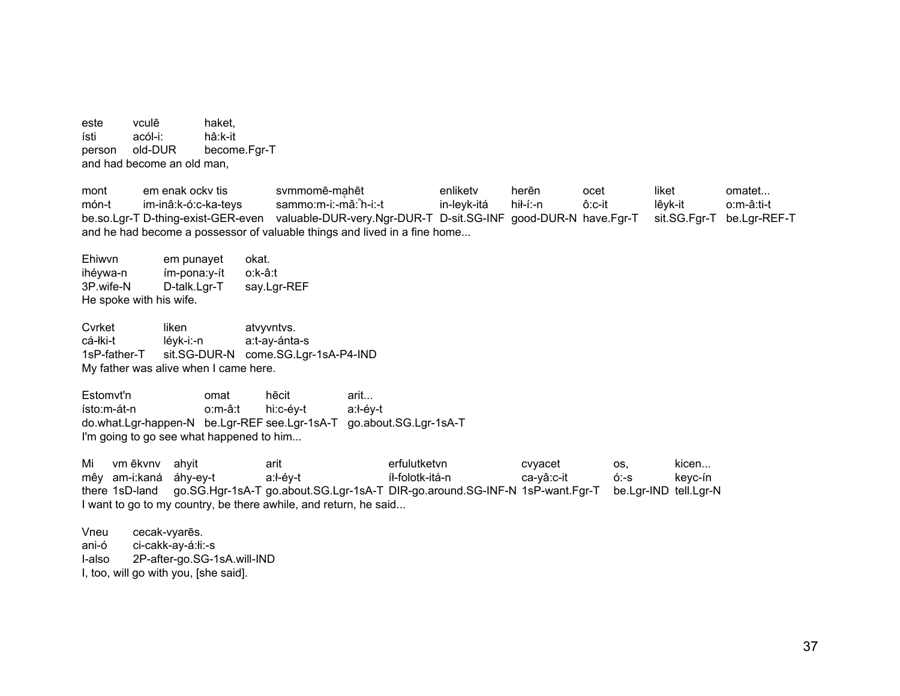| este | vculē | haket, |
|---|---|---|
| ísti | acól-i: | hâ:k-it |
| person | old-DUR | become.Fgr-T |

and had become an old man,

| mont | em enak ockv tis | svmmomē-mąhēt | enliketv | herēn | ocet | liket | omatet... |
|---|---|---|---|---|---|---|---|
| món-t | im-inâ:k-ó:c-ka-teys | sammo:m-i:-mă:ⁿh-i:-t | in-leyk-itá | hił-í:-n | ô:c-it | lêyk-it | o:m-â:ti-t |
| be.so.Lgr-T | D-thing-exist-GER-even | valuable-DUR-very.Ngr-DUR-T | D-sit.SG-INF | good-DUR-N | have.Fgr-T | sit.SG.Fgr-T | be.Lgr-REF-T |

and he had become a possessor of valuable things and lived in a fine home...

| Ehiwvn | em punayet | okat. |
|---|---|---|
| ihéywa-n | ím-pona:y-ít | o:k-â:t |
| 3P.wife-N | D-talk.Lgr-T | say.Lgr-REF |

He spoke with his wife.

| Cvrket | liken | atvyvntvs. |
|---|---|---|
| cá-łki-t | léyk-i:-n | a:t-ay-ánta-s |
| 1sP-father-T | sit.SG-DUR-N | come.SG.Lgr-1sA-P4-IND |

My father was alive when I came here.

| Estomvt'n | omat | hēcit | arit... |
|---|---|---|---|
| ísto:m-át-n | o:m-â:t | hi:c-éy-t | a:ł-éy-t |
| do.what.Lgr-happen-N | be.Lgr-REF | see.Lgr-1sA-T | go.about.SG.Lgr-1sA-T |

I'm going to go see what happened to him...

| Mi | vm ēkvnv | ahyit | arit | erfulutketvn | cvyacet | os, | kicen... |
|---|---|---|---|---|---|---|---|
| mêy | am-i:kaná | áhy-ey-t | a:ł-éy-t | íł-folotk-itá-n | ca-yâ:c-it | ó:-s | keyc-ín |
| there | 1sD-land | go.SG.Hgr-1sA-T | go.about.SG.Lgr-1sA-T | DIR-go.around.SG-INF-N | 1sP-want.Fgr-T | be.Lgr-IND | tell.Lgr-N |

I want to go to my country, be there awhile, and return, he said...

| Vneu | cecak-vyarēs. |
|---|---|
| ani-ó | ci-cakk-ay-á:łi:-s |
| I-also | 2P-after-go.SG-1sA.will-IND |

I, too, will go with you, [she said].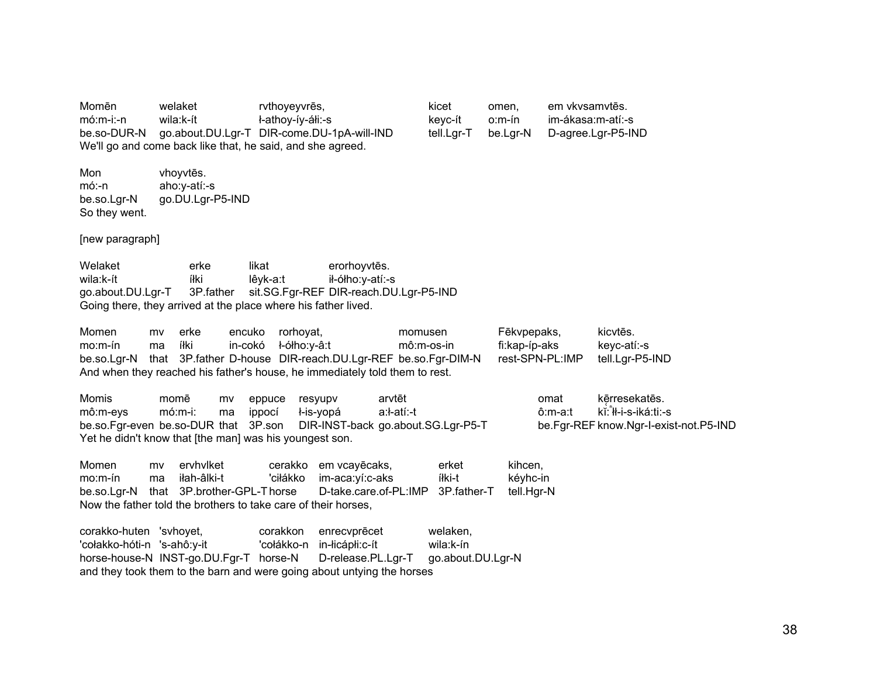| Momēn | welaket | rvthoyeyvrēs, | kicet | omen, | em vkvsamvtēs. |
|---|---|---|---|---|---|
| mó:m-i:-n | wila:k-ít | ł-athoy-íy-áłi:-s | keyc-ít | o:m-ín | im-ákasa:m-atí:-s |
| be.so-DUR-N | go.about.DU.Lgr-T | DIR-come.DU-1pA-will-IND | tell.Lgr-T | be.Lgr-N | D-agree.Lgr-P5-IND |

We'll go and come back like that, he said, and she agreed.

| Mon | vhoyvtēs. |
|---|---|
| mó:-n | aho:y-atí:-s |
| be.so.Lgr-N | go.DU.Lgr-P5-IND |

So they went.

[new paragraph]

| Welaket | erke | likat | erorhoyvtēs. |
|---|---|---|---|
| wila:k-ít | íłki | lêyk-a:t | ił-ółho:y-atí:-s |
| go.about.DU.Lgr-T | 3P.father | sit.SG.Fgr-REF | DIR-reach.DU.Lgr-P5-IND |

Going there, they arrived at the place where his father lived.

| Momen | mv | erke | encuko | rorhoyat, | momusen | Fēkvpepaks, | kicvtēs. |
|---|---|---|---|---|---|---|---|
| mo:m-ín | ma | íłki | in-cokó | ł-ółho:y-â:t | mô:m-os-in | fi:kap-íp-aks | keyc-atí:-s |
| be.so.Lgr-N | that | 3P.father | D-house | DIR-reach.DU.Lgr-REF | be.so.Fgr-DIM-N | rest-SPN-PL:IMP | tell.Lgr-P5-IND |

And when they reached his father's house, he immediately told them to rest.

| Momis | momē | mv | eppuce | resyupv | arvtēt | omat | kērresekatēs. |
|---|---|---|---|---|---|---|---|
| mô:m-eys | mó:m-i: | ma | ippocí | ł-is-yopá | a:ł-atí:-t | ô:m-a:t | kĩ:ⁿł-i-s-iká:ti:-s |
| be.so.Fgr-even | be.so-DUR | that | 3P.son | DIR-INST-back | go.about.SG.Lgr-P5-T | be.Fgr-REF | know.Ngr-I-exist-not.P5-IND |

Yet he didn't know that [the man] was his youngest son.

| Momen | mv | ervhvlket | cerakko | em vcayēcaks, | erket | kihcen, |
|---|---|---|---|---|---|---|
| mo:m-ín | ma | iłah-âlki-t | 'ciłákko | im-aca:yí:c-aks | íłki-t | kéyhc-in |
| be.so.Lgr-N | that | 3P.brother-GPL-T | horse | D-take.care.of-PL:IMP | 3P.father-T | tell.Hgr-N |

Now the father told the brothers to take care of their horses,

| corakko-huten | 'svhoyet, | corakkon | enrecvprēcet | welaken, |
|---|---|---|---|---|
| 'cołakko-hóti-n | 's-ahô:y-it | 'cołákko-n | in-łicápłi:c-ít | wila:k-ín |
| horse-house-N | INST-go.DU.Fgr-T | horse-N | D-release.PL.Lgr-T | go.about.DU.Lgr-N |

and they took them to the barn and were going about untying the horses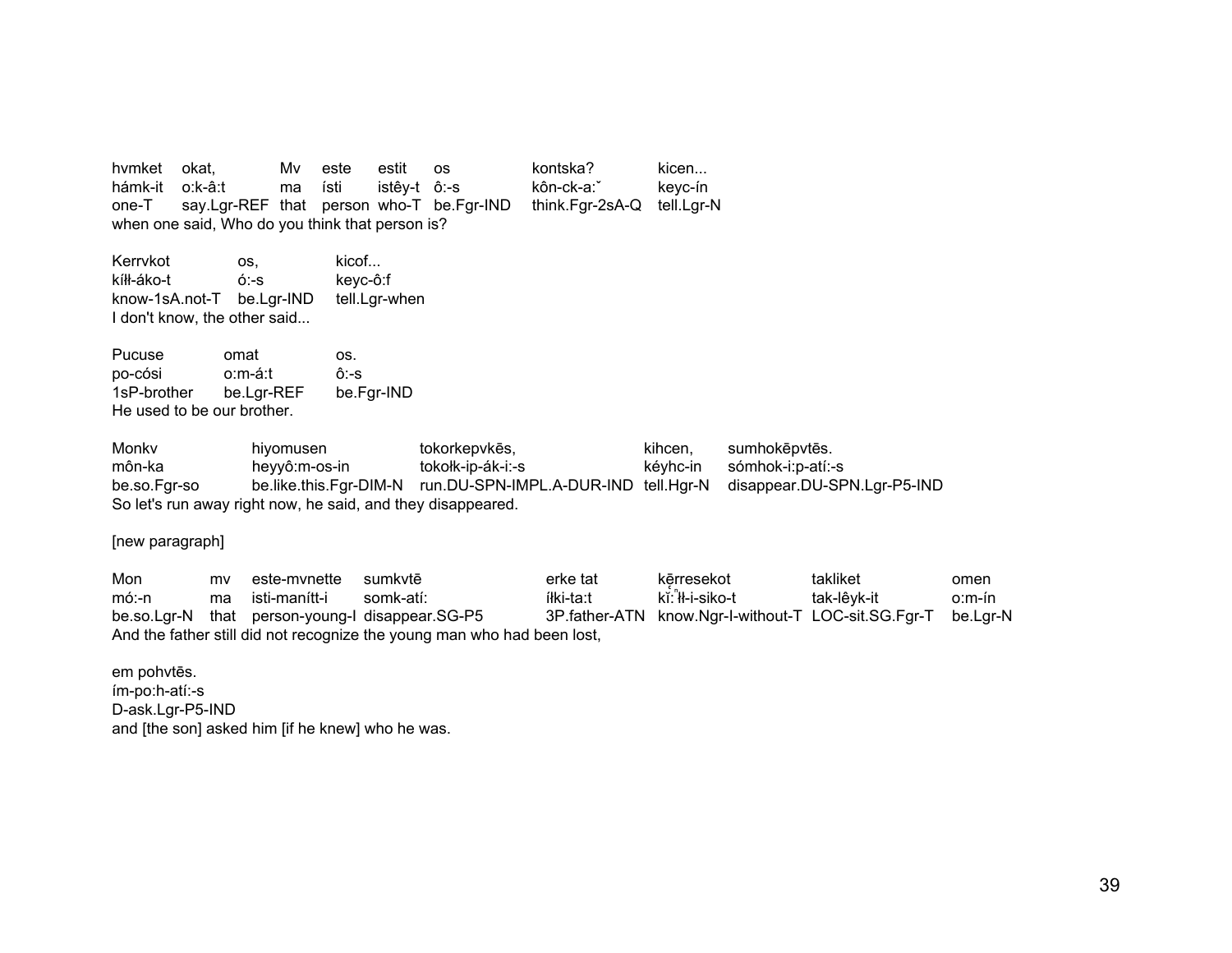| hvmket | okat, | Mv | este | estit | os | kontska? | kicen... |
|---|---|---|---|---|---|---|---|
| hámk-it | o:k-â:t | ma | ísti | istêy-t | ô:-s | kôn-ck-a:ˇ | keyc-ín |
| one-T | say.Lgr-REF | that | person | who-T | be.Fgr-IND | think.Fgr-2sA-Q | tell.Lgr-N |

when one said, Who do you think that person is?

| Kerrvkot | os, | kicof... |
|---|---|---|
| kíłł-áko-t | ó:-s | keyc-ô:f |
| know-1sA.not-T | be.Lgr-IND | tell.Lgr-when |

I don't know, the other said...

| Pucuse | omat | os. |
|---|---|---|
| po-cósi | o:m-á:t | ô:-s |
| 1sP-brother | be.Lgr-REF | be.Fgr-IND |

He used to be our brother.

| Monkv | hiyomusen | tokorkepvkēs, | kihcen, | sumhokēpvtēs. |
|---|---|---|---|---|
| môn-ka | heyyô:m-os-in | tokołk-ip-ák-i:-s | kéyhc-in | sómhok-i:p-atí:-s |
| be.so.Fgr-so | be.like.this.Fgr-DIM-N | run.DU-SPN-IMPL.A-DUR-IND | tell.Hgr-N | disappear.DU-SPN.Lgr-P5-IND |

So let's run away right now, he said, and they disappeared.

[new paragraph]

| Mon | mv | este-mvnette | sumkvtē | erke tat | kērresekot | takliket | omen |
|---|---|---|---|---|---|---|---|
| mó:-n | ma | isti-manítt-i | somk-atí: | íłki-ta:t | kĭ:ⁿłł-i-siko-t | tak-lêyk-it | o:m-ín |
| be.so.Lgr-N | that | person-young-I | disappear.SG-P5 | 3P.father-ATN | know.Ngr-I-without-T | LOC-sit.SG.Fgr-T | be.Lgr-N |

And the father still did not recognize the young man who had been lost,

| em pohvtēs. |
|---|
| ím-po:h-atí:-s |
| D-ask.Lgr-P5-IND |

and [the son] asked him [if he knew] who he was.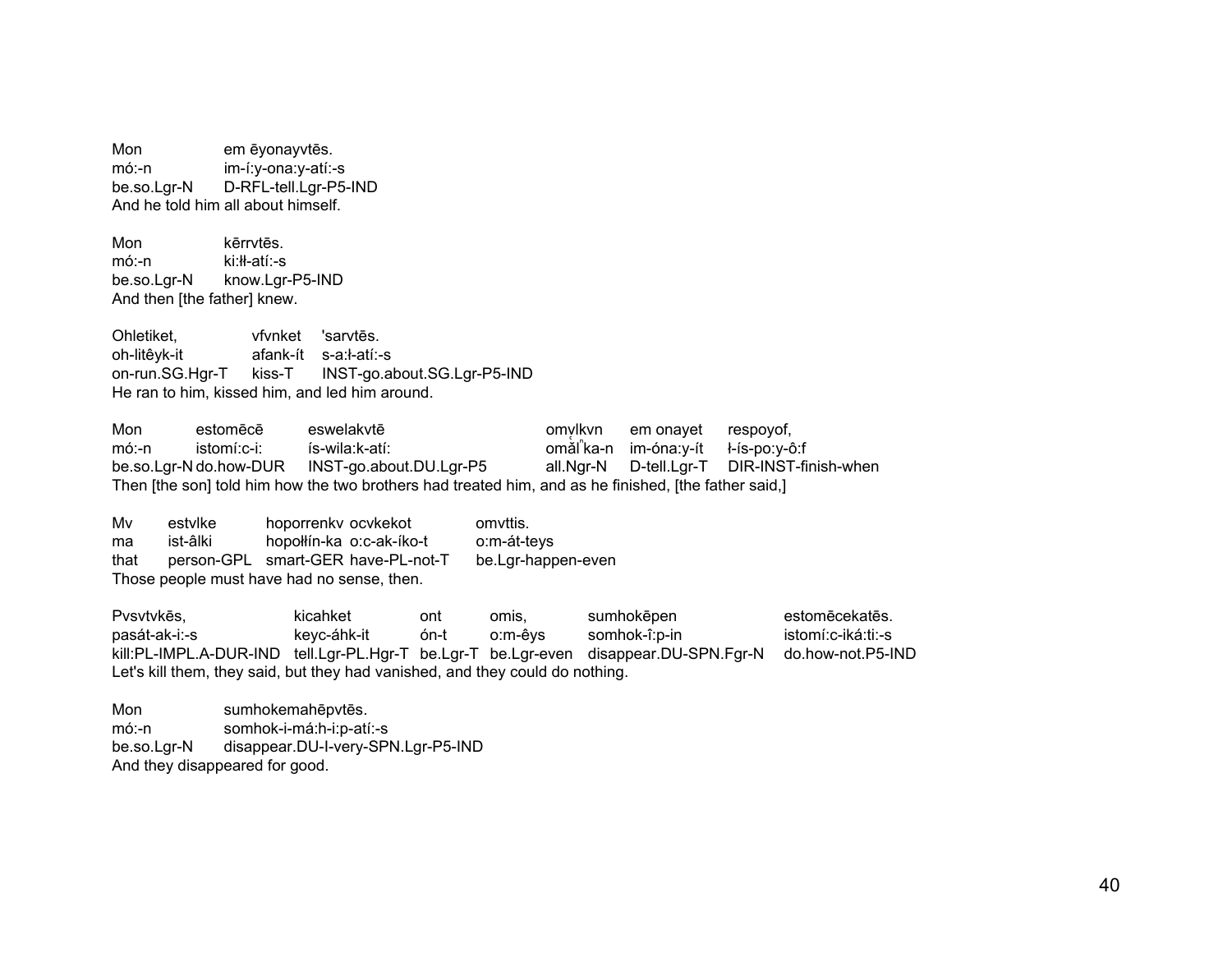Mon em ēyonayvtēs.
mó:-n im-í:y-ona:y-atí:-s
be.so.Lgr-N D-RFL-tell.Lgr-P5-IND
And he told him all about himself.

Mon kērrvtēs.
mó:-n ki:ɬɬ-atí:-s
be.so.Lgr-N know.Lgr-P5-IND
And then [the father] knew.

Ohletiket, vfvnket 'sarvtēs.
oh-litêyk-it afank-ít s-a:ɬ-atí:-s
on-run.SG.Hgr-T kiss-T INST-go.about.SG.Lgr-P5-IND
He ran to him, kissed him, and led him around.

Mon estomēcē eswelakvtē omvlkvn em onayet respoyof,
mó:-n istomí:c-i: ís-wila:k-atí: omăl̥ⁿka-n im-óna:y-ít ɬ-ís-po:y-ô:f
be.so.Lgr-N do.how-DUR INST-go.about.DU.Lgr-P5 all.Ngr-N D-tell.Lgr-T DIR-INST-finish-when
Then [the son] told him how the two brothers had treated him, and as he finished, [the father said,]

Mv estvlke hoporrenkv ocvkekot omvttis.
ma ist-âlki hopoɬɬín-ka o:c-ak-íko-t o:m-át-teys
that person-GPL smart-GER have-PL-not-T be.Lgr-happen-even
Those people must have had no sense, then.

Pvsvtvkēs, kicahket ont omis, sumhokēpen estomēcekatēs.
pasát-ak-i:-s keyc-áhk-it ón-t o:m-êys somhok-î:p-in istomí:c-iká:ti:-s
kill:PL-IMPL.A-DUR-IND tell.Lgr-PL.Hgr-T be.Lgr-T be.Lgr-even disappear.DU-SPN.Fgr-N do.how-not.P5-IND
Let's kill them, they said, but they had vanished, and they could do nothing.

Mon sumhokemahēpvtēs.
mó:-n somhok-i-má:h-i:p-atí:-s
be.so.Lgr-N disappear.DU-I-very-SPN.Lgr-P5-IND
And they disappeared for good.